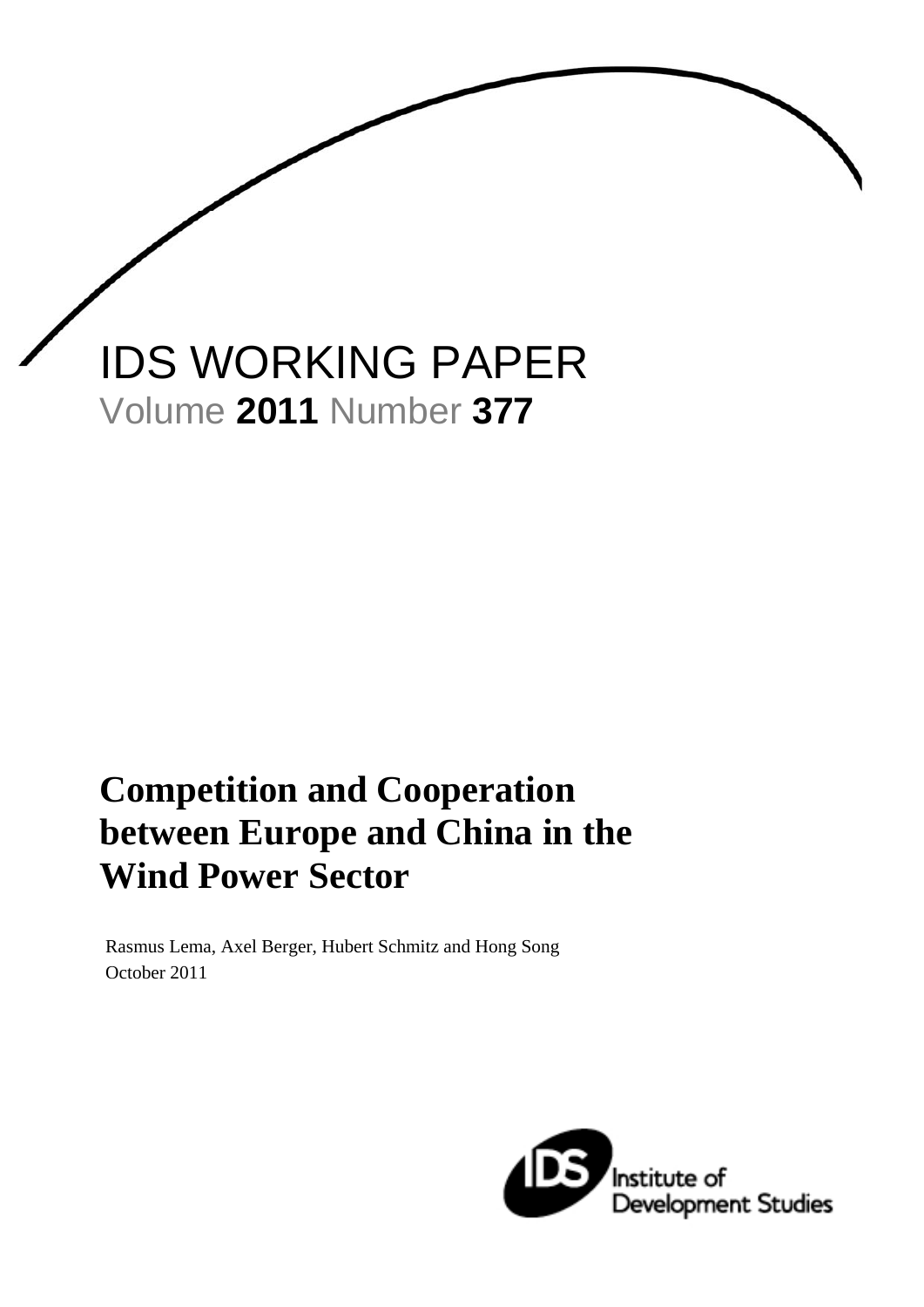IDS WORKING PAPER

Volume **2011** Number **377**

# Competition and Cooperation between Europe and China in the Wind Power Sector

Rasmus Lema, Axel Berger, Hubert Schmitz and Hong Song

October 2011

Institute of Development Studies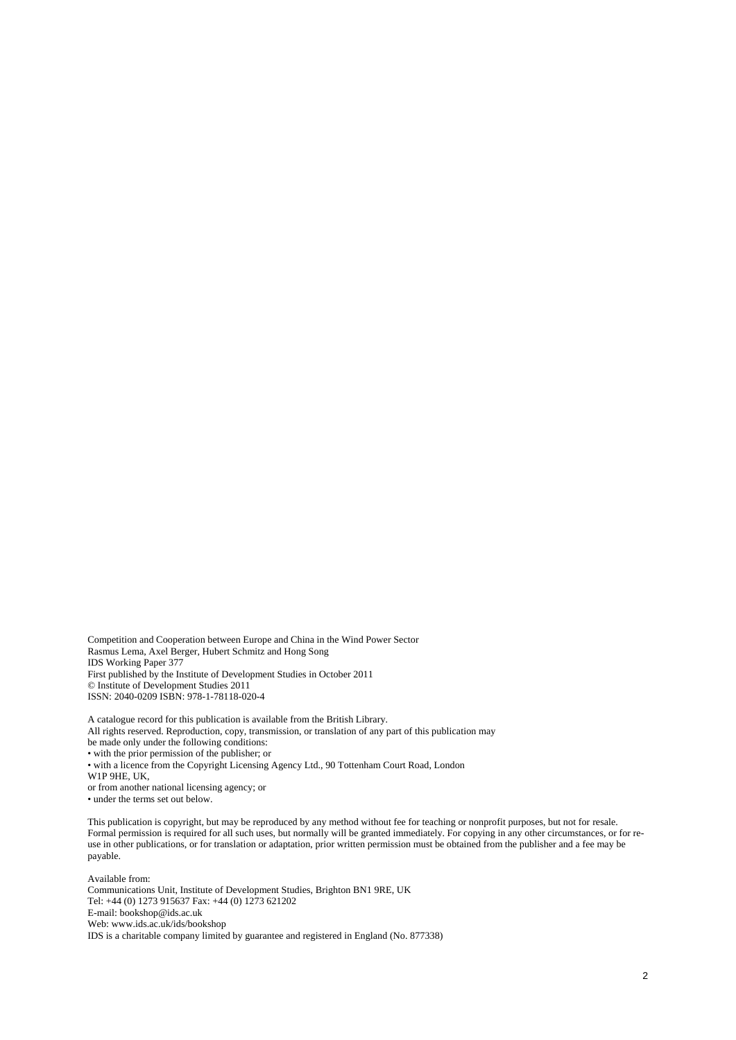Competition and Cooperation between Europe and China in the Wind Power Sector
Rasmus Lema, Axel Berger, Hubert Schmitz and Hong Song
IDS Working Paper 377
First published by the Institute of Development Studies in October 2011
© Institute of Development Studies 2011
ISSN: 2040-0209 ISBN: 978-1-78118-020-4

A catalogue record for this publication is available from the British Library.
All rights reserved. Reproduction, copy, transmission, or translation of any part of this publication may be made only under the following conditions:

- with the prior permission of the publisher; or
- with a licence from the Copyright Licensing Agency Ltd., 90 Tottenham Court Road, London W1P 9HE, UK,
or from another national licensing agency; or
- under the terms set out below.

This publication is copyright, but may be reproduced by any method without fee for teaching or nonprofit purposes, but not for resale. Formal permission is required for all such uses, but normally will be granted immediately. For copying in any other circumstances, or for re-use in other publications, or for translation or adaptation, prior written permission must be obtained from the publisher and a fee may be payable.

Available from:
Communications Unit, Institute of Development Studies, Brighton BN1 9RE, UK
Tel: +44 (0) 1273 915637 Fax: +44 (0) 1273 621202
E-mail: bookshop@ids.ac.uk
Web: www.ids.ac.uk/ids/bookshop
IDS is a charitable company limited by guarantee and registered in England (No. 877338)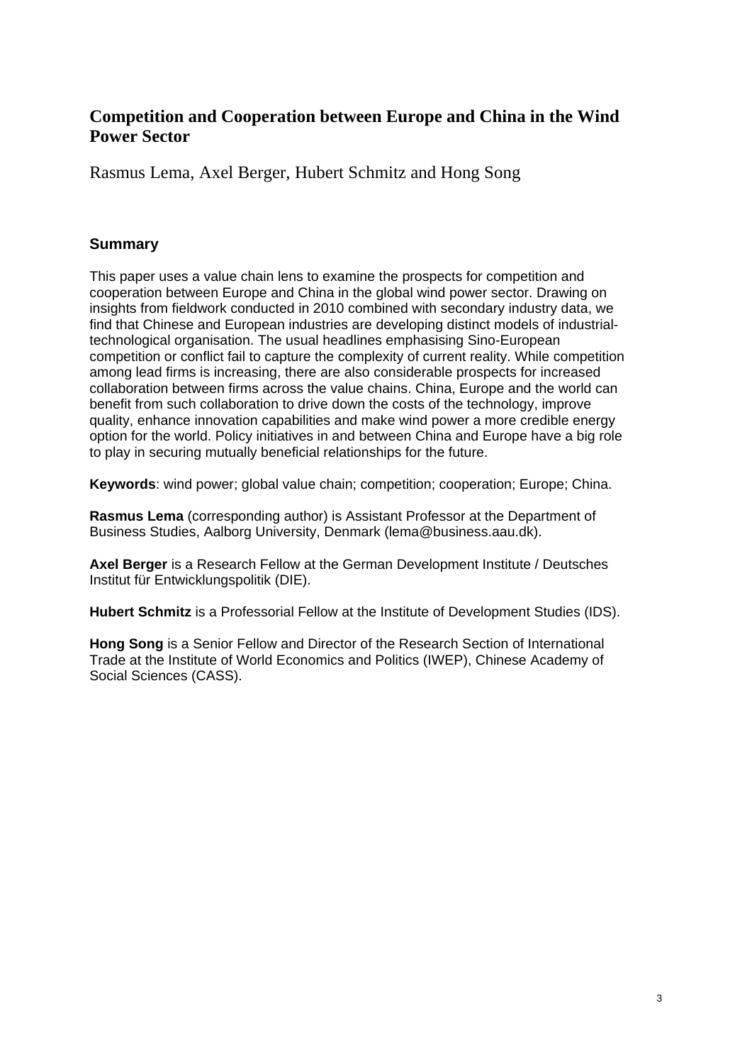# Competition and Cooperation between Europe and China in the Wind Power Sector

Rasmus Lema, Axel Berger, Hubert Schmitz and Hong Song

## Summary

This paper uses a value chain lens to examine the prospects for competition and cooperation between Europe and China in the global wind power sector. Drawing on insights from fieldwork conducted in 2010 combined with secondary industry data, we find that Chinese and European industries are developing distinct models of industrial-technological organisation. The usual headlines emphasising Sino-European competition or conflict fail to capture the complexity of current reality. While competition among lead firms is increasing, there are also considerable prospects for increased collaboration between firms across the value chains. China, Europe and the world can benefit from such collaboration to drive down the costs of the technology, improve quality, enhance innovation capabilities and make wind power a more credible energy option for the world. Policy initiatives in and between China and Europe have a big role to play in securing mutually beneficial relationships for the future.

**Keywords**: wind power; global value chain; competition; cooperation; Europe; China.

**Rasmus Lema** (corresponding author) is Assistant Professor at the Department of Business Studies, Aalborg University, Denmark (lema@business.aau.dk).

**Axel Berger** is a Research Fellow at the German Development Institute / Deutsches Institut für Entwicklungspolitik (DIE).

**Hubert Schmitz** is a Professorial Fellow at the Institute of Development Studies (IDS).

**Hong Song** is a Senior Fellow and Director of the Research Section of International Trade at the Institute of World Economics and Politics (IWEP), Chinese Academy of Social Sciences (CASS).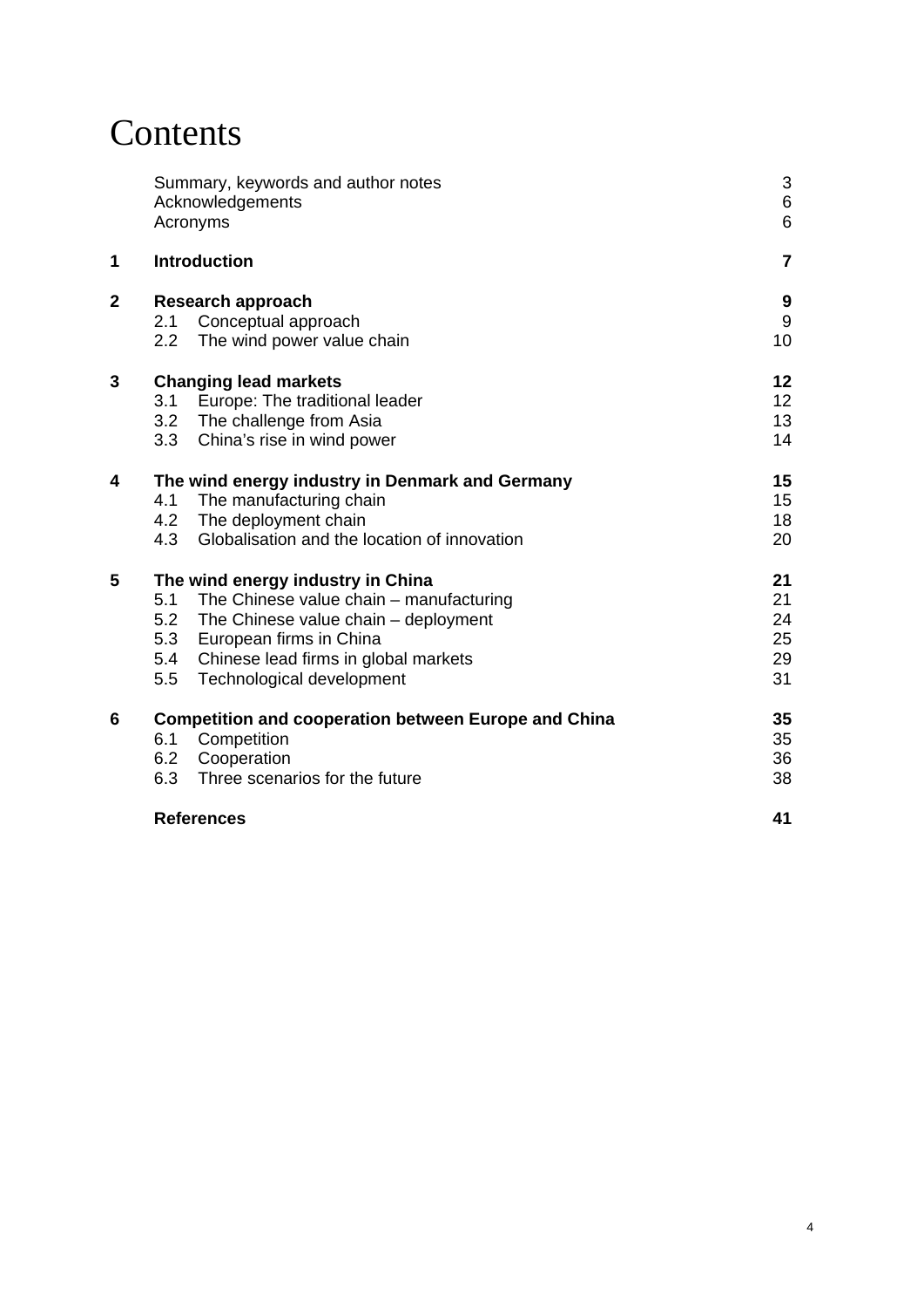# Contents

| | | |
|---|---|---|
| | Summary, keywords and author notes | 3 |
| | Acknowledgements | 6 |
| | Acronyms | 6 |
| **1** | **Introduction** | **7** |
| **2** | **Research approach** | **9** |
| | 2.1 Conceptual approach | 9 |
| | 2.2 The wind power value chain | 10 |
| **3** | **Changing lead markets** | **12** |
| | 3.1 Europe: The traditional leader | 12 |
| | 3.2 The challenge from Asia | 13 |
| | 3.3 China's rise in wind power | 14 |
| **4** | **The wind energy industry in Denmark and Germany** | **15** |
| | 4.1 The manufacturing chain | 15 |
| | 4.2 The deployment chain | 18 |
| | 4.3 Globalisation and the location of innovation | 20 |
| **5** | **The wind energy industry in China** | **21** |
| | 5.1 The Chinese value chain – manufacturing | 21 |
| | 5.2 The Chinese value chain – deployment | 24 |
| | 5.3 European firms in China | 25 |
| | 5.4 Chinese lead firms in global markets | 29 |
| | 5.5 Technological development | 31 |
| **6** | **Competition and cooperation between Europe and China** | **35** |
| | 6.1 Competition | 35 |
| | 6.2 Cooperation | 36 |
| | 6.3 Three scenarios for the future | 38 |
| | **References** | **41** |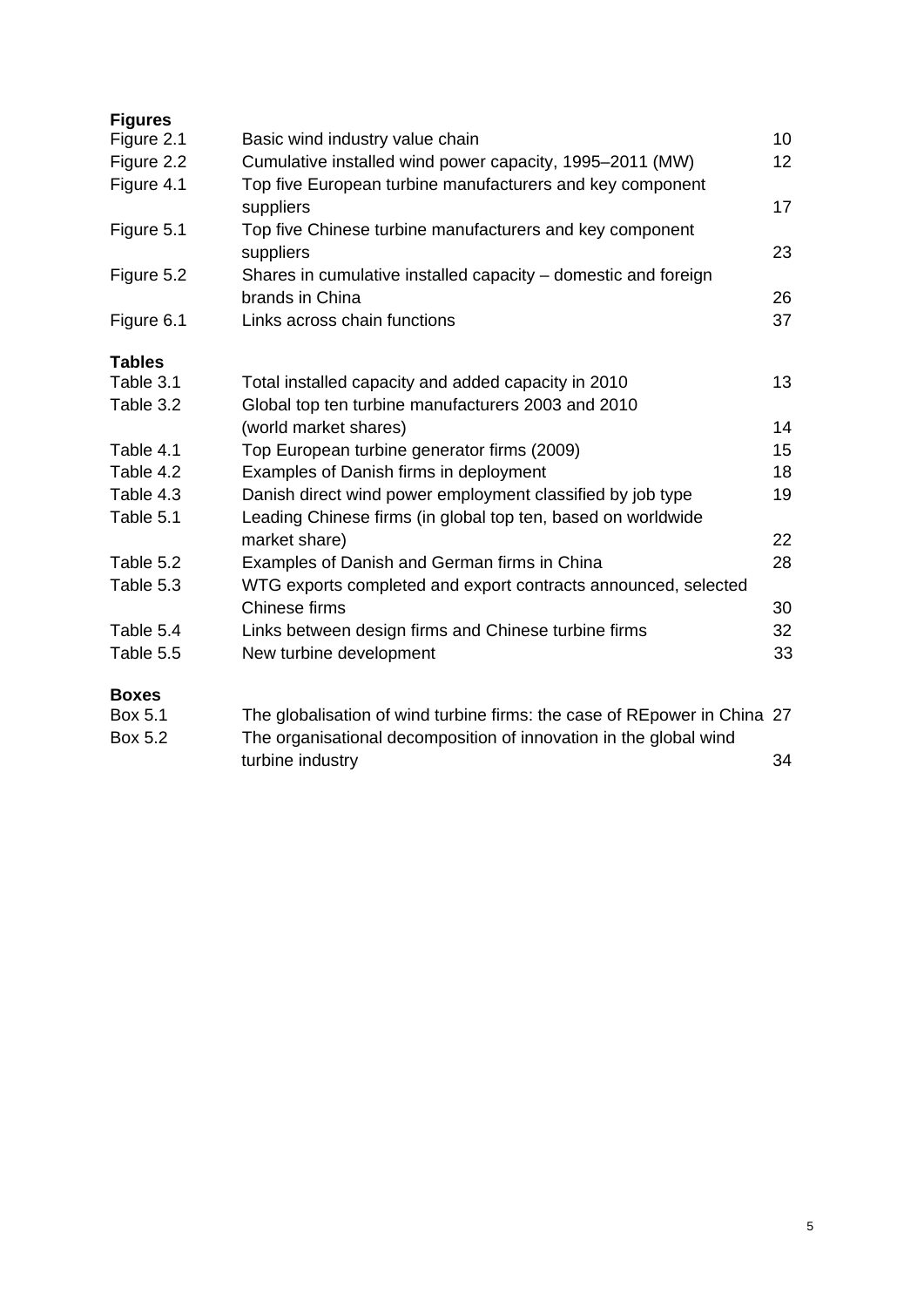**Figures**

| | | |
|---|---|---|
| Figure 2.1 | Basic wind industry value chain | 10 |
| Figure 2.2 | Cumulative installed wind power capacity, 1995–2011 (MW) | 12 |
| Figure 4.1 | Top five European turbine manufacturers and key component suppliers | 17 |
| Figure 5.1 | Top five Chinese turbine manufacturers and key component suppliers | 23 |
| Figure 5.2 | Shares in cumulative installed capacity – domestic and foreign brands in China | 26 |
| Figure 6.1 | Links across chain functions | 37 |

**Tables**

| | | |
|---|---|---|
| Table 3.1 | Total installed capacity and added capacity in 2010 | 13 |
| Table 3.2 | Global top ten turbine manufacturers 2003 and 2010 (world market shares) | 14 |
| Table 4.1 | Top European turbine generator firms (2009) | 15 |
| Table 4.2 | Examples of Danish firms in deployment | 18 |
| Table 4.3 | Danish direct wind power employment classified by job type | 19 |
| Table 5.1 | Leading Chinese firms (in global top ten, based on worldwide market share) | 22 |
| Table 5.2 | Examples of Danish and German firms in China | 28 |
| Table 5.3 | WTG exports completed and export contracts announced, selected Chinese firms | 30 |
| Table 5.4 | Links between design firms and Chinese turbine firms | 32 |
| Table 5.5 | New turbine development | 33 |

**Boxes**

| | | |
|---|---|---|
| Box 5.1 | The globalisation of wind turbine firms: the case of REpower in China | 27 |
| Box 5.2 | The organisational decomposition of innovation in the global wind turbine industry | 34 |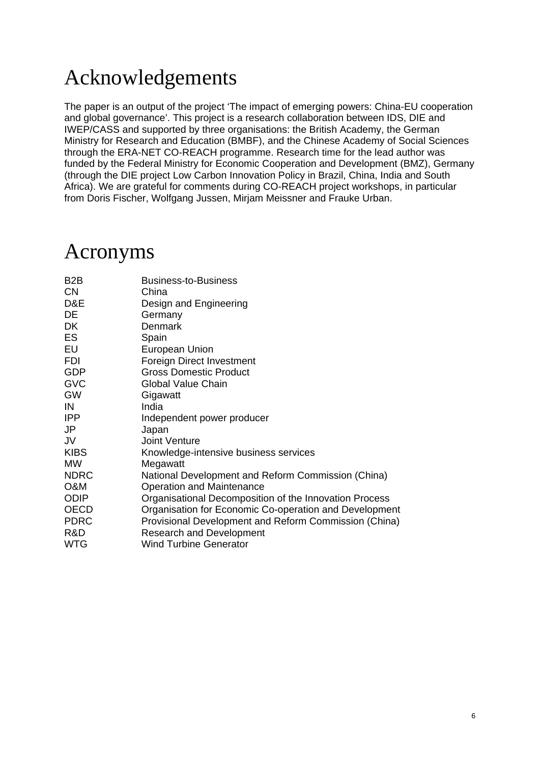# Acknowledgements

The paper is an output of the project 'The impact of emerging powers: China-EU cooperation and global governance'. This project is a research collaboration between IDS, DIE and IWEP/CASS and supported by three organisations: the British Academy, the German Ministry for Research and Education (BMBF), and the Chinese Academy of Social Sciences through the ERA-NET CO-REACH programme. Research time for the lead author was funded by the Federal Ministry for Economic Cooperation and Development (BMZ), Germany (through the DIE project Low Carbon Innovation Policy in Brazil, China, India and South Africa). We are grateful for comments during CO-REACH project workshops, in particular from Doris Fischer, Wolfgang Jussen, Mirjam Meissner and Frauke Urban.

# Acronyms

| | |
|---|---|
| B2B | Business-to-Business |
| CN | China |
| D&E | Design and Engineering |
| DE | Germany |
| DK | Denmark |
| ES | Spain |
| EU | European Union |
| FDI | Foreign Direct Investment |
| GDP | Gross Domestic Product |
| GVC | Global Value Chain |
| GW | Gigawatt |
| IN | India |
| IPP | Independent power producer |
| JP | Japan |
| JV | Joint Venture |
| KIBS | Knowledge-intensive business services |
| MW | Megawatt |
| NDRC | National Development and Reform Commission (China) |
| O&M | Operation and Maintenance |
| ODIP | Organisational Decomposition of the Innovation Process |
| OECD | Organisation for Economic Co-operation and Development |
| PDRC | Provisional Development and Reform Commission (China) |
| R&D | Research and Development |
| WTG | Wind Turbine Generator |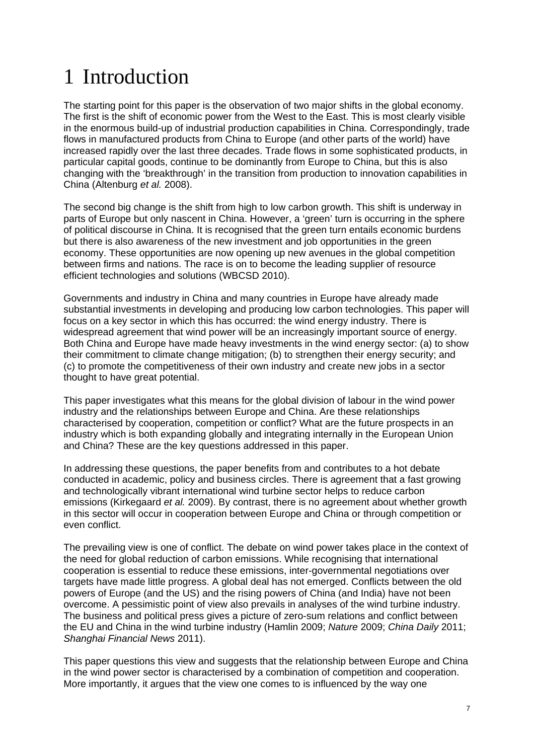# 1 Introduction

The starting point for this paper is the observation of two major shifts in the global economy. The first is the shift of economic power from the West to the East. This is most clearly visible in the enormous build-up of industrial production capabilities in China. Correspondingly, trade flows in manufactured products from China to Europe (and other parts of the world) have increased rapidly over the last three decades. Trade flows in some sophisticated products, in particular capital goods, continue to be dominantly from Europe to China, but this is also changing with the 'breakthrough' in the transition from production to innovation capabilities in China (Altenburg *et al.* 2008).

The second big change is the shift from high to low carbon growth. This shift is underway in parts of Europe but only nascent in China. However, a 'green' turn is occurring in the sphere of political discourse in China. It is recognised that the green turn entails economic burdens but there is also awareness of the new investment and job opportunities in the green economy. These opportunities are now opening up new avenues in the global competition between firms and nations. The race is on to become the leading supplier of resource efficient technologies and solutions (WBCSD 2010).

Governments and industry in China and many countries in Europe have already made substantial investments in developing and producing low carbon technologies. This paper will focus on a key sector in which this has occurred: the wind energy industry. There is widespread agreement that wind power will be an increasingly important source of energy. Both China and Europe have made heavy investments in the wind energy sector: (a) to show their commitment to climate change mitigation; (b) to strengthen their energy security; and (c) to promote the competitiveness of their own industry and create new jobs in a sector thought to have great potential.

This paper investigates what this means for the global division of labour in the wind power industry and the relationships between Europe and China. Are these relationships characterised by cooperation, competition or conflict? What are the future prospects in an industry which is both expanding globally and integrating internally in the European Union and China? These are the key questions addressed in this paper.

In addressing these questions, the paper benefits from and contributes to a hot debate conducted in academic, policy and business circles. There is agreement that a fast growing and technologically vibrant international wind turbine sector helps to reduce carbon emissions (Kirkegaard *et al.* 2009). By contrast, there is no agreement about whether growth in this sector will occur in cooperation between Europe and China or through competition or even conflict.

The prevailing view is one of conflict. The debate on wind power takes place in the context of the need for global reduction of carbon emissions. While recognising that international cooperation is essential to reduce these emissions, inter-governmental negotiations over targets have made little progress. A global deal has not emerged. Conflicts between the old powers of Europe (and the US) and the rising powers of China (and India) have not been overcome. A pessimistic point of view also prevails in analyses of the wind turbine industry. The business and political press gives a picture of zero-sum relations and conflict between the EU and China in the wind turbine industry (Hamlin 2009; *Nature* 2009; *China Daily* 2011; *Shanghai Financial News* 2011).

This paper questions this view and suggests that the relationship between Europe and China in the wind power sector is characterised by a combination of competition and cooperation. More importantly, it argues that the view one comes to is influenced by the way one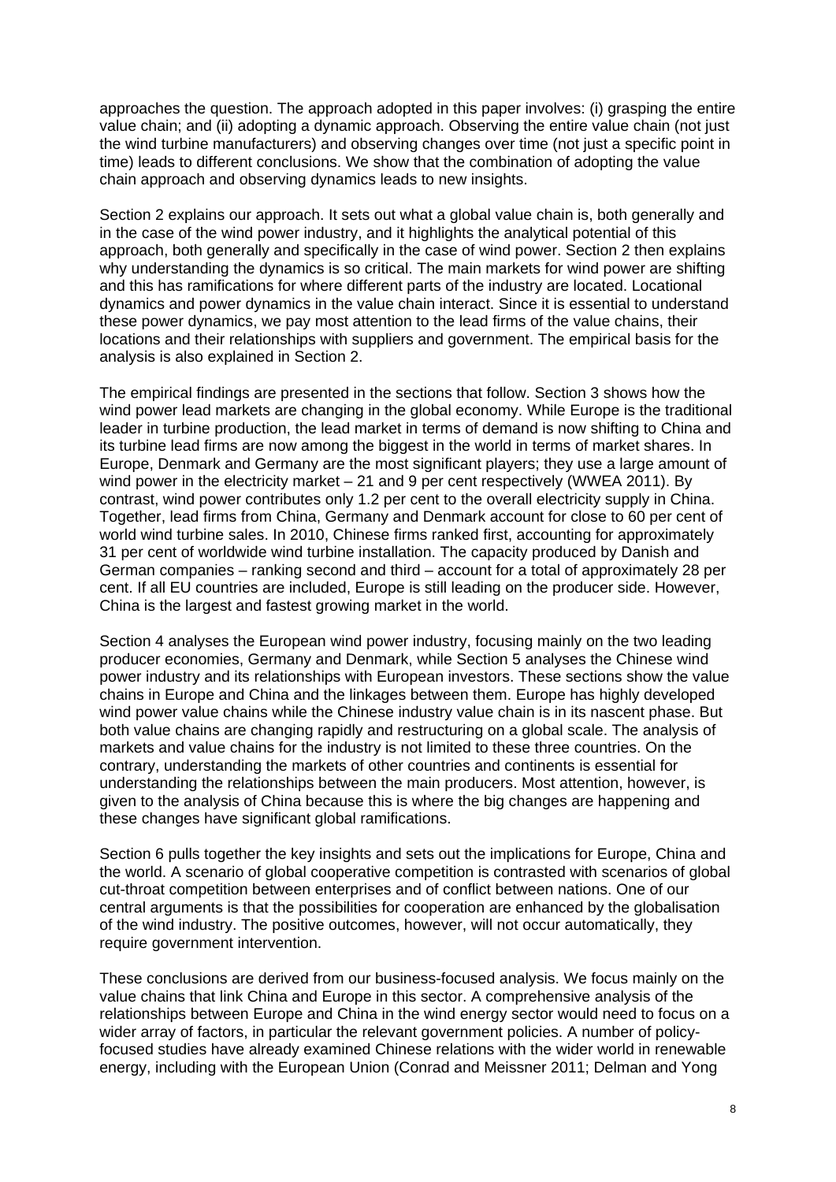approaches the question. The approach adopted in this paper involves: (i) grasping the entire value chain; and (ii) adopting a dynamic approach. Observing the entire value chain (not just the wind turbine manufacturers) and observing changes over time (not just a specific point in time) leads to different conclusions. We show that the combination of adopting the value chain approach and observing dynamics leads to new insights.

Section 2 explains our approach. It sets out what a global value chain is, both generally and in the case of the wind power industry, and it highlights the analytical potential of this approach, both generally and specifically in the case of wind power. Section 2 then explains why understanding the dynamics is so critical. The main markets for wind power are shifting and this has ramifications for where different parts of the industry are located. Locational dynamics and power dynamics in the value chain interact. Since it is essential to understand these power dynamics, we pay most attention to the lead firms of the value chains, their locations and their relationships with suppliers and government. The empirical basis for the analysis is also explained in Section 2.

The empirical findings are presented in the sections that follow. Section 3 shows how the wind power lead markets are changing in the global economy. While Europe is the traditional leader in turbine production, the lead market in terms of demand is now shifting to China and its turbine lead firms are now among the biggest in the world in terms of market shares. In Europe, Denmark and Germany are the most significant players; they use a large amount of wind power in the electricity market – 21 and 9 per cent respectively (WWEA 2011). By contrast, wind power contributes only 1.2 per cent to the overall electricity supply in China. Together, lead firms from China, Germany and Denmark account for close to 60 per cent of world wind turbine sales. In 2010, Chinese firms ranked first, accounting for approximately 31 per cent of worldwide wind turbine installation. The capacity produced by Danish and German companies – ranking second and third – account for a total of approximately 28 per cent. If all EU countries are included, Europe is still leading on the producer side. However, China is the largest and fastest growing market in the world.

Section 4 analyses the European wind power industry, focusing mainly on the two leading producer economies, Germany and Denmark, while Section 5 analyses the Chinese wind power industry and its relationships with European investors. These sections show the value chains in Europe and China and the linkages between them. Europe has highly developed wind power value chains while the Chinese industry value chain is in its nascent phase. But both value chains are changing rapidly and restructuring on a global scale. The analysis of markets and value chains for the industry is not limited to these three countries. On the contrary, understanding the markets of other countries and continents is essential for understanding the relationships between the main producers. Most attention, however, is given to the analysis of China because this is where the big changes are happening and these changes have significant global ramifications.

Section 6 pulls together the key insights and sets out the implications for Europe, China and the world. A scenario of global cooperative competition is contrasted with scenarios of global cut-throat competition between enterprises and of conflict between nations. One of our central arguments is that the possibilities for cooperation are enhanced by the globalisation of the wind industry. The positive outcomes, however, will not occur automatically, they require government intervention.

These conclusions are derived from our business-focused analysis. We focus mainly on the value chains that link China and Europe in this sector. A comprehensive analysis of the relationships between Europe and China in the wind energy sector would need to focus on a wider array of factors, in particular the relevant government policies. A number of policy-focused studies have already examined Chinese relations with the wider world in renewable energy, including with the European Union (Conrad and Meissner 2011; Delman and Yong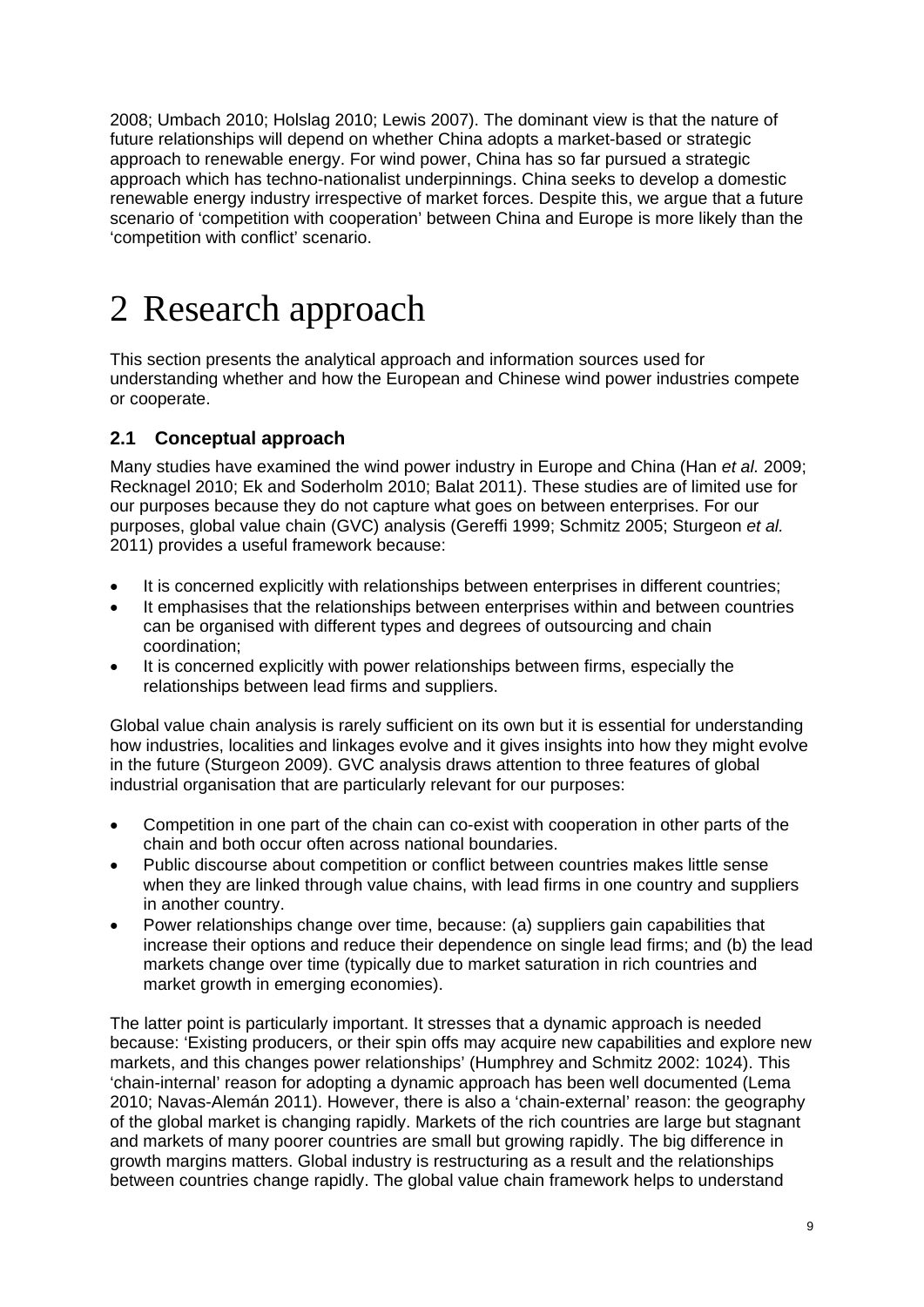2008; Umbach 2010; Holslag 2010; Lewis 2007). The dominant view is that the nature of future relationships will depend on whether China adopts a market-based or strategic approach to renewable energy. For wind power, China has so far pursued a strategic approach which has techno-nationalist underpinnings. China seeks to develop a domestic renewable energy industry irrespective of market forces. Despite this, we argue that a future scenario of 'competition with cooperation' between China and Europe is more likely than the 'competition with conflict' scenario.

# 2 Research approach

This section presents the analytical approach and information sources used for understanding whether and how the European and Chinese wind power industries compete or cooperate.

## 2.1 Conceptual approach

Many studies have examined the wind power industry in Europe and China (Han *et al.* 2009; Recknagel 2010; Ek and Soderholm 2010; Balat 2011). These studies are of limited use for our purposes because they do not capture what goes on between enterprises. For our purposes, global value chain (GVC) analysis (Gereffi 1999; Schmitz 2005; Sturgeon *et al.* 2011) provides a useful framework because:

- It is concerned explicitly with relationships between enterprises in different countries;
- It emphasises that the relationships between enterprises within and between countries can be organised with different types and degrees of outsourcing and chain coordination;
- It is concerned explicitly with power relationships between firms, especially the relationships between lead firms and suppliers.

Global value chain analysis is rarely sufficient on its own but it is essential for understanding how industries, localities and linkages evolve and it gives insights into how they might evolve in the future (Sturgeon 2009). GVC analysis draws attention to three features of global industrial organisation that are particularly relevant for our purposes:

- Competition in one part of the chain can co-exist with cooperation in other parts of the chain and both occur often across national boundaries.
- Public discourse about competition or conflict between countries makes little sense when they are linked through value chains, with lead firms in one country and suppliers in another country.
- Power relationships change over time, because: (a) suppliers gain capabilities that increase their options and reduce their dependence on single lead firms; and (b) the lead markets change over time (typically due to market saturation in rich countries and market growth in emerging economies).

The latter point is particularly important. It stresses that a dynamic approach is needed because: 'Existing producers, or their spin offs may acquire new capabilities and explore new markets, and this changes power relationships' (Humphrey and Schmitz 2002: 1024). This 'chain-internal' reason for adopting a dynamic approach has been well documented (Lema 2010; Navas-Alemán 2011). However, there is also a 'chain-external' reason: the geography of the global market is changing rapidly. Markets of the rich countries are large but stagnant and markets of many poorer countries are small but growing rapidly. The big difference in growth margins matters. Global industry is restructuring as a result and the relationships between countries change rapidly. The global value chain framework helps to understand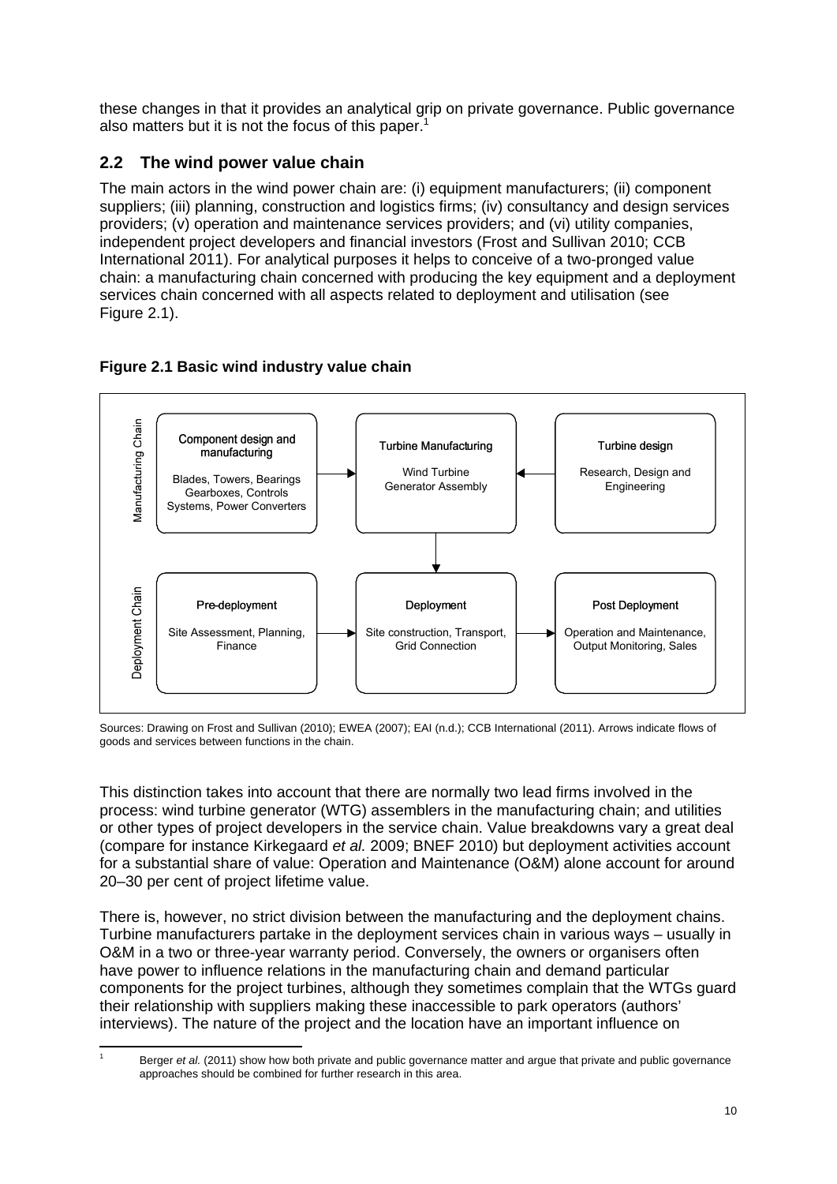these changes in that it provides an analytical grip on private governance. Public governance also matters but it is not the focus of this paper.[1]

## 2.2 The wind power value chain

The main actors in the wind power chain are: (i) equipment manufacturers; (ii) component suppliers; (iii) planning, construction and logistics firms; (iv) consultancy and design services providers; (v) operation and maintenance services providers; and (vi) utility companies, independent project developers and financial investors (Frost and Sullivan 2010; CCB International 2011). For analytical purposes it helps to conceive of a two-pronged value chain: a manufacturing chain concerned with producing the key equipment and a deployment services chain concerned with all aspects related to deployment and utilisation (see Figure 2.1).

**Figure 2.1 Basic wind industry value chain**

| | | | |
|---|---|---|---|
| Manufacturing Chain | **Component design and manufacturing** Blades, Towers, Bearings Gearboxes, Controls Systems, Power Converters → | **Turbine Manufacturing** Wind Turbine Generator Assembly | ← **Turbine design** Research, Design and Engineering |
| Deployment Chain | **Pre-deployment** Site Assessment, Planning, Finance → | **Deployment** Site construction, Transport, Grid Connection → | **Post Deployment** Operation and Maintenance, Output Monitoring, Sales |

Sources: Drawing on Frost and Sullivan (2010); EWEA (2007); EAI (n.d.); CCB International (2011). Arrows indicate flows of goods and services between functions in the chain.

This distinction takes into account that there are normally two lead firms involved in the process: wind turbine generator (WTG) assemblers in the manufacturing chain; and utilities or other types of project developers in the service chain. Value breakdowns vary a great deal (compare for instance Kirkegaard *et al.* 2009; BNEF 2010) but deployment activities account for a substantial share of value: Operation and Maintenance (O&M) alone account for around 20–30 per cent of project lifetime value.

There is, however, no strict division between the manufacturing and the deployment chains. Turbine manufacturers partake in the deployment services chain in various ways – usually in O&M in a two or three-year warranty period. Conversely, the owners or organisers often have power to influence relations in the manufacturing chain and demand particular components for the project turbines, although they sometimes complain that the WTGs guard their relationship with suppliers making these inaccessible to park operators (authors' interviews). The nature of the project and the location have an important influence on

[1] Berger *et al.* (2011) show how both private and public governance matter and argue that private and public governance approaches should be combined for further research in this area.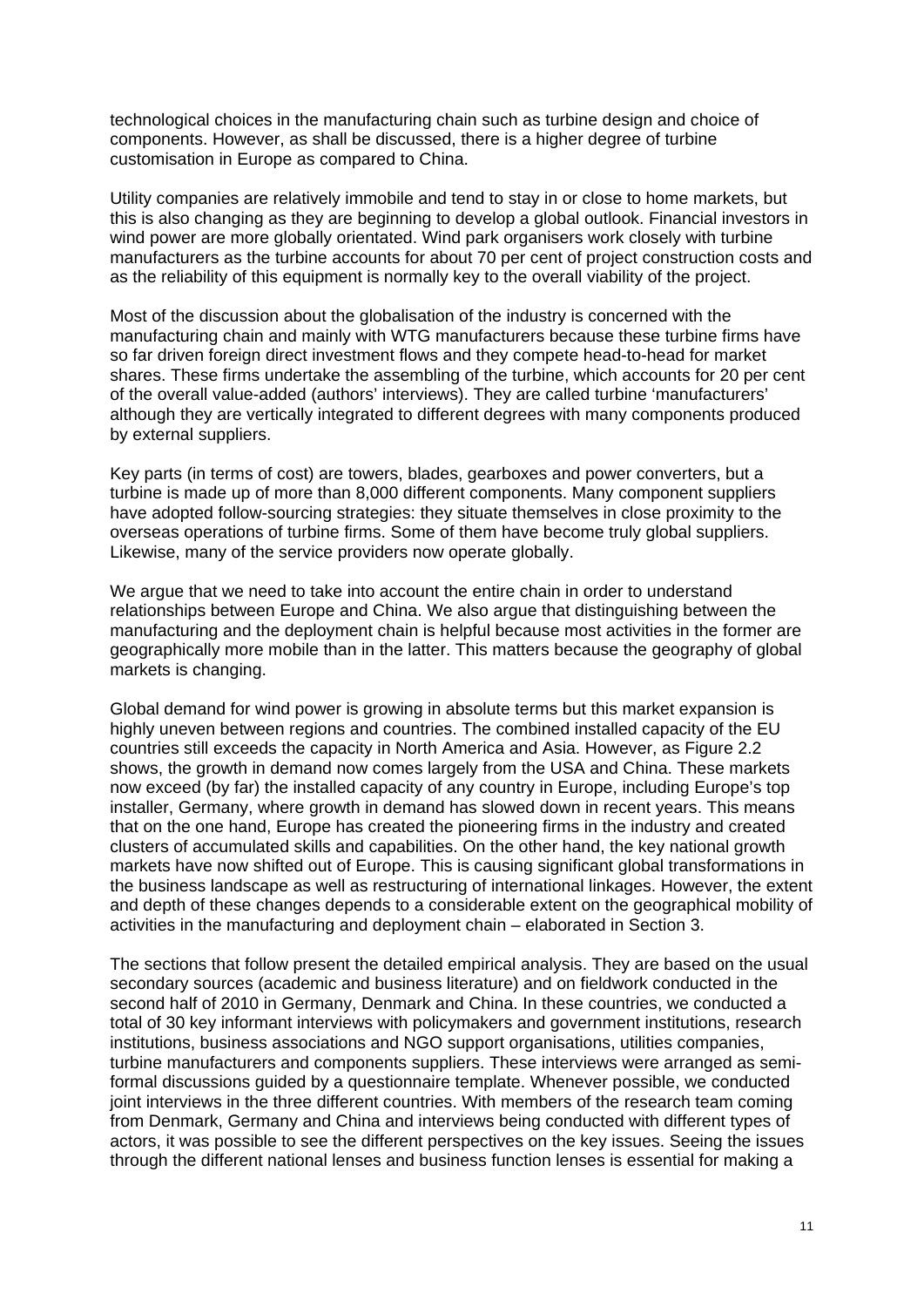technological choices in the manufacturing chain such as turbine design and choice of components. However, as shall be discussed, there is a higher degree of turbine customisation in Europe as compared to China.

Utility companies are relatively immobile and tend to stay in or close to home markets, but this is also changing as they are beginning to develop a global outlook. Financial investors in wind power are more globally orientated. Wind park organisers work closely with turbine manufacturers as the turbine accounts for about 70 per cent of project construction costs and as the reliability of this equipment is normally key to the overall viability of the project.

Most of the discussion about the globalisation of the industry is concerned with the manufacturing chain and mainly with WTG manufacturers because these turbine firms have so far driven foreign direct investment flows and they compete head-to-head for market shares. These firms undertake the assembling of the turbine, which accounts for 20 per cent of the overall value-added (authors' interviews). They are called turbine 'manufacturers' although they are vertically integrated to different degrees with many components produced by external suppliers.

Key parts (in terms of cost) are towers, blades, gearboxes and power converters, but a turbine is made up of more than 8,000 different components. Many component suppliers have adopted follow-sourcing strategies: they situate themselves in close proximity to the overseas operations of turbine firms. Some of them have become truly global suppliers. Likewise, many of the service providers now operate globally.

We argue that we need to take into account the entire chain in order to understand relationships between Europe and China. We also argue that distinguishing between the manufacturing and the deployment chain is helpful because most activities in the former are geographically more mobile than in the latter. This matters because the geography of global markets is changing.

Global demand for wind power is growing in absolute terms but this market expansion is highly uneven between regions and countries. The combined installed capacity of the EU countries still exceeds the capacity in North America and Asia. However, as Figure 2.2 shows, the growth in demand now comes largely from the USA and China. These markets now exceed (by far) the installed capacity of any country in Europe, including Europe's top installer, Germany, where growth in demand has slowed down in recent years. This means that on the one hand, Europe has created the pioneering firms in the industry and created clusters of accumulated skills and capabilities. On the other hand, the key national growth markets have now shifted out of Europe. This is causing significant global transformations in the business landscape as well as restructuring of international linkages. However, the extent and depth of these changes depends to a considerable extent on the geographical mobility of activities in the manufacturing and deployment chain – elaborated in Section 3.

The sections that follow present the detailed empirical analysis. They are based on the usual secondary sources (academic and business literature) and on fieldwork conducted in the second half of 2010 in Germany, Denmark and China. In these countries, we conducted a total of 30 key informant interviews with policymakers and government institutions, research institutions, business associations and NGO support organisations, utilities companies, turbine manufacturers and components suppliers. These interviews were arranged as semi-formal discussions guided by a questionnaire template. Whenever possible, we conducted joint interviews in the three different countries. With members of the research team coming from Denmark, Germany and China and interviews being conducted with different types of actors, it was possible to see the different perspectives on the key issues. Seeing the issues through the different national lenses and business function lenses is essential for making a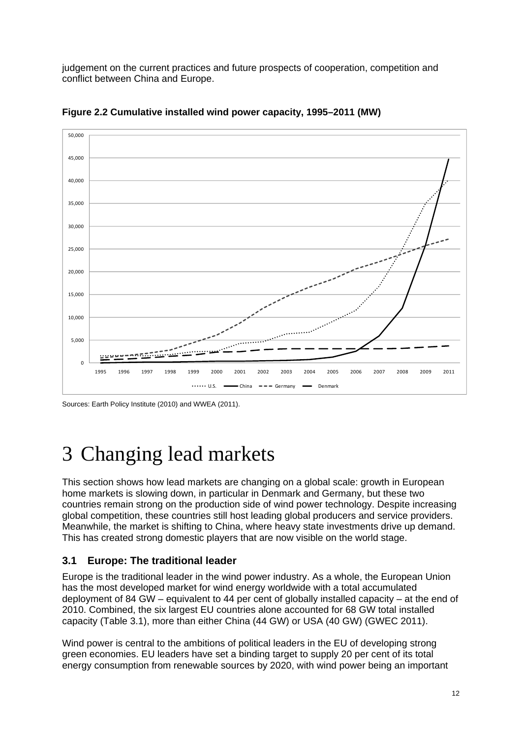judgement on the current practices and future prospects of cooperation, competition and conflict between China and Europe.

**Figure 2.2 Cumulative installed wind power capacity, 1995–2011 (MW)**

Sources: Earth Policy Institute (2010) and WWEA (2011).

# 3 Changing lead markets

This section shows how lead markets are changing on a global scale: growth in European home markets is slowing down, in particular in Denmark and Germany, but these two countries remain strong on the production side of wind power technology. Despite increasing global competition, these countries still host leading global producers and service providers. Meanwhile, the market is shifting to China, where heavy state investments drive up demand. This has created strong domestic players that are now visible on the world stage.

## 3.1 Europe: The traditional leader

Europe is the traditional leader in the wind power industry. As a whole, the European Union has the most developed market for wind energy worldwide with a total accumulated deployment of 84 GW – equivalent to 44 per cent of globally installed capacity – at the end of 2010. Combined, the six largest EU countries alone accounted for 68 GW total installed capacity (Table 3.1), more than either China (44 GW) or USA (40 GW) (GWEC 2011).

Wind power is central to the ambitions of political leaders in the EU of developing strong green economies. EU leaders have set a binding target to supply 20 per cent of its total energy consumption from renewable sources by 2020, with wind power being an important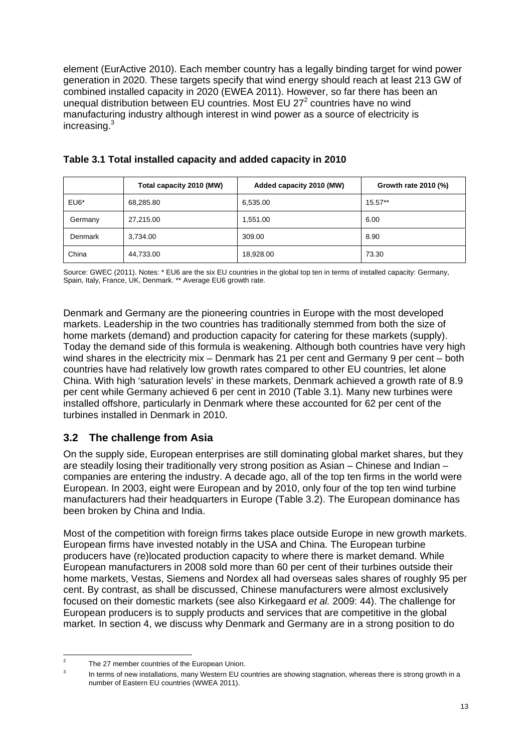element (EurActive 2010). Each member country has a legally binding target for wind power generation in 2020. These targets specify that wind energy should reach at least 213 GW of combined installed capacity in 2020 (EWEA 2011). However, so far there has been an unequal distribution between EU countries. Most EU 27[2] countries have no wind manufacturing industry although interest in wind power as a source of electricity is increasing.[3]

**Table 3.1 Total installed capacity and added capacity in 2010**

| | Total capacity 2010 (MW) | Added capacity 2010 (MW) | Growth rate 2010 (%) |
|---|---|---|---|
| EU6* | 68,285.80 | 6,535.00 | 15.57** |
| Germany | 27,215.00 | 1,551.00 | 6.00 |
| Denmark | 3,734.00 | 309.00 | 8.90 |
| China | 44,733.00 | 18,928.00 | 73.30 |

Source: GWEC (2011). Notes: * EU6 are the six EU countries in the global top ten in terms of installed capacity: Germany, Spain, Italy, France, UK, Denmark. ** Average EU6 growth rate.

Denmark and Germany are the pioneering countries in Europe with the most developed markets. Leadership in the two countries has traditionally stemmed from both the size of home markets (demand) and production capacity for catering for these markets (supply). Today the demand side of this formula is weakening. Although both countries have very high wind shares in the electricity mix – Denmark has 21 per cent and Germany 9 per cent – both countries have had relatively low growth rates compared to other EU countries, let alone China. With high 'saturation levels' in these markets, Denmark achieved a growth rate of 8.9 per cent while Germany achieved 6 per cent in 2010 (Table 3.1). Many new turbines were installed offshore, particularly in Denmark where these accounted for 62 per cent of the turbines installed in Denmark in 2010.

## 3.2 The challenge from Asia

On the supply side, European enterprises are still dominating global market shares, but they are steadily losing their traditionally very strong position as Asian – Chinese and Indian – companies are entering the industry. A decade ago, all of the top ten firms in the world were European. In 2003, eight were European and by 2010, only four of the top ten wind turbine manufacturers had their headquarters in Europe (Table 3.2). The European dominance has been broken by China and India.

Most of the competition with foreign firms takes place outside Europe in new growth markets. European firms have invested notably in the USA and China. The European turbine producers have (re)located production capacity to where there is market demand. While European manufacturers in 2008 sold more than 60 per cent of their turbines outside their home markets, Vestas, Siemens and Nordex all had overseas sales shares of roughly 95 per cent. By contrast, as shall be discussed, Chinese manufacturers were almost exclusively focused on their domestic markets (see also Kirkegaard *et al.* 2009: 44). The challenge for European producers is to supply products and services that are competitive in the global market. In section 4, we discuss why Denmark and Germany are in a strong position to do

---

[2] The 27 member countries of the European Union.

[3] In terms of new installations, many Western EU countries are showing stagnation, whereas there is strong growth in a number of Eastern EU countries (WWEA 2011).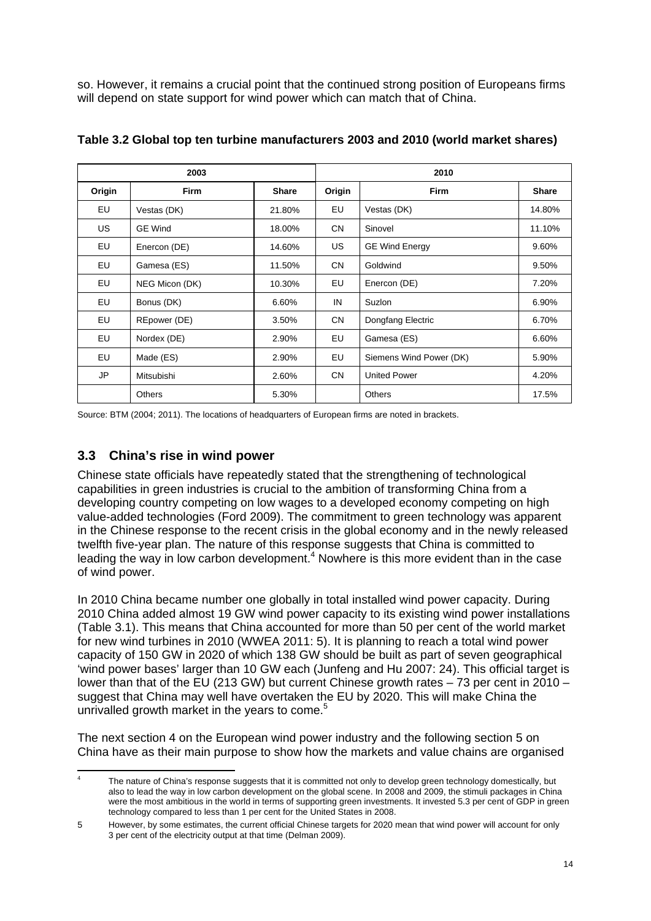so. However, it remains a crucial point that the continued strong position of Europeans firms will depend on state support for wind power which can match that of China.

**Table 3.2 Global top ten turbine manufacturers 2003 and 2010 (world market shares)**

| 2003 | | | 2010 | | |
|---|---|---|---|---|---|
| **Origin** | **Firm** | **Share** | **Origin** | **Firm** | **Share** |
| EU | Vestas (DK) | 21.80% | EU | Vestas (DK) | 14.80% |
| US | GE Wind | 18.00% | CN | Sinovel | 11.10% |
| EU | Enercon (DE) | 14.60% | US | GE Wind Energy | 9.60% |
| EU | Gamesa (ES) | 11.50% | CN | Goldwind | 9.50% |
| EU | NEG Micon (DK) | 10.30% | EU | Enercon (DE) | 7.20% |
| EU | Bonus (DK) | 6.60% | IN | Suzlon | 6.90% |
| EU | REpower (DE) | 3.50% | CN | Dongfang Electric | 6.70% |
| EU | Nordex (DE) | 2.90% | EU | Gamesa (ES) | 6.60% |
| EU | Made (ES) | 2.90% | EU | Siemens Wind Power (DK) | 5.90% |
| JP | Mitsubishi | 2.60% | CN | United Power | 4.20% |
| | Others | 5.30% | | Others | 17.5% |

Source: BTM (2004; 2011). The locations of headquarters of European firms are noted in brackets.

## 3.3 China's rise in wind power

Chinese state officials have repeatedly stated that the strengthening of technological capabilities in green industries is crucial to the ambition of transforming China from a developing country competing on low wages to a developed economy competing on high value-added technologies (Ford 2009). The commitment to green technology was apparent in the Chinese response to the recent crisis in the global economy and in the newly released twelfth five-year plan. The nature of this response suggests that China is committed to leading the way in low carbon development.[4] Nowhere is this more evident than in the case of wind power.

In 2010 China became number one globally in total installed wind power capacity. During 2010 China added almost 19 GW wind power capacity to its existing wind power installations (Table 3.1). This means that China accounted for more than 50 per cent of the world market for new wind turbines in 2010 (WWEA 2011: 5). It is planning to reach a total wind power capacity of 150 GW in 2020 of which 138 GW should be built as part of seven geographical 'wind power bases' larger than 10 GW each (Junfeng and Hu 2007: 24). This official target is lower than that of the EU (213 GW) but current Chinese growth rates – 73 per cent in 2010 – suggest that China may well have overtaken the EU by 2020. This will make China the unrivalled growth market in the years to come.[5]

The next section 4 on the European wind power industry and the following section 5 on China have as their main purpose to show how the markets and value chains are organised

---

[4] The nature of China's response suggests that it is committed not only to develop green technology domestically, but also to lead the way in low carbon development on the global scene. In 2008 and 2009, the stimuli packages in China were the most ambitious in the world in terms of supporting green investments. It invested 5.3 per cent of GDP in green technology compared to less than 1 per cent for the United States in 2008.

[5] However, by some estimates, the current official Chinese targets for 2020 mean that wind power will account for only 3 per cent of the electricity output at that time (Delman 2009).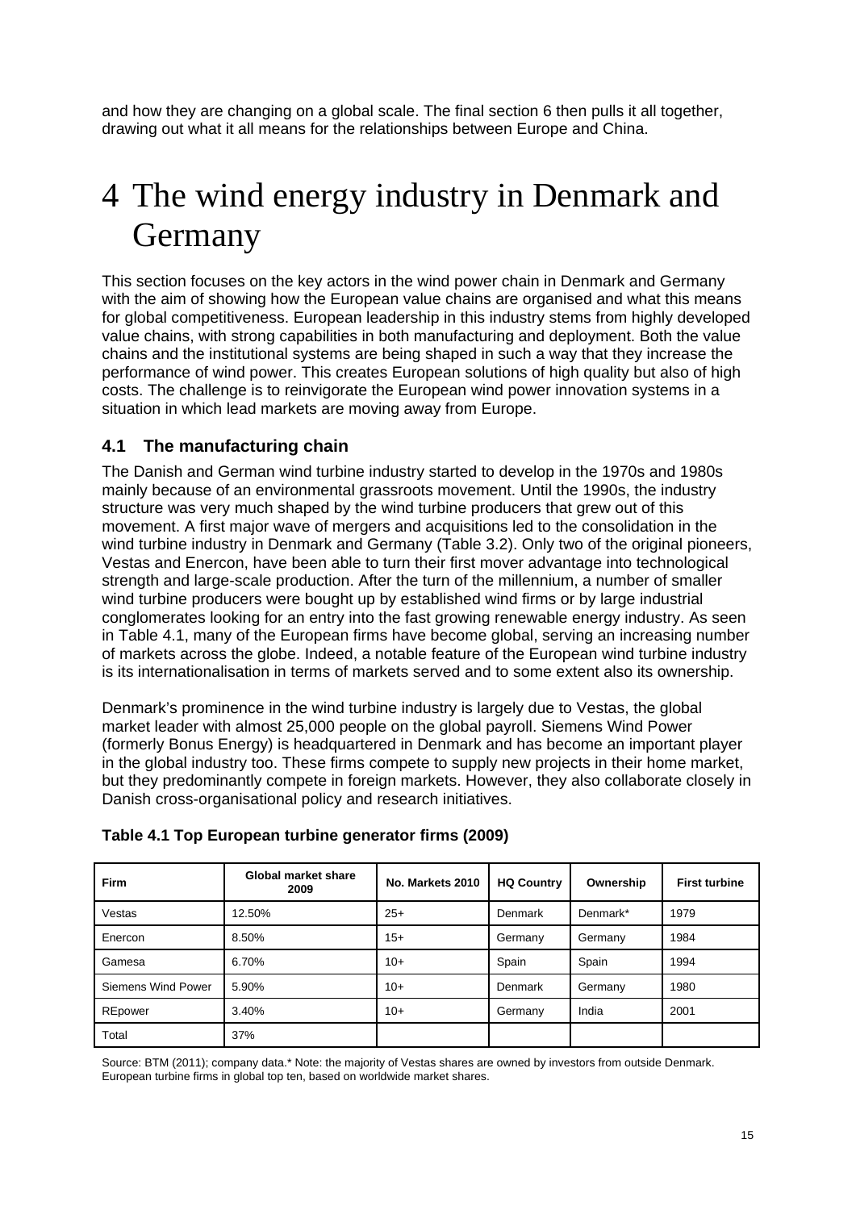and how they are changing on a global scale. The final section 6 then pulls it all together, drawing out what it all means for the relationships between Europe and China.

# 4 The wind energy industry in Denmark and Germany

This section focuses on the key actors in the wind power chain in Denmark and Germany with the aim of showing how the European value chains are organised and what this means for global competitiveness. European leadership in this industry stems from highly developed value chains, with strong capabilities in both manufacturing and deployment. Both the value chains and the institutional systems are being shaped in such a way that they increase the performance of wind power. This creates European solutions of high quality but also of high costs. The challenge is to reinvigorate the European wind power innovation systems in a situation in which lead markets are moving away from Europe.

## 4.1 The manufacturing chain

The Danish and German wind turbine industry started to develop in the 1970s and 1980s mainly because of an environmental grassroots movement. Until the 1990s, the industry structure was very much shaped by the wind turbine producers that grew out of this movement. A first major wave of mergers and acquisitions led to the consolidation in the wind turbine industry in Denmark and Germany (Table 3.2). Only two of the original pioneers, Vestas and Enercon, have been able to turn their first mover advantage into technological strength and large-scale production. After the turn of the millennium, a number of smaller wind turbine producers were bought up by established wind firms or by large industrial conglomerates looking for an entry into the fast growing renewable energy industry. As seen in Table 4.1, many of the European firms have become global, serving an increasing number of markets across the globe. Indeed, a notable feature of the European wind turbine industry is its internationalisation in terms of markets served and to some extent also its ownership.

Denmark's prominence in the wind turbine industry is largely due to Vestas, the global market leader with almost 25,000 people on the global payroll. Siemens Wind Power (formerly Bonus Energy) is headquartered in Denmark and has become an important player in the global industry too. These firms compete to supply new projects in their home market, but they predominantly compete in foreign markets. However, they also collaborate closely in Danish cross-organisational policy and research initiatives.

**Table 4.1 Top European turbine generator firms (2009)**

| Firm | Global market share 2009 | No. Markets 2010 | HQ Country | Ownership | First turbine |
|---|---|---|---|---|---|
| Vestas | 12.50% | 25+ | Denmark | Denmark* | 1979 |
| Enercon | 8.50% | 15+ | Germany | Germany | 1984 |
| Gamesa | 6.70% | 10+ | Spain | Spain | 1994 |
| Siemens Wind Power | 5.90% | 10+ | Denmark | Germany | 1980 |
| REpower | 3.40% | 10+ | Germany | India | 2001 |
| Total | 37% | | | | |

Source: BTM (2011); company data.* Note: the majority of Vestas shares are owned by investors from outside Denmark. European turbine firms in global top ten, based on worldwide market shares.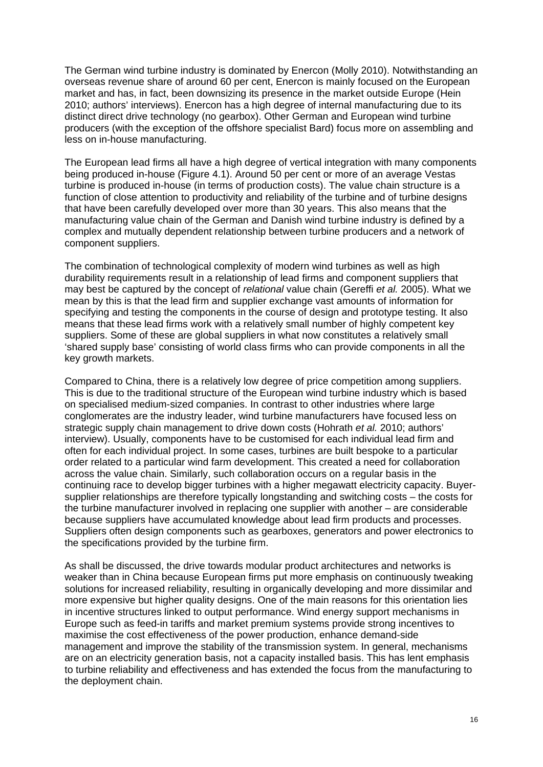The German wind turbine industry is dominated by Enercon (Molly 2010). Notwithstanding an overseas revenue share of around 60 per cent, Enercon is mainly focused on the European market and has, in fact, been downsizing its presence in the market outside Europe (Hein 2010; authors' interviews). Enercon has a high degree of internal manufacturing due to its distinct direct drive technology (no gearbox). Other German and European wind turbine producers (with the exception of the offshore specialist Bard) focus more on assembling and less on in-house manufacturing.

The European lead firms all have a high degree of vertical integration with many components being produced in-house (Figure 4.1). Around 50 per cent or more of an average Vestas turbine is produced in-house (in terms of production costs). The value chain structure is a function of close attention to productivity and reliability of the turbine and of turbine designs that have been carefully developed over more than 30 years. This also means that the manufacturing value chain of the German and Danish wind turbine industry is defined by a complex and mutually dependent relationship between turbine producers and a network of component suppliers.

The combination of technological complexity of modern wind turbines as well as high durability requirements result in a relationship of lead firms and component suppliers that may best be captured by the concept of *relational* value chain (Gereffi *et al.* 2005). What we mean by this is that the lead firm and supplier exchange vast amounts of information for specifying and testing the components in the course of design and prototype testing. It also means that these lead firms work with a relatively small number of highly competent key suppliers. Some of these are global suppliers in what now constitutes a relatively small 'shared supply base' consisting of world class firms who can provide components in all the key growth markets.

Compared to China, there is a relatively low degree of price competition among suppliers. This is due to the traditional structure of the European wind turbine industry which is based on specialised medium-sized companies. In contrast to other industries where large conglomerates are the industry leader, wind turbine manufacturers have focused less on strategic supply chain management to drive down costs (Hohrath *et al.* 2010; authors' interview). Usually, components have to be customised for each individual lead firm and often for each individual project. In some cases, turbines are built bespoke to a particular order related to a particular wind farm development. This created a need for collaboration across the value chain. Similarly, such collaboration occurs on a regular basis in the continuing race to develop bigger turbines with a higher megawatt electricity capacity. Buyer-supplier relationships are therefore typically longstanding and switching costs – the costs for the turbine manufacturer involved in replacing one supplier with another – are considerable because suppliers have accumulated knowledge about lead firm products and processes. Suppliers often design components such as gearboxes, generators and power electronics to the specifications provided by the turbine firm.

As shall be discussed, the drive towards modular product architectures and networks is weaker than in China because European firms put more emphasis on continuously tweaking solutions for increased reliability, resulting in organically developing and more dissimilar and more expensive but higher quality designs. One of the main reasons for this orientation lies in incentive structures linked to output performance. Wind energy support mechanisms in Europe such as feed-in tariffs and market premium systems provide strong incentives to maximise the cost effectiveness of the power production, enhance demand-side management and improve the stability of the transmission system. In general, mechanisms are on an electricity generation basis, not a capacity installed basis. This has lent emphasis to turbine reliability and effectiveness and has extended the focus from the manufacturing to the deployment chain.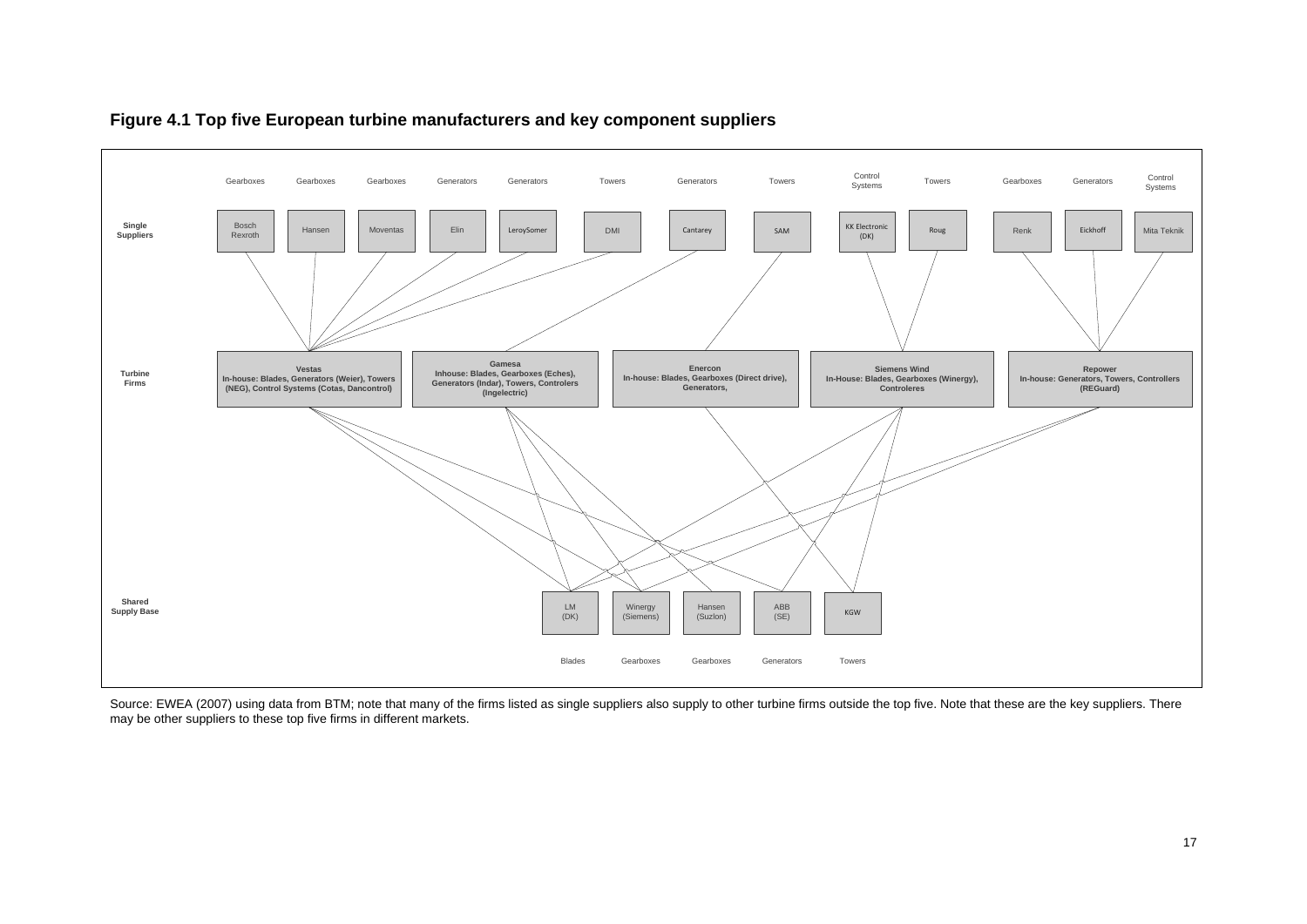**Figure 4.1 Top five European turbine manufacturers and key component suppliers**

**Single Suppliers**

| Component | Supplier |
|---|---|
| Gearboxes | Bosch Rexroth |
| Gearboxes | Hansen |
| Gearboxes | Moventas |
| Generators | Elin |
| Generators | LeroySomer |
| Towers | DMI |
| Generators | Cantarey |
| Towers | SAM |
| Control Systems | KK Electronic (DK) |
| Towers | Roug |
| Gearboxes | Renk |
| Generators | Eickhoff |
| Control Systems | Mita Teknik |

**Turbine Firms**

- **Vestas** In-house: Blades, Generators (Weier), Towers (NEG), Control Systems (Cotas, Dancontrol)
- **Gamesa** Inhouse: Blades, Gearboxes (Eches), Generators (Indar), Towers, Controlers (Ingelectric)
- **Enercon** In-house: Blades, Gearboxes (Direct drive), Generators,
- **Siemens Wind** In-House: Blades, Gearboxes (Winergy), Controleres
- **Repower** In-house: Generators, Towers, Controllers (REGuard)

**Shared Supply Base**

| Supplier | Component |
|---|---|
| LM (DK) | Blades |
| Winergy (Siemens) | Gearboxes |
| Hansen (Suzlon) | Gearboxes |
| ABB (SE) | Generators |
| KGW | Towers |

Source: EWEA (2007) using data from BTM; note that many of the firms listed as single suppliers also supply to other turbine firms outside the top five. Note that these are the key suppliers. There may be other suppliers to these top five firms in different markets.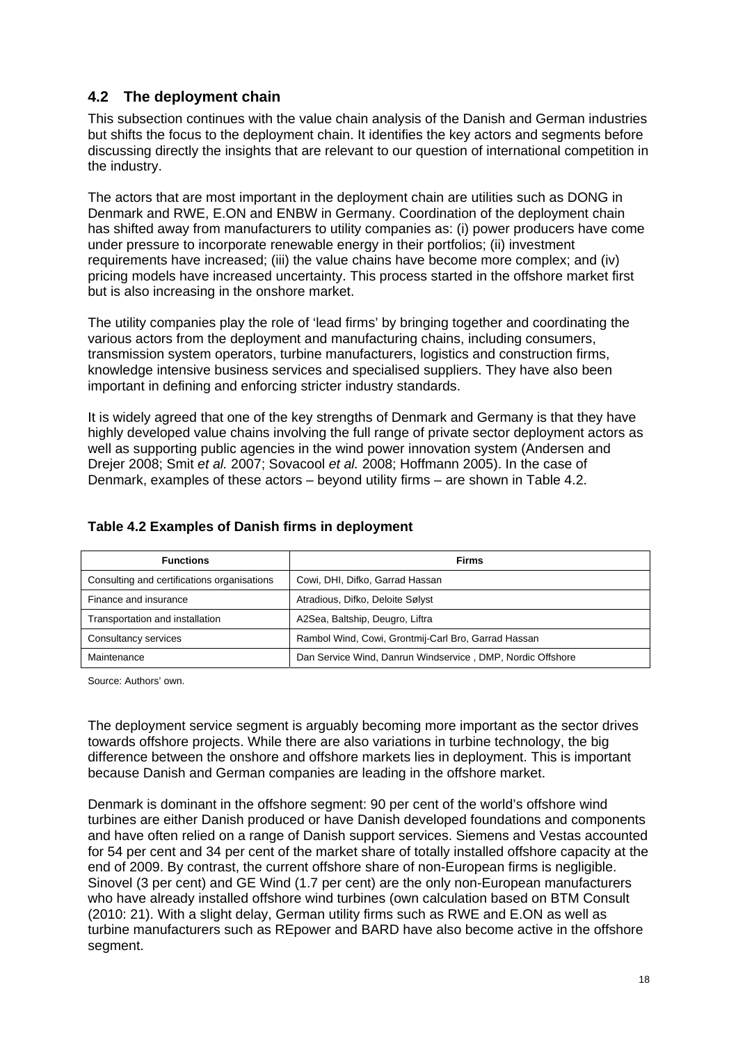## 4.2 The deployment chain

This subsection continues with the value chain analysis of the Danish and German industries but shifts the focus to the deployment chain. It identifies the key actors and segments before discussing directly the insights that are relevant to our question of international competition in the industry.

The actors that are most important in the deployment chain are utilities such as DONG in Denmark and RWE, E.ON and ENBW in Germany. Coordination of the deployment chain has shifted away from manufacturers to utility companies as: (i) power producers have come under pressure to incorporate renewable energy in their portfolios; (ii) investment requirements have increased; (iii) the value chains have become more complex; and (iv) pricing models have increased uncertainty. This process started in the offshore market first but is also increasing in the onshore market.

The utility companies play the role of 'lead firms' by bringing together and coordinating the various actors from the deployment and manufacturing chains, including consumers, transmission system operators, turbine manufacturers, logistics and construction firms, knowledge intensive business services and specialised suppliers. They have also been important in defining and enforcing stricter industry standards.

It is widely agreed that one of the key strengths of Denmark and Germany is that they have highly developed value chains involving the full range of private sector deployment actors as well as supporting public agencies in the wind power innovation system (Andersen and Drejer 2008; Smit *et al.* 2007; Sovacool *et al.* 2008; Hoffmann 2005). In the case of Denmark, examples of these actors – beyond utility firms – are shown in Table 4.2.

**Table 4.2 Examples of Danish firms in deployment**

| Functions | Firms |
|---|---|
| Consulting and certifications organisations | Cowi, DHI, Difko, Garrad Hassan |
| Finance and insurance | Atradious, Difko, Deloite Sølyst |
| Transportation and installation | A2Sea, Baltship, Deugro, Liftra |
| Consultancy services | Rambol Wind, Cowi, Grontmij-Carl Bro, Garrad Hassan |
| Maintenance | Dan Service Wind, Danrun Windservice , DMP, Nordic Offshore |

Source: Authors' own.

The deployment service segment is arguably becoming more important as the sector drives towards offshore projects. While there are also variations in turbine technology, the big difference between the onshore and offshore markets lies in deployment. This is important because Danish and German companies are leading in the offshore market.

Denmark is dominant in the offshore segment: 90 per cent of the world's offshore wind turbines are either Danish produced or have Danish developed foundations and components and have often relied on a range of Danish support services. Siemens and Vestas accounted for 54 per cent and 34 per cent of the market share of totally installed offshore capacity at the end of 2009. By contrast, the current offshore share of non-European firms is negligible. Sinovel (3 per cent) and GE Wind (1.7 per cent) are the only non-European manufacturers who have already installed offshore wind turbines (own calculation based on BTM Consult (2010: 21). With a slight delay, German utility firms such as RWE and E.ON as well as turbine manufacturers such as REpower and BARD have also become active in the offshore segment.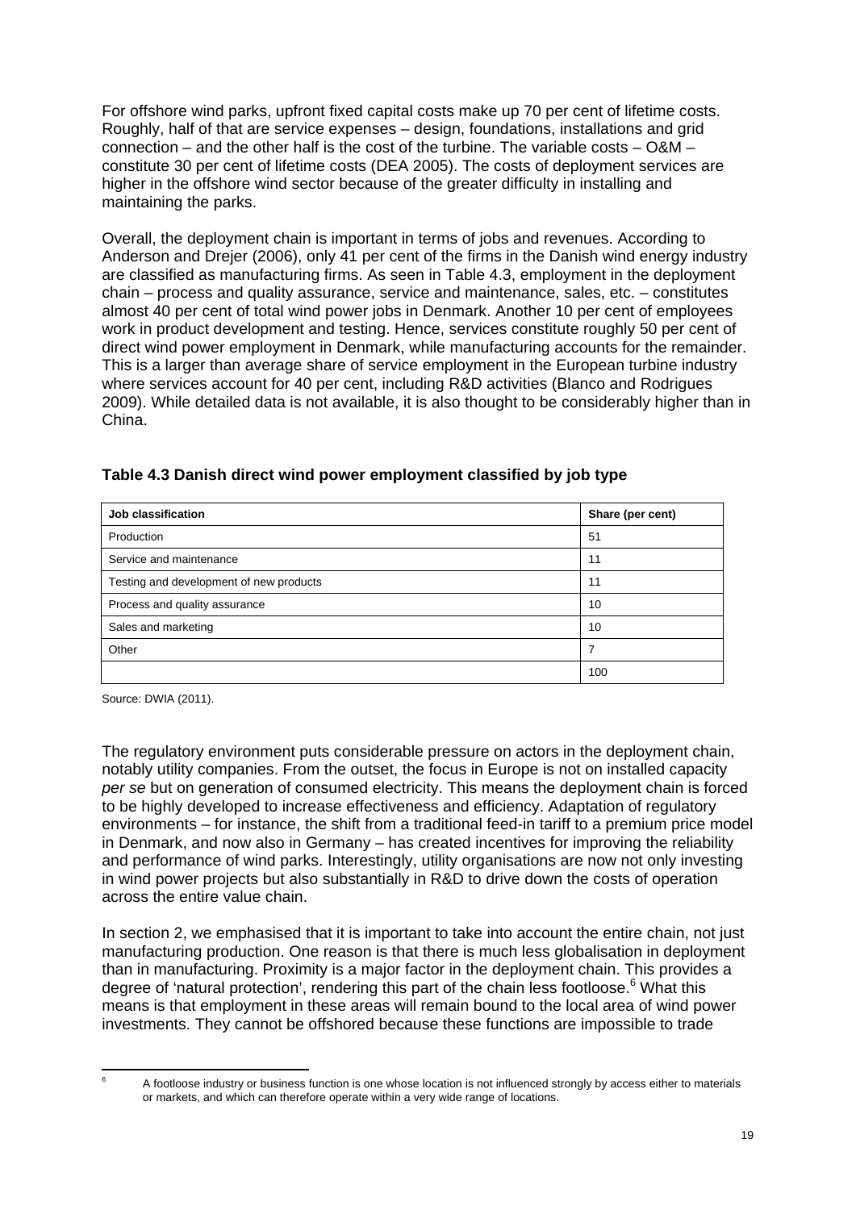For offshore wind parks, upfront fixed capital costs make up 70 per cent of lifetime costs. Roughly, half of that are service expenses – design, foundations, installations and grid connection – and the other half is the cost of the turbine. The variable costs – O&M – constitute 30 per cent of lifetime costs (DEA 2005). The costs of deployment services are higher in the offshore wind sector because of the greater difficulty in installing and maintaining the parks.

Overall, the deployment chain is important in terms of jobs and revenues. According to Anderson and Drejer (2006), only 41 per cent of the firms in the Danish wind energy industry are classified as manufacturing firms. As seen in Table 4.3, employment in the deployment chain – process and quality assurance, service and maintenance, sales, etc. – constitutes almost 40 per cent of total wind power jobs in Denmark. Another 10 per cent of employees work in product development and testing. Hence, services constitute roughly 50 per cent of direct wind power employment in Denmark, while manufacturing accounts for the remainder. This is a larger than average share of service employment in the European turbine industry where services account for 40 per cent, including R&D activities (Blanco and Rodrigues 2009). While detailed data is not available, it is also thought to be considerably higher than in China.

**Table 4.3 Danish direct wind power employment classified by job type**

| Job classification | Share (per cent) |
|---|---|
| Production | 51 |
| Service and maintenance | 11 |
| Testing and development of new products | 11 |
| Process and quality assurance | 10 |
| Sales and marketing | 10 |
| Other | 7 |
| | 100 |

Source: DWIA (2011).

The regulatory environment puts considerable pressure on actors in the deployment chain, notably utility companies. From the outset, the focus in Europe is not on installed capacity *per se* but on generation of consumed electricity. This means the deployment chain is forced to be highly developed to increase effectiveness and efficiency. Adaptation of regulatory environments – for instance, the shift from a traditional feed-in tariff to a premium price model in Denmark, and now also in Germany – has created incentives for improving the reliability and performance of wind parks. Interestingly, utility organisations are now not only investing in wind power projects but also substantially in R&D to drive down the costs of operation across the entire value chain.

In section 2, we emphasised that it is important to take into account the entire chain, not just manufacturing production. One reason is that there is much less globalisation in deployment than in manufacturing. Proximity is a major factor in the deployment chain. This provides a degree of 'natural protection', rendering this part of the chain less footloose.[6] What this means is that employment in these areas will remain bound to the local area of wind power investments. They cannot be offshored because these functions are impossible to trade

[6] A footloose industry or business function is one whose location is not influenced strongly by access either to materials or markets, and which can therefore operate within a very wide range of locations.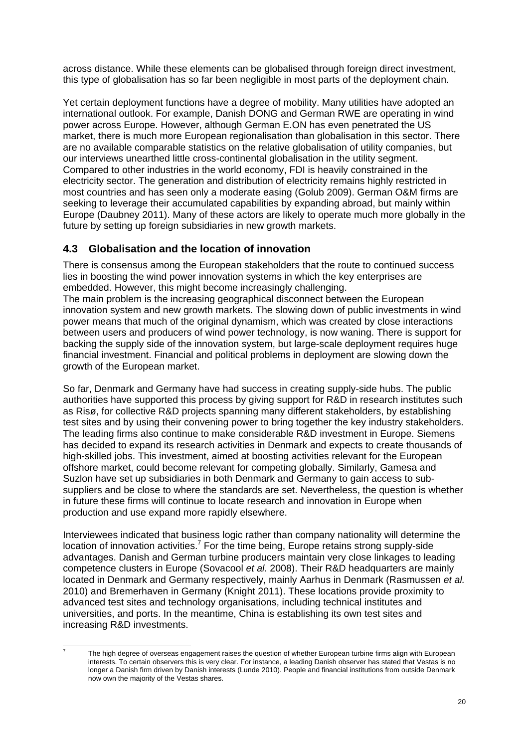across distance. While these elements can be globalised through foreign direct investment, this type of globalisation has so far been negligible in most parts of the deployment chain.

Yet certain deployment functions have a degree of mobility. Many utilities have adopted an international outlook. For example, Danish DONG and German RWE are operating in wind power across Europe. However, although German E.ON has even penetrated the US market, there is much more European regionalisation than globalisation in this sector. There are no available comparable statistics on the relative globalisation of utility companies, but our interviews unearthed little cross-continental globalisation in the utility segment. Compared to other industries in the world economy, FDI is heavily constrained in the electricity sector. The generation and distribution of electricity remains highly restricted in most countries and has seen only a moderate easing (Golub 2009). German O&M firms are seeking to leverage their accumulated capabilities by expanding abroad, but mainly within Europe (Daubney 2011). Many of these actors are likely to operate much more globally in the future by setting up foreign subsidiaries in new growth markets.

### 4.3 Globalisation and the location of innovation

There is consensus among the European stakeholders that the route to continued success lies in boosting the wind power innovation systems in which the key enterprises are embedded. However, this might become increasingly challenging.

The main problem is the increasing geographical disconnect between the European innovation system and new growth markets. The slowing down of public investments in wind power means that much of the original dynamism, which was created by close interactions between users and producers of wind power technology, is now waning. There is support for backing the supply side of the innovation system, but large-scale deployment requires huge financial investment. Financial and political problems in deployment are slowing down the growth of the European market.

So far, Denmark and Germany have had success in creating supply-side hubs. The public authorities have supported this process by giving support for R&D in research institutes such as Risø, for collective R&D projects spanning many different stakeholders, by establishing test sites and by using their convening power to bring together the key industry stakeholders. The leading firms also continue to make considerable R&D investment in Europe. Siemens has decided to expand its research activities in Denmark and expects to create thousands of high-skilled jobs. This investment, aimed at boosting activities relevant for the European offshore market, could become relevant for competing globally. Similarly, Gamesa and Suzlon have set up subsidiaries in both Denmark and Germany to gain access to sub-suppliers and be close to where the standards are set. Nevertheless, the question is whether in future these firms will continue to locate research and innovation in Europe when production and use expand more rapidly elsewhere.

Interviewees indicated that business logic rather than company nationality will determine the location of innovation activities.[7] For the time being, Europe retains strong supply-side advantages. Danish and German turbine producers maintain very close linkages to leading competence clusters in Europe (Sovacool *et al.* 2008). Their R&D headquarters are mainly located in Denmark and Germany respectively, mainly Aarhus in Denmark (Rasmussen *et al.* 2010) and Bremerhaven in Germany (Knight 2011). These locations provide proximity to advanced test sites and technology organisations, including technical institutes and universities, and ports. In the meantime, China is establishing its own test sites and increasing R&D investments.

[7] The high degree of overseas engagement raises the question of whether European turbine firms align with European interests. To certain observers this is very clear. For instance, a leading Danish observer has stated that Vestas is no longer a Danish firm driven by Danish interests (Lunde 2010). People and financial institutions from outside Denmark now own the majority of the Vestas shares.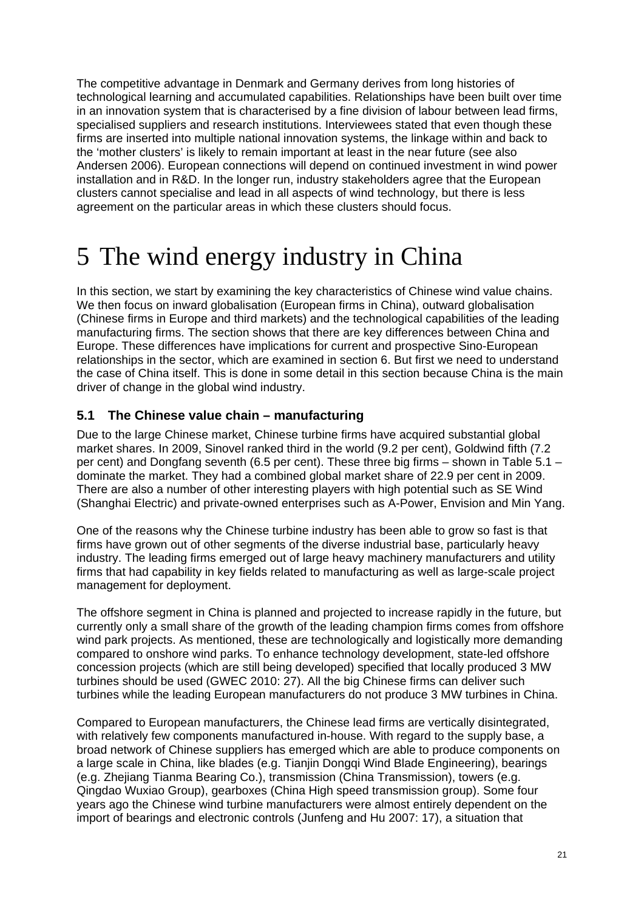The competitive advantage in Denmark and Germany derives from long histories of technological learning and accumulated capabilities. Relationships have been built over time in an innovation system that is characterised by a fine division of labour between lead firms, specialised suppliers and research institutions. Interviewees stated that even though these firms are inserted into multiple national innovation systems, the linkage within and back to the 'mother clusters' is likely to remain important at least in the near future (see also Andersen 2006). European connections will depend on continued investment in wind power installation and in R&D. In the longer run, industry stakeholders agree that the European clusters cannot specialise and lead in all aspects of wind technology, but there is less agreement on the particular areas in which these clusters should focus.

# 5 The wind energy industry in China

In this section, we start by examining the key characteristics of Chinese wind value chains. We then focus on inward globalisation (European firms in China), outward globalisation (Chinese firms in Europe and third markets) and the technological capabilities of the leading manufacturing firms. The section shows that there are key differences between China and Europe. These differences have implications for current and prospective Sino-European relationships in the sector, which are examined in section 6. But first we need to understand the case of China itself. This is done in some detail in this section because China is the main driver of change in the global wind industry.

## 5.1 The Chinese value chain – manufacturing

Due to the large Chinese market, Chinese turbine firms have acquired substantial global market shares. In 2009, Sinovel ranked third in the world (9.2 per cent), Goldwind fifth (7.2 per cent) and Dongfang seventh (6.5 per cent). These three big firms – shown in Table 5.1 – dominate the market. They had a combined global market share of 22.9 per cent in 2009. There are also a number of other interesting players with high potential such as SE Wind (Shanghai Electric) and private-owned enterprises such as A-Power, Envision and Min Yang.

One of the reasons why the Chinese turbine industry has been able to grow so fast is that firms have grown out of other segments of the diverse industrial base, particularly heavy industry. The leading firms emerged out of large heavy machinery manufacturers and utility firms that had capability in key fields related to manufacturing as well as large-scale project management for deployment.

The offshore segment in China is planned and projected to increase rapidly in the future, but currently only a small share of the growth of the leading champion firms comes from offshore wind park projects. As mentioned, these are technologically and logistically more demanding compared to onshore wind parks. To enhance technology development, state-led offshore concession projects (which are still being developed) specified that locally produced 3 MW turbines should be used (GWEC 2010: 27). All the big Chinese firms can deliver such turbines while the leading European manufacturers do not produce 3 MW turbines in China.

Compared to European manufacturers, the Chinese lead firms are vertically disintegrated, with relatively few components manufactured in-house. With regard to the supply base, a broad network of Chinese suppliers has emerged which are able to produce components on a large scale in China, like blades (e.g. Tianjin Dongqi Wind Blade Engineering), bearings (e.g. Zhejiang Tianma Bearing Co.), transmission (China Transmission), towers (e.g. Qingdao Wuxiao Group), gearboxes (China High speed transmission group). Some four years ago the Chinese wind turbine manufacturers were almost entirely dependent on the import of bearings and electronic controls (Junfeng and Hu 2007: 17), a situation that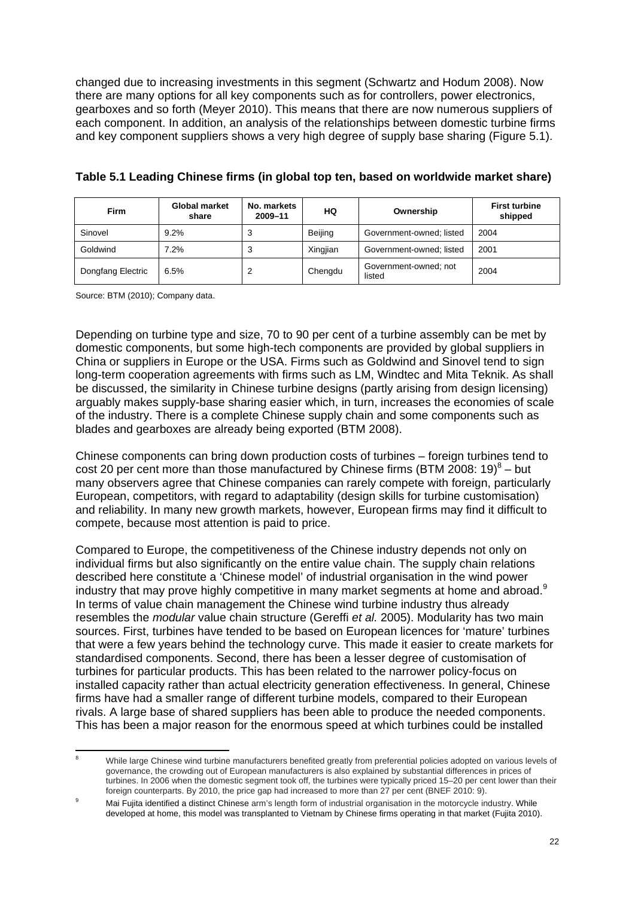changed due to increasing investments in this segment (Schwartz and Hodum 2008). Now there are many options for all key components such as for controllers, power electronics, gearboxes and so forth (Meyer 2010). This means that there are now numerous suppliers of each component. In addition, an analysis of the relationships between domestic turbine firms and key component suppliers shows a very high degree of supply base sharing (Figure 5.1).

**Table 5.1 Leading Chinese firms (in global top ten, based on worldwide market share)**

| Firm | Global market share | No. markets 2009–11 | HQ | Ownership | First turbine shipped |
|---|---|---|---|---|---|
| Sinovel | 9.2% | 3 | Beijing | Government-owned; listed | 2004 |
| Goldwind | 7.2% | 3 | Xingjian | Government-owned; listed | 2001 |
| Dongfang Electric | 6.5% | 2 | Chengdu | Government-owned; not listed | 2004 |

Source: BTM (2010); Company data.

Depending on turbine type and size, 70 to 90 per cent of a turbine assembly can be met by domestic components, but some high-tech components are provided by global suppliers in China or suppliers in Europe or the USA. Firms such as Goldwind and Sinovel tend to sign long-term cooperation agreements with firms such as LM, Windtec and Mita Teknik. As shall be discussed, the similarity in Chinese turbine designs (partly arising from design licensing) arguably makes supply-base sharing easier which, in turn, increases the economies of scale of the industry. There is a complete Chinese supply chain and some components such as blades and gearboxes are already being exported (BTM 2008).

Chinese components can bring down production costs of turbines – foreign turbines tend to cost 20 per cent more than those manufactured by Chinese firms (BTM 2008: 19)[8] – but many observers agree that Chinese companies can rarely compete with foreign, particularly European, competitors, with regard to adaptability (design skills for turbine customisation) and reliability. In many new growth markets, however, European firms may find it difficult to compete, because most attention is paid to price.

Compared to Europe, the competitiveness of the Chinese industry depends not only on individual firms but also significantly on the entire value chain. The supply chain relations described here constitute a 'Chinese model' of industrial organisation in the wind power industry that may prove highly competitive in many market segments at home and abroad.[9] In terms of value chain management the Chinese wind turbine industry thus already resembles the *modular* value chain structure (Gereffi *et al.* 2005). Modularity has two main sources. First, turbines have tended to be based on European licences for 'mature' turbines that were a few years behind the technology curve. This made it easier to create markets for standardised components. Second, there has been a lesser degree of customisation of turbines for particular products. This has been related to the narrower policy-focus on installed capacity rather than actual electricity generation effectiveness. In general, Chinese firms have had a smaller range of different turbine models, compared to their European rivals. A large base of shared suppliers has been able to produce the needed components. This has been a major reason for the enormous speed at which turbines could be installed

[8] While large Chinese wind turbine manufacturers benefited greatly from preferential policies adopted on various levels of governance, the crowding out of European manufacturers is also explained by substantial differences in prices of turbines. In 2006 when the domestic segment took off, the turbines were typically priced 15–20 per cent lower than their foreign counterparts. By 2010, the price gap had increased to more than 27 per cent (BNEF 2010: 9).

[9] Mai Fujita identified a distinct Chinese arm's length form of industrial organisation in the motorcycle industry. While developed at home, this model was transplanted to Vietnam by Chinese firms operating in that market (Fujita 2010).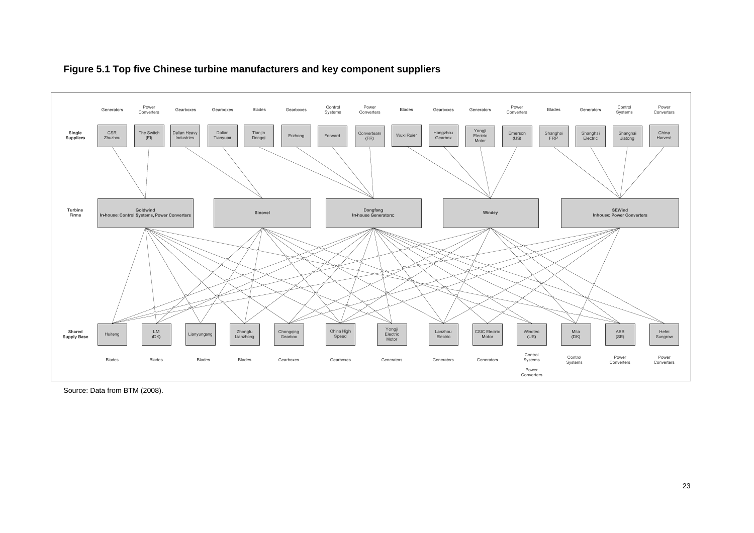**Figure 5.1 Top five Chinese turbine manufacturers and key component suppliers**

**Single Suppliers**

| Component | Supplier |
|---|---|
| Generators | CSR Zhuzhou |
| Power Converters | The Switch (FI) |
| Gearboxes | Dalian Heavy Industries |
| Gearboxes | Dalian Tianyuan |
| Blades | Tianjin Dongqi |
| Gearboxes | Erzhong |
| Control Systems | Forward |
| Power Converters | Converteam (FR) |
| Blades | Wuxi Ruier |
| Gearboxes | Hangzhou Gearbox |
| Generators | Yongji Electric Motor |
| Power Converters | Emerson (US) |
| Blades | Shanghai FRP |
| Generators | Shanghai Electric |
| Control Systems | Shanghai Jiatong |
| Power Converters | China Harvest |

**Turbine Firms**

- Goldwind — In-house: Control Systems, Power Converters
- Sinovel
- Dongfang — In-house Generators
- Windey
- SEWind — Inhouse: Power Converters

**Shared Supply Base**

| Supplier | Component |
|---|---|
| Huiteng | Blades |
| LM (DK) | Blades |
| Lianyungang | Blades |
| Zhongfu Lianzhong | Blades |
| Chongqing Gearbox | Gearboxes |
| China High Speed | Gearboxes |
| Yongji Electric Motor | Generators |
| Lanzhou Electric | Generators |
| CSIC Electric Motor | Generators |
| Windtec (US) | Control Systems, Power Converters |
| Mita (DK) | Control Systems |
| ABB (SE) | Power Converters |
| Hefei Sungrow | Power Converters |

Source: Data from BTM (2008).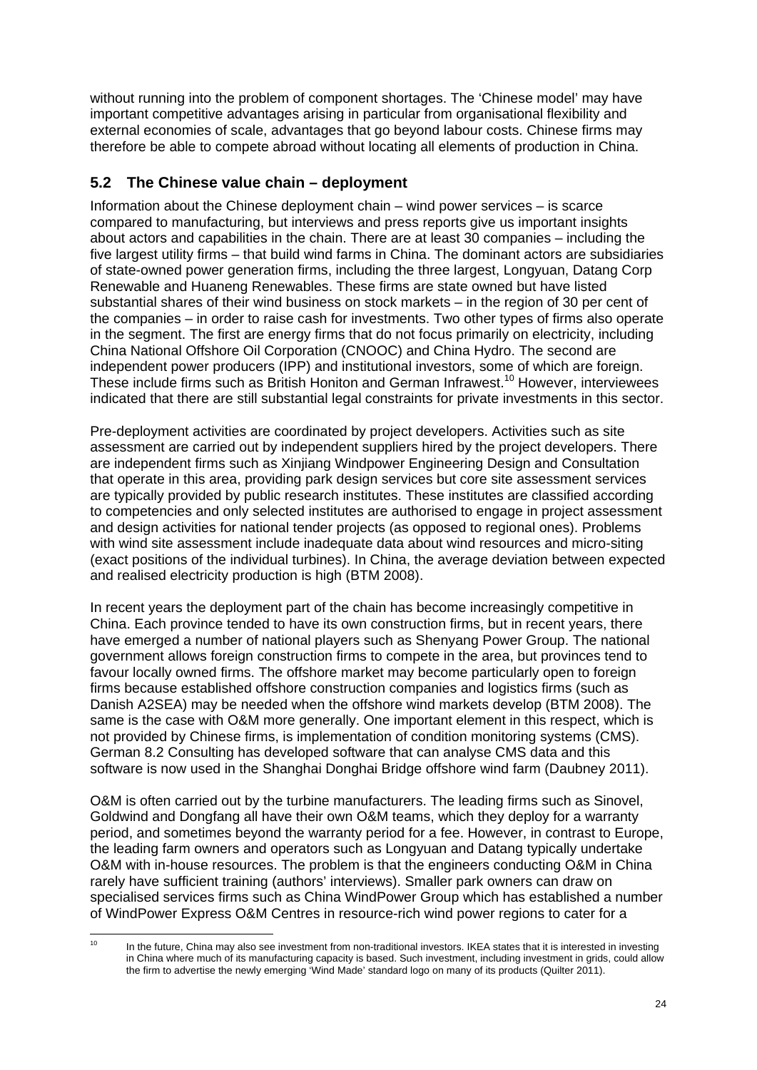without running into the problem of component shortages. The 'Chinese model' may have important competitive advantages arising in particular from organisational flexibility and external economies of scale, advantages that go beyond labour costs. Chinese firms may therefore be able to compete abroad without locating all elements of production in China.

## 5.2 The Chinese value chain – deployment

Information about the Chinese deployment chain – wind power services – is scarce compared to manufacturing, but interviews and press reports give us important insights about actors and capabilities in the chain. There are at least 30 companies – including the five largest utility firms – that build wind farms in China. The dominant actors are subsidiaries of state-owned power generation firms, including the three largest, Longyuan, Datang Corp Renewable and Huaneng Renewables. These firms are state owned but have listed substantial shares of their wind business on stock markets – in the region of 30 per cent of the companies – in order to raise cash for investments. Two other types of firms also operate in the segment. The first are energy firms that do not focus primarily on electricity, including China National Offshore Oil Corporation (CNOOC) and China Hydro. The second are independent power producers (IPP) and institutional investors, some of which are foreign. These include firms such as British Honiton and German Infrawest.[10] However, interviewees indicated that there are still substantial legal constraints for private investments in this sector.

Pre-deployment activities are coordinated by project developers. Activities such as site assessment are carried out by independent suppliers hired by the project developers. There are independent firms such as Xinjiang Windpower Engineering Design and Consultation that operate in this area, providing park design services but core site assessment services are typically provided by public research institutes. These institutes are classified according to competencies and only selected institutes are authorised to engage in project assessment and design activities for national tender projects (as opposed to regional ones). Problems with wind site assessment include inadequate data about wind resources and micro-siting (exact positions of the individual turbines). In China, the average deviation between expected and realised electricity production is high (BTM 2008).

In recent years the deployment part of the chain has become increasingly competitive in China. Each province tended to have its own construction firms, but in recent years, there have emerged a number of national players such as Shenyang Power Group. The national government allows foreign construction firms to compete in the area, but provinces tend to favour locally owned firms. The offshore market may become particularly open to foreign firms because established offshore construction companies and logistics firms (such as Danish A2SEA) may be needed when the offshore wind markets develop (BTM 2008). The same is the case with O&M more generally. One important element in this respect, which is not provided by Chinese firms, is implementation of condition monitoring systems (CMS). German 8.2 Consulting has developed software that can analyse CMS data and this software is now used in the Shanghai Donghai Bridge offshore wind farm (Daubney 2011).

O&M is often carried out by the turbine manufacturers. The leading firms such as Sinovel, Goldwind and Dongfang all have their own O&M teams, which they deploy for a warranty period, and sometimes beyond the warranty period for a fee. However, in contrast to Europe, the leading farm owners and operators such as Longyuan and Datang typically undertake O&M with in-house resources. The problem is that the engineers conducting O&M in China rarely have sufficient training (authors' interviews). Smaller park owners can draw on specialised services firms such as China WindPower Group which has established a number of WindPower Express O&M Centres in resource-rich wind power regions to cater for a

[10] In the future, China may also see investment from non-traditional investors. IKEA states that it is interested in investing in China where much of its manufacturing capacity is based. Such investment, including investment in grids, could allow the firm to advertise the newly emerging 'Wind Made' standard logo on many of its products (Quilter 2011).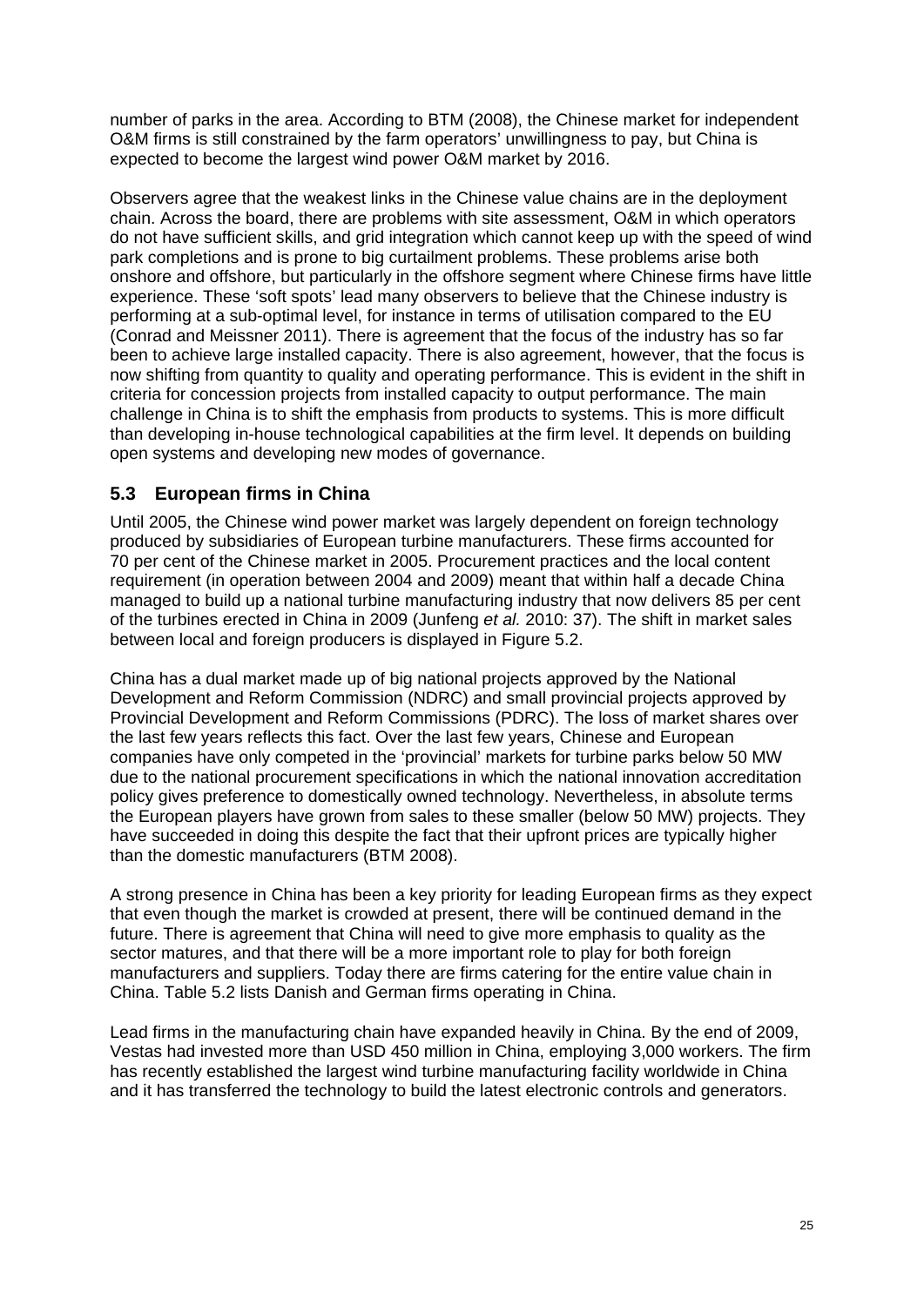number of parks in the area. According to BTM (2008), the Chinese market for independent O&M firms is still constrained by the farm operators' unwillingness to pay, but China is expected to become the largest wind power O&M market by 2016.

Observers agree that the weakest links in the Chinese value chains are in the deployment chain. Across the board, there are problems with site assessment, O&M in which operators do not have sufficient skills, and grid integration which cannot keep up with the speed of wind park completions and is prone to big curtailment problems. These problems arise both onshore and offshore, but particularly in the offshore segment where Chinese firms have little experience. These 'soft spots' lead many observers to believe that the Chinese industry is performing at a sub-optimal level, for instance in terms of utilisation compared to the EU (Conrad and Meissner 2011). There is agreement that the focus of the industry has so far been to achieve large installed capacity. There is also agreement, however, that the focus is now shifting from quantity to quality and operating performance. This is evident in the shift in criteria for concession projects from installed capacity to output performance. The main challenge in China is to shift the emphasis from products to systems. This is more difficult than developing in-house technological capabilities at the firm level. It depends on building open systems and developing new modes of governance.

## 5.3 European firms in China

Until 2005, the Chinese wind power market was largely dependent on foreign technology produced by subsidiaries of European turbine manufacturers. These firms accounted for 70 per cent of the Chinese market in 2005. Procurement practices and the local content requirement (in operation between 2004 and 2009) meant that within half a decade China managed to build up a national turbine manufacturing industry that now delivers 85 per cent of the turbines erected in China in 2009 (Junfeng *et al.* 2010: 37). The shift in market sales between local and foreign producers is displayed in Figure 5.2.

China has a dual market made up of big national projects approved by the National Development and Reform Commission (NDRC) and small provincial projects approved by Provincial Development and Reform Commissions (PDRC). The loss of market shares over the last few years reflects this fact. Over the last few years, Chinese and European companies have only competed in the 'provincial' markets for turbine parks below 50 MW due to the national procurement specifications in which the national innovation accreditation policy gives preference to domestically owned technology. Nevertheless, in absolute terms the European players have grown from sales to these smaller (below 50 MW) projects. They have succeeded in doing this despite the fact that their upfront prices are typically higher than the domestic manufacturers (BTM 2008).

A strong presence in China has been a key priority for leading European firms as they expect that even though the market is crowded at present, there will be continued demand in the future. There is agreement that China will need to give more emphasis to quality as the sector matures, and that there will be a more important role to play for both foreign manufacturers and suppliers. Today there are firms catering for the entire value chain in China. Table 5.2 lists Danish and German firms operating in China.

Lead firms in the manufacturing chain have expanded heavily in China. By the end of 2009, Vestas had invested more than USD 450 million in China, employing 3,000 workers. The firm has recently established the largest wind turbine manufacturing facility worldwide in China and it has transferred the technology to build the latest electronic controls and generators.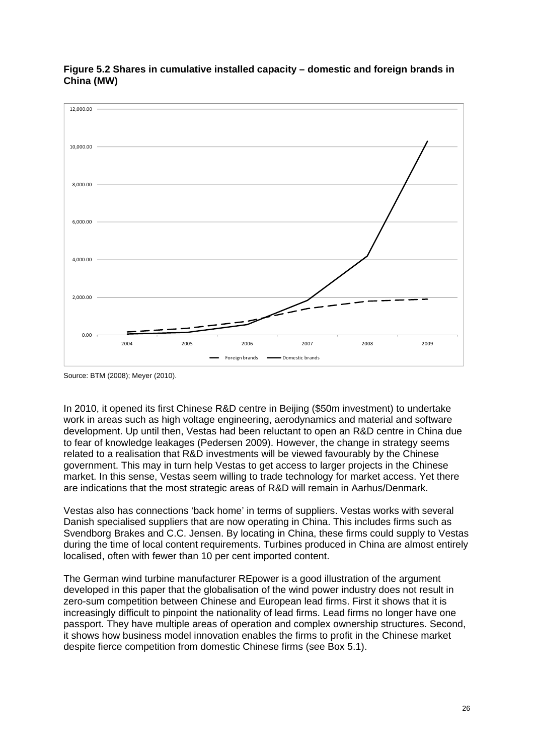**Figure 5.2 Shares in cumulative installed capacity – domestic and foreign brands in China (MW)**

Source: BTM (2008); Meyer (2010).

In 2010, it opened its first Chinese R&D centre in Beijing ($50m investment) to undertake work in areas such as high voltage engineering, aerodynamics and material and software development. Up until then, Vestas had been reluctant to open an R&D centre in China due to fear of knowledge leakages (Pedersen 2009). However, the change in strategy seems related to a realisation that R&D investments will be viewed favourably by the Chinese government. This may in turn help Vestas to get access to larger projects in the Chinese market. In this sense, Vestas seem willing to trade technology for market access. Yet there are indications that the most strategic areas of R&D will remain in Aarhus/Denmark.

Vestas also has connections 'back home' in terms of suppliers. Vestas works with several Danish specialised suppliers that are now operating in China. This includes firms such as Svendborg Brakes and C.C. Jensen. By locating in China, these firms could supply to Vestas during the time of local content requirements. Turbines produced in China are almost entirely localised, often with fewer than 10 per cent imported content.

The German wind turbine manufacturer REpower is a good illustration of the argument developed in this paper that the globalisation of the wind power industry does not result in zero-sum competition between Chinese and European lead firms. First it shows that it is increasingly difficult to pinpoint the nationality of lead firms. Lead firms no longer have one passport. They have multiple areas of operation and complex ownership structures. Second, it shows how business model innovation enables the firms to profit in the Chinese market despite fierce competition from domestic Chinese firms (see Box 5.1).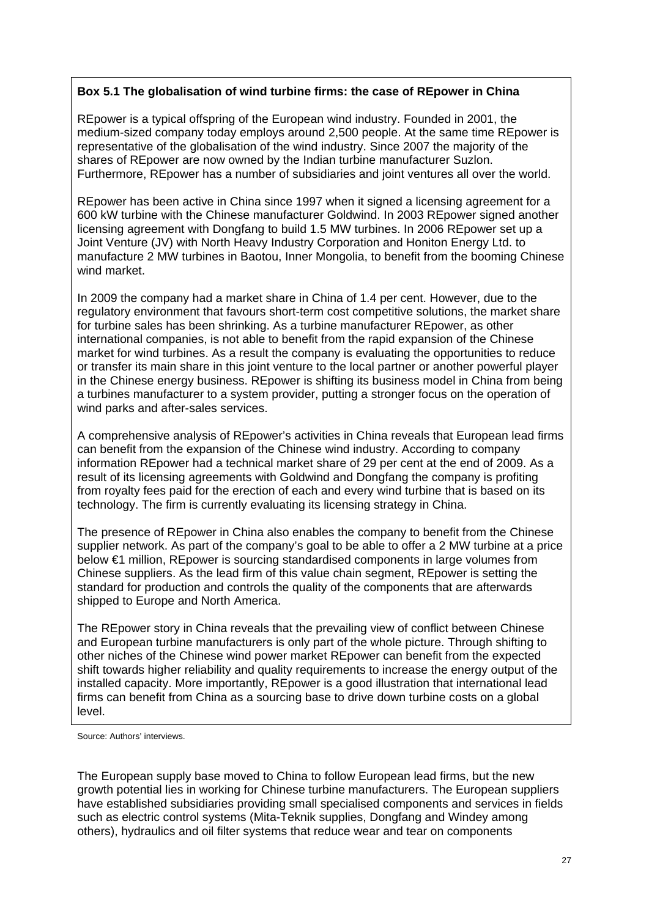**Box 5.1 The globalisation of wind turbine firms: the case of REpower in China**

REpower is a typical offspring of the European wind industry. Founded in 2001, the medium-sized company today employs around 2,500 people. At the same time REpower is representative of the globalisation of the wind industry. Since 2007 the majority of the shares of REpower are now owned by the Indian turbine manufacturer Suzlon. Furthermore, REpower has a number of subsidiaries and joint ventures all over the world.

REpower has been active in China since 1997 when it signed a licensing agreement for a 600 kW turbine with the Chinese manufacturer Goldwind. In 2003 REpower signed another licensing agreement with Dongfang to build 1.5 MW turbines. In 2006 REpower set up a Joint Venture (JV) with North Heavy Industry Corporation and Honiton Energy Ltd. to manufacture 2 MW turbines in Baotou, Inner Mongolia, to benefit from the booming Chinese wind market.

In 2009 the company had a market share in China of 1.4 per cent. However, due to the regulatory environment that favours short-term cost competitive solutions, the market share for turbine sales has been shrinking. As a turbine manufacturer REpower, as other international companies, is not able to benefit from the rapid expansion of the Chinese market for wind turbines. As a result the company is evaluating the opportunities to reduce or transfer its main share in this joint venture to the local partner or another powerful player in the Chinese energy business. REpower is shifting its business model in China from being a turbines manufacturer to a system provider, putting a stronger focus on the operation of wind parks and after-sales services.

A comprehensive analysis of REpower's activities in China reveals that European lead firms can benefit from the expansion of the Chinese wind industry. According to company information REpower had a technical market share of 29 per cent at the end of 2009. As a result of its licensing agreements with Goldwind and Dongfang the company is profiting from royalty fees paid for the erection of each and every wind turbine that is based on its technology. The firm is currently evaluating its licensing strategy in China.

The presence of REpower in China also enables the company to benefit from the Chinese supplier network. As part of the company's goal to be able to offer a 2 MW turbine at a price below €1 million, REpower is sourcing standardised components in large volumes from Chinese suppliers. As the lead firm of this value chain segment, REpower is setting the standard for production and controls the quality of the components that are afterwards shipped to Europe and North America.

The REpower story in China reveals that the prevailing view of conflict between Chinese and European turbine manufacturers is only part of the whole picture. Through shifting to other niches of the Chinese wind power market REpower can benefit from the expected shift towards higher reliability and quality requirements to increase the energy output of the installed capacity. More importantly, REpower is a good illustration that international lead firms can benefit from China as a sourcing base to drive down turbine costs on a global level.

Source: Authors' interviews.

The European supply base moved to China to follow European lead firms, but the new growth potential lies in working for Chinese turbine manufacturers. The European suppliers have established subsidiaries providing small specialised components and services in fields such as electric control systems (Mita-Teknik supplies, Dongfang and Windey among others), hydraulics and oil filter systems that reduce wear and tear on components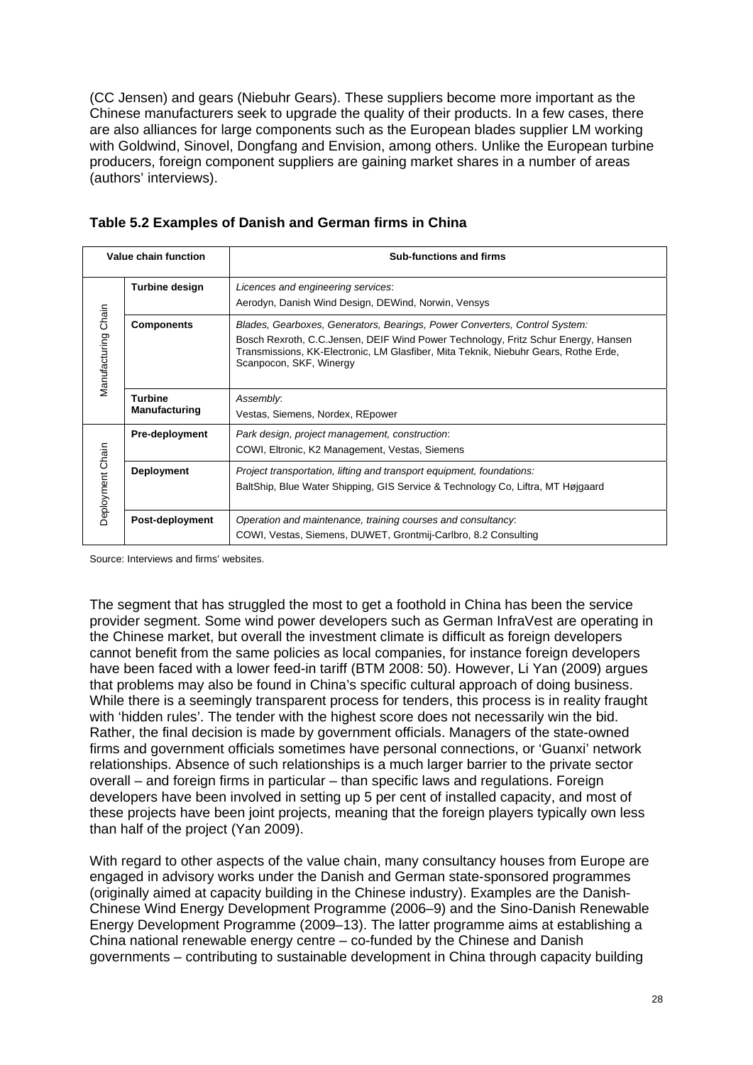(CC Jensen) and gears (Niebuhr Gears). These suppliers become more important as the Chinese manufacturers seek to upgrade the quality of their products. In a few cases, there are also alliances for large components such as the European blades supplier LM working with Goldwind, Sinovel, Dongfang and Envision, among others. Unlike the European turbine producers, foreign component suppliers are gaining market shares in a number of areas (authors' interviews).

### Table 5.2 Examples of Danish and German firms in China

| Value chain function | | Sub-functions and firms |
|---|---|---|
| Manufacturing Chain | **Turbine design** | *Licences and engineering services*:<br>Aerodyn, Danish Wind Design, DEWind, Norwin, Vensys |
| | **Components** | *Blades, Gearboxes, Generators, Bearings, Power Converters, Control System:*<br>Bosch Rexroth, C.C.Jensen, DEIF Wind Power Technology, Fritz Schur Energy, Hansen Transmissions, KK-Electronic, LM Glasfiber, Mita Teknik, Niebuhr Gears, Rothe Erde, Scanpocon, SKF, Winergy |
| | **Turbine Manufacturing** | *Assembly*:<br>Vestas, Siemens, Nordex, REpower |
| Deployment Chain | **Pre-deployment** | *Park design, project management, construction*:<br>COWI, Eltronic, K2 Management, Vestas, Siemens |
| | **Deployment** | *Project transportation, lifting and transport equipment, foundations:*<br>BaltShip, Blue Water Shipping, GIS Service & Technology Co, Liftra, MT Højgaard |
| | **Post-deployment** | *Operation and maintenance, training courses and consultancy*:<br>COWI, Vestas, Siemens, DUWET, Grontmij-Carlbro, 8.2 Consulting |

Source: Interviews and firms' websites.

The segment that has struggled the most to get a foothold in China has been the service provider segment. Some wind power developers such as German InfraVest are operating in the Chinese market, but overall the investment climate is difficult as foreign developers cannot benefit from the same policies as local companies, for instance foreign developers have been faced with a lower feed-in tariff (BTM 2008: 50). However, Li Yan (2009) argues that problems may also be found in China's specific cultural approach of doing business. While there is a seemingly transparent process for tenders, this process is in reality fraught with 'hidden rules'. The tender with the highest score does not necessarily win the bid. Rather, the final decision is made by government officials. Managers of the state-owned firms and government officials sometimes have personal connections, or 'Guanxi' network relationships. Absence of such relationships is a much larger barrier to the private sector overall – and foreign firms in particular – than specific laws and regulations. Foreign developers have been involved in setting up 5 per cent of installed capacity, and most of these projects have been joint projects, meaning that the foreign players typically own less than half of the project (Yan 2009).

With regard to other aspects of the value chain, many consultancy houses from Europe are engaged in advisory works under the Danish and German state-sponsored programmes (originally aimed at capacity building in the Chinese industry). Examples are the Danish-Chinese Wind Energy Development Programme (2006–9) and the Sino-Danish Renewable Energy Development Programme (2009–13). The latter programme aims at establishing a China national renewable energy centre – co-funded by the Chinese and Danish governments – contributing to sustainable development in China through capacity building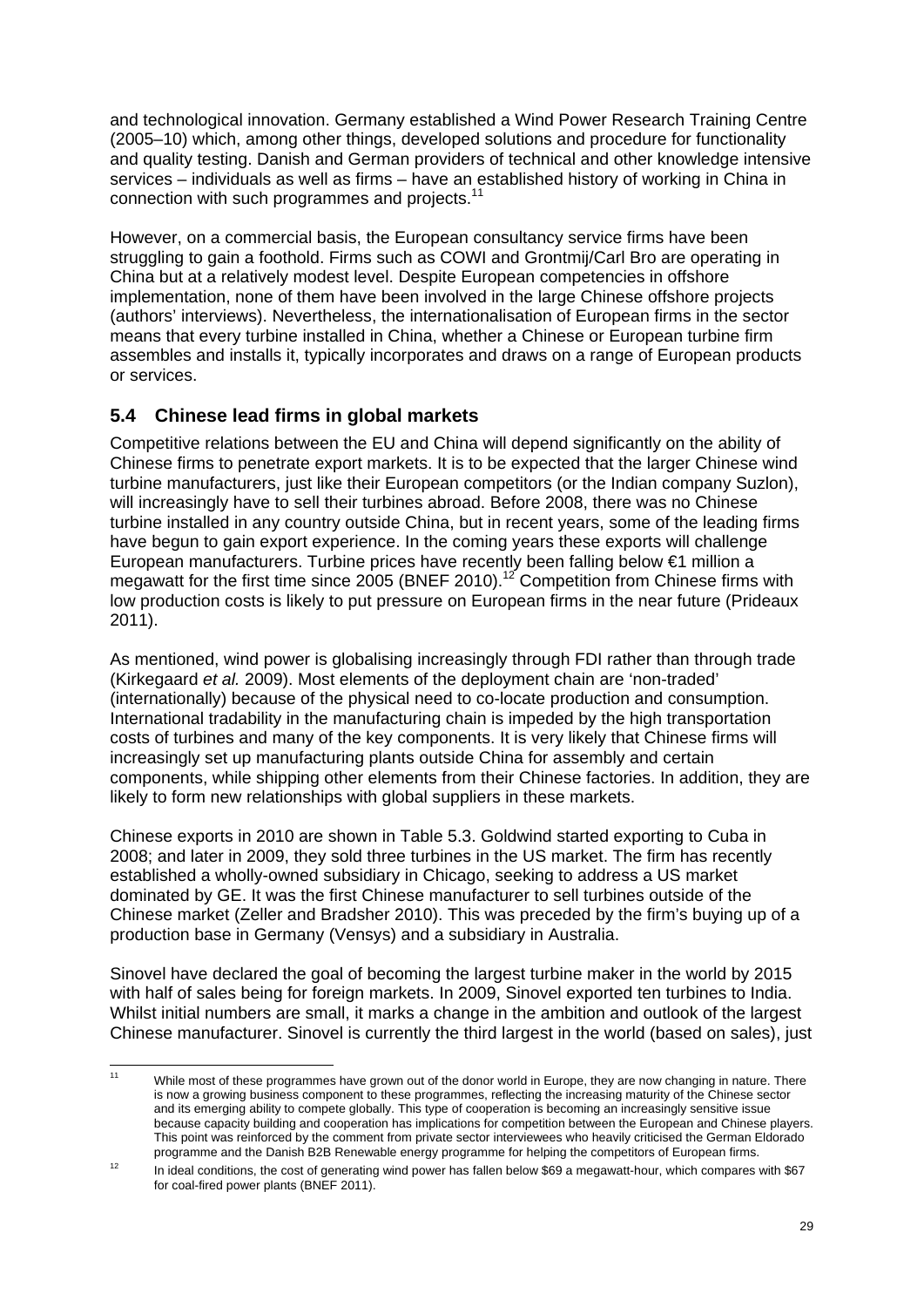and technological innovation. Germany established a Wind Power Research Training Centre (2005–10) which, among other things, developed solutions and procedure for functionality and quality testing. Danish and German providers of technical and other knowledge intensive services – individuals as well as firms – have an established history of working in China in connection with such programmes and projects.[11]

However, on a commercial basis, the European consultancy service firms have been struggling to gain a foothold. Firms such as COWI and Grontmij/Carl Bro are operating in China but at a relatively modest level. Despite European competencies in offshore implementation, none of them have been involved in the large Chinese offshore projects (authors' interviews). Nevertheless, the internationalisation of European firms in the sector means that every turbine installed in China, whether a Chinese or European turbine firm assembles and installs it, typically incorporates and draws on a range of European products or services.

## 5.4 Chinese lead firms in global markets

Competitive relations between the EU and China will depend significantly on the ability of Chinese firms to penetrate export markets. It is to be expected that the larger Chinese wind turbine manufacturers, just like their European competitors (or the Indian company Suzlon), will increasingly have to sell their turbines abroad. Before 2008, there was no Chinese turbine installed in any country outside China, but in recent years, some of the leading firms have begun to gain export experience. In the coming years these exports will challenge European manufacturers. Turbine prices have recently been falling below €1 million a megawatt for the first time since 2005 (BNEF 2010).[12] Competition from Chinese firms with low production costs is likely to put pressure on European firms in the near future (Prideaux 2011).

As mentioned, wind power is globalising increasingly through FDI rather than through trade (Kirkegaard *et al.* 2009). Most elements of the deployment chain are 'non-traded' (internationally) because of the physical need to co-locate production and consumption. International tradability in the manufacturing chain is impeded by the high transportation costs of turbines and many of the key components. It is very likely that Chinese firms will increasingly set up manufacturing plants outside China for assembly and certain components, while shipping other elements from their Chinese factories. In addition, they are likely to form new relationships with global suppliers in these markets.

Chinese exports in 2010 are shown in Table 5.3. Goldwind started exporting to Cuba in 2008; and later in 2009, they sold three turbines in the US market. The firm has recently established a wholly-owned subsidiary in Chicago, seeking to address a US market dominated by GE. It was the first Chinese manufacturer to sell turbines outside of the Chinese market (Zeller and Bradsher 2010). This was preceded by the firm's buying up of a production base in Germany (Vensys) and a subsidiary in Australia.

Sinovel have declared the goal of becoming the largest turbine maker in the world by 2015 with half of sales being for foreign markets. In 2009, Sinovel exported ten turbines to India. Whilst initial numbers are small, it marks a change in the ambition and outlook of the largest Chinese manufacturer. Sinovel is currently the third largest in the world (based on sales), just

---

[11] While most of these programmes have grown out of the donor world in Europe, they are now changing in nature. There is now a growing business component to these programmes, reflecting the increasing maturity of the Chinese sector and its emerging ability to compete globally. This type of cooperation is becoming an increasingly sensitive issue because capacity building and cooperation has implications for competition between the European and Chinese players. This point was reinforced by the comment from private sector interviewees who heavily criticised the German Eldorado programme and the Danish B2B Renewable energy programme for helping the competitors of European firms.

[12] In ideal conditions, the cost of generating wind power has fallen below $69 a megawatt-hour, which compares with $67 for coal-fired power plants (BNEF 2011).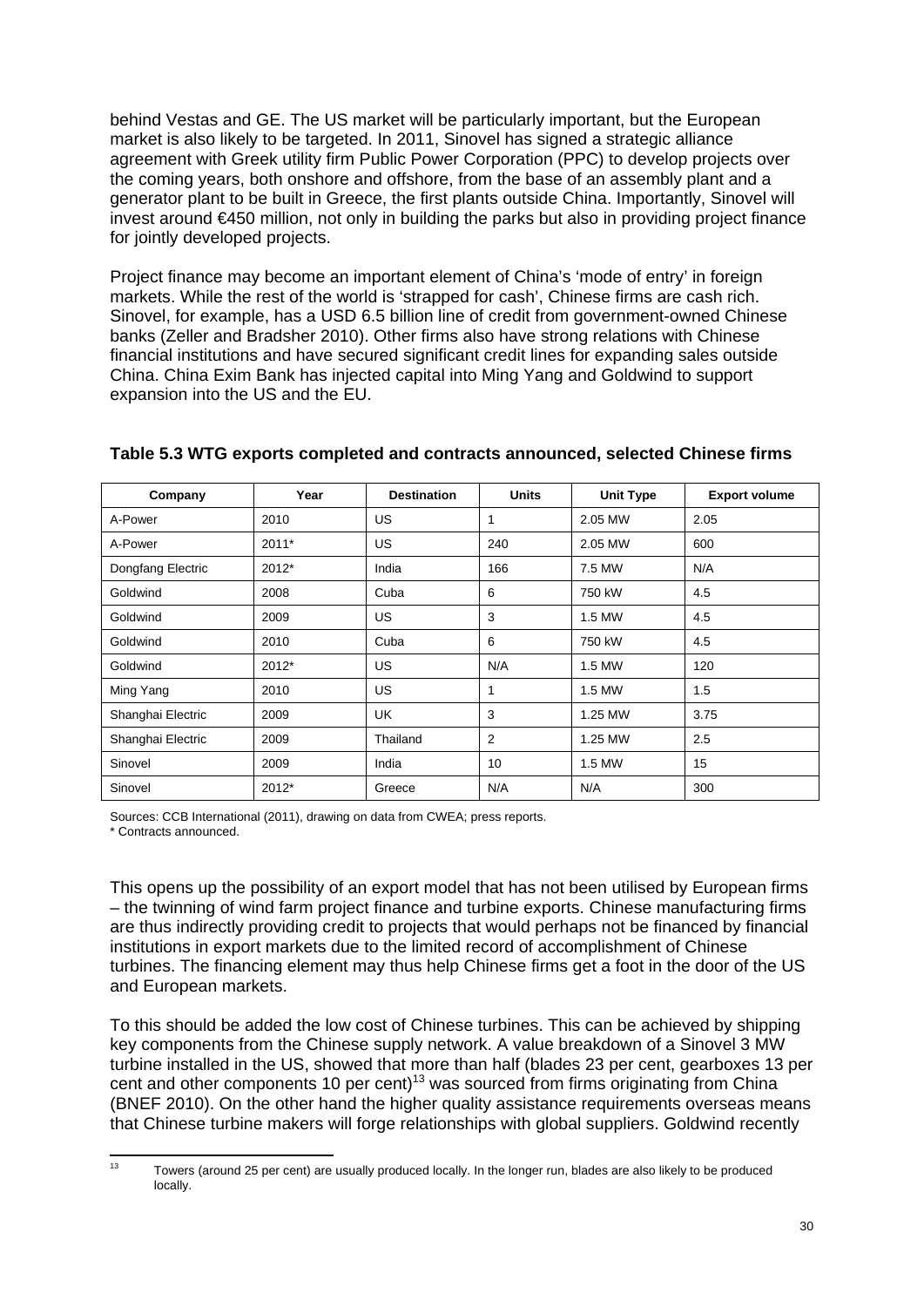behind Vestas and GE. The US market will be particularly important, but the European market is also likely to be targeted. In 2011, Sinovel has signed a strategic alliance agreement with Greek utility firm Public Power Corporation (PPC) to develop projects over the coming years, both onshore and offshore, from the base of an assembly plant and a generator plant to be built in Greece, the first plants outside China. Importantly, Sinovel will invest around €450 million, not only in building the parks but also in providing project finance for jointly developed projects.

Project finance may become an important element of China's 'mode of entry' in foreign markets. While the rest of the world is 'strapped for cash', Chinese firms are cash rich. Sinovel, for example, has a USD 6.5 billion line of credit from government-owned Chinese banks (Zeller and Bradsher 2010). Other firms also have strong relations with Chinese financial institutions and have secured significant credit lines for expanding sales outside China. China Exim Bank has injected capital into Ming Yang and Goldwind to support expansion into the US and the EU.

**Table 5.3 WTG exports completed and contracts announced, selected Chinese firms**

| Company | Year | Destination | Units | Unit Type | Export volume |
|---|---|---|---|---|---|
| A-Power | 2010 | US | 1 | 2.05 MW | 2.05 |
| A-Power | 2011* | US | 240 | 2.05 MW | 600 |
| Dongfang Electric | 2012* | India | 166 | 7.5 MW | N/A |
| Goldwind | 2008 | Cuba | 6 | 750 kW | 4.5 |
| Goldwind | 2009 | US | 3 | 1.5 MW | 4.5 |
| Goldwind | 2010 | Cuba | 6 | 750 kW | 4.5 |
| Goldwind | 2012* | US | N/A | 1.5 MW | 120 |
| Ming Yang | 2010 | US | 1 | 1.5 MW | 1.5 |
| Shanghai Electric | 2009 | UK | 3 | 1.25 MW | 3.75 |
| Shanghai Electric | 2009 | Thailand | 2 | 1.25 MW | 2.5 |
| Sinovel | 2009 | India | 10 | 1.5 MW | 15 |
| Sinovel | 2012* | Greece | N/A | N/A | 300 |

Sources: CCB International (2011), drawing on data from CWEA; press reports.
* Contracts announced.

This opens up the possibility of an export model that has not been utilised by European firms – the twinning of wind farm project finance and turbine exports. Chinese manufacturing firms are thus indirectly providing credit to projects that would perhaps not be financed by financial institutions in export markets due to the limited record of accomplishment of Chinese turbines. The financing element may thus help Chinese firms get a foot in the door of the US and European markets.

To this should be added the low cost of Chinese turbines. This can be achieved by shipping key components from the Chinese supply network. A value breakdown of a Sinovel 3 MW turbine installed in the US, showed that more than half (blades 23 per cent, gearboxes 13 per cent and other components 10 per cent)[13] was sourced from firms originating from China (BNEF 2010). On the other hand the higher quality assistance requirements overseas means that Chinese turbine makers will forge relationships with global suppliers. Goldwind recently

[13] Towers (around 25 per cent) are usually produced locally. In the longer run, blades are also likely to be produced locally.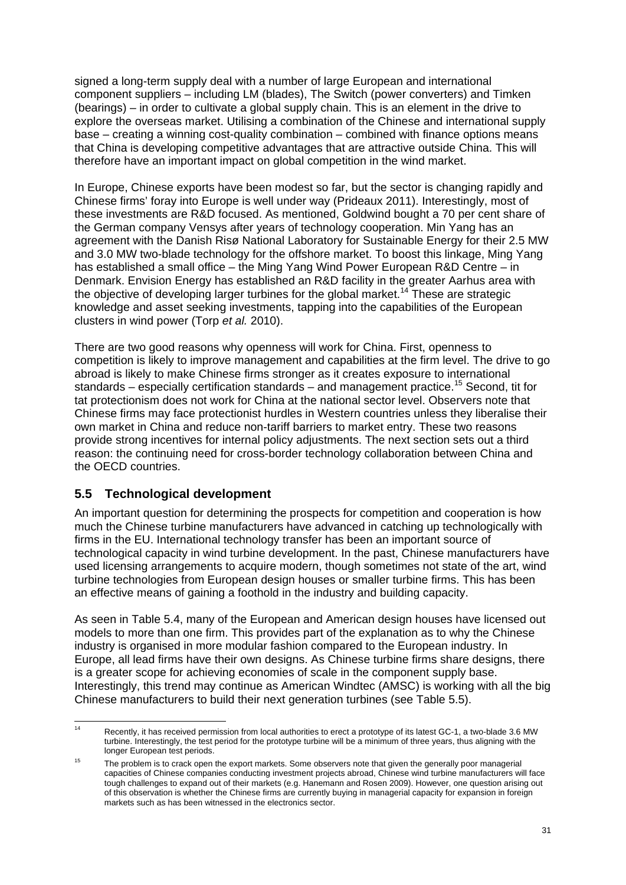signed a long-term supply deal with a number of large European and international component suppliers – including LM (blades), The Switch (power converters) and Timken (bearings) – in order to cultivate a global supply chain. This is an element in the drive to explore the overseas market. Utilising a combination of the Chinese and international supply base – creating a winning cost-quality combination – combined with finance options means that China is developing competitive advantages that are attractive outside China. This will therefore have an important impact on global competition in the wind market.

In Europe, Chinese exports have been modest so far, but the sector is changing rapidly and Chinese firms' foray into Europe is well under way (Prideaux 2011). Interestingly, most of these investments are R&D focused. As mentioned, Goldwind bought a 70 per cent share of the German company Vensys after years of technology cooperation. Min Yang has an agreement with the Danish Risø National Laboratory for Sustainable Energy for their 2.5 MW and 3.0 MW two-blade technology for the offshore market. To boost this linkage, Ming Yang has established a small office – the Ming Yang Wind Power European R&D Centre – in Denmark. Envision Energy has established an R&D facility in the greater Aarhus area with the objective of developing larger turbines for the global market.[14] These are strategic knowledge and asset seeking investments, tapping into the capabilities of the European clusters in wind power (Torp *et al.* 2010).

There are two good reasons why openness will work for China. First, openness to competition is likely to improve management and capabilities at the firm level. The drive to go abroad is likely to make Chinese firms stronger as it creates exposure to international standards – especially certification standards – and management practice.[15] Second, tit for tat protectionism does not work for China at the national sector level. Observers note that Chinese firms may face protectionist hurdles in Western countries unless they liberalise their own market in China and reduce non-tariff barriers to market entry. These two reasons provide strong incentives for internal policy adjustments. The next section sets out a third reason: the continuing need for cross-border technology collaboration between China and the OECD countries.

## 5.5 Technological development

An important question for determining the prospects for competition and cooperation is how much the Chinese turbine manufacturers have advanced in catching up technologically with firms in the EU. International technology transfer has been an important source of technological capacity in wind turbine development. In the past, Chinese manufacturers have used licensing arrangements to acquire modern, though sometimes not state of the art, wind turbine technologies from European design houses or smaller turbine firms. This has been an effective means of gaining a foothold in the industry and building capacity.

As seen in Table 5.4, many of the European and American design houses have licensed out models to more than one firm. This provides part of the explanation as to why the Chinese industry is organised in more modular fashion compared to the European industry. In Europe, all lead firms have their own designs. As Chinese turbine firms share designs, there is a greater scope for achieving economies of scale in the component supply base. Interestingly, this trend may continue as American Windtec (AMSC) is working with all the big Chinese manufacturers to build their next generation turbines (see Table 5.5).

---

[14] Recently, it has received permission from local authorities to erect a prototype of its latest GC-1, a two-blade 3.6 MW turbine. Interestingly, the test period for the prototype turbine will be a minimum of three years, thus aligning with the longer European test periods.

[15] The problem is to crack open the export markets. Some observers note that given the generally poor managerial capacities of Chinese companies conducting investment projects abroad, Chinese wind turbine manufacturers will face tough challenges to expand out of their markets (e.g. Hanemann and Rosen 2009). However, one question arising out of this observation is whether the Chinese firms are currently buying in managerial capacity for expansion in foreign markets such as has been witnessed in the electronics sector.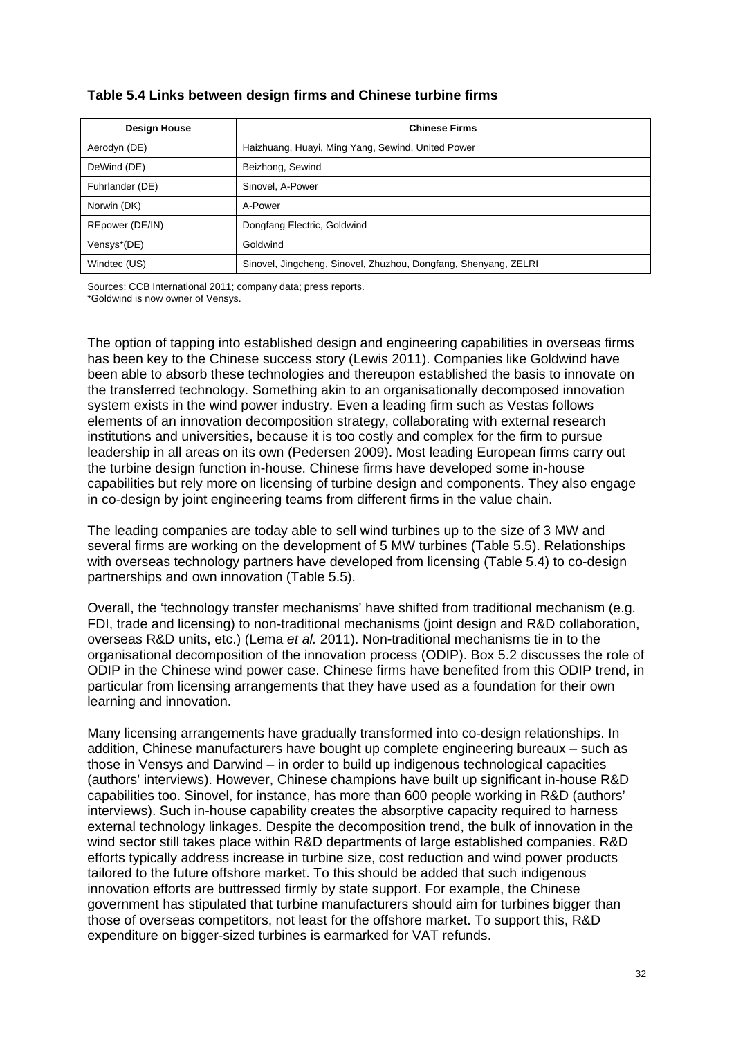**Table 5.4 Links between design firms and Chinese turbine firms**

| Design House | Chinese Firms |
|---|---|
| Aerodyn (DE) | Haizhuang, Huayi, Ming Yang, Sewind, United Power |
| DeWind (DE) | Beizhong, Sewind |
| Fuhrlander (DE) | Sinovel, A-Power |
| Norwin (DK) | A-Power |
| REpower (DE/IN) | Dongfang Electric, Goldwind |
| Vensys*(DE) | Goldwind |
| Windtec (US) | Sinovel, Jingcheng, Sinovel, Zhuzhou, Dongfang, Shenyang, ZELRI |

Sources: CCB International 2011; company data; press reports.
*Goldwind is now owner of Vensys.

The option of tapping into established design and engineering capabilities in overseas firms has been key to the Chinese success story (Lewis 2011). Companies like Goldwind have been able to absorb these technologies and thereupon established the basis to innovate on the transferred technology. Something akin to an organisationally decomposed innovation system exists in the wind power industry. Even a leading firm such as Vestas follows elements of an innovation decomposition strategy, collaborating with external research institutions and universities, because it is too costly and complex for the firm to pursue leadership in all areas on its own (Pedersen 2009). Most leading European firms carry out the turbine design function in-house. Chinese firms have developed some in-house capabilities but rely more on licensing of turbine design and components. They also engage in co-design by joint engineering teams from different firms in the value chain.

The leading companies are today able to sell wind turbines up to the size of 3 MW and several firms are working on the development of 5 MW turbines (Table 5.5). Relationships with overseas technology partners have developed from licensing (Table 5.4) to co-design partnerships and own innovation (Table 5.5).

Overall, the 'technology transfer mechanisms' have shifted from traditional mechanism (e.g. FDI, trade and licensing) to non-traditional mechanisms (joint design and R&D collaboration, overseas R&D units, etc.) (Lema *et al.* 2011). Non-traditional mechanisms tie in to the organisational decomposition of the innovation process (ODIP). Box 5.2 discusses the role of ODIP in the Chinese wind power case. Chinese firms have benefited from this ODIP trend, in particular from licensing arrangements that they have used as a foundation for their own learning and innovation.

Many licensing arrangements have gradually transformed into co-design relationships. In addition, Chinese manufacturers have bought up complete engineering bureaux – such as those in Vensys and Darwind – in order to build up indigenous technological capacities (authors' interviews). However, Chinese champions have built up significant in-house R&D capabilities too. Sinovel, for instance, has more than 600 people working in R&D (authors' interviews). Such in-house capability creates the absorptive capacity required to harness external technology linkages. Despite the decomposition trend, the bulk of innovation in the wind sector still takes place within R&D departments of large established companies. R&D efforts typically address increase in turbine size, cost reduction and wind power products tailored to the future offshore market. To this should be added that such indigenous innovation efforts are buttressed firmly by state support. For example, the Chinese government has stipulated that turbine manufacturers should aim for turbines bigger than those of overseas competitors, not least for the offshore market. To support this, R&D expenditure on bigger-sized turbines is earmarked for VAT refunds.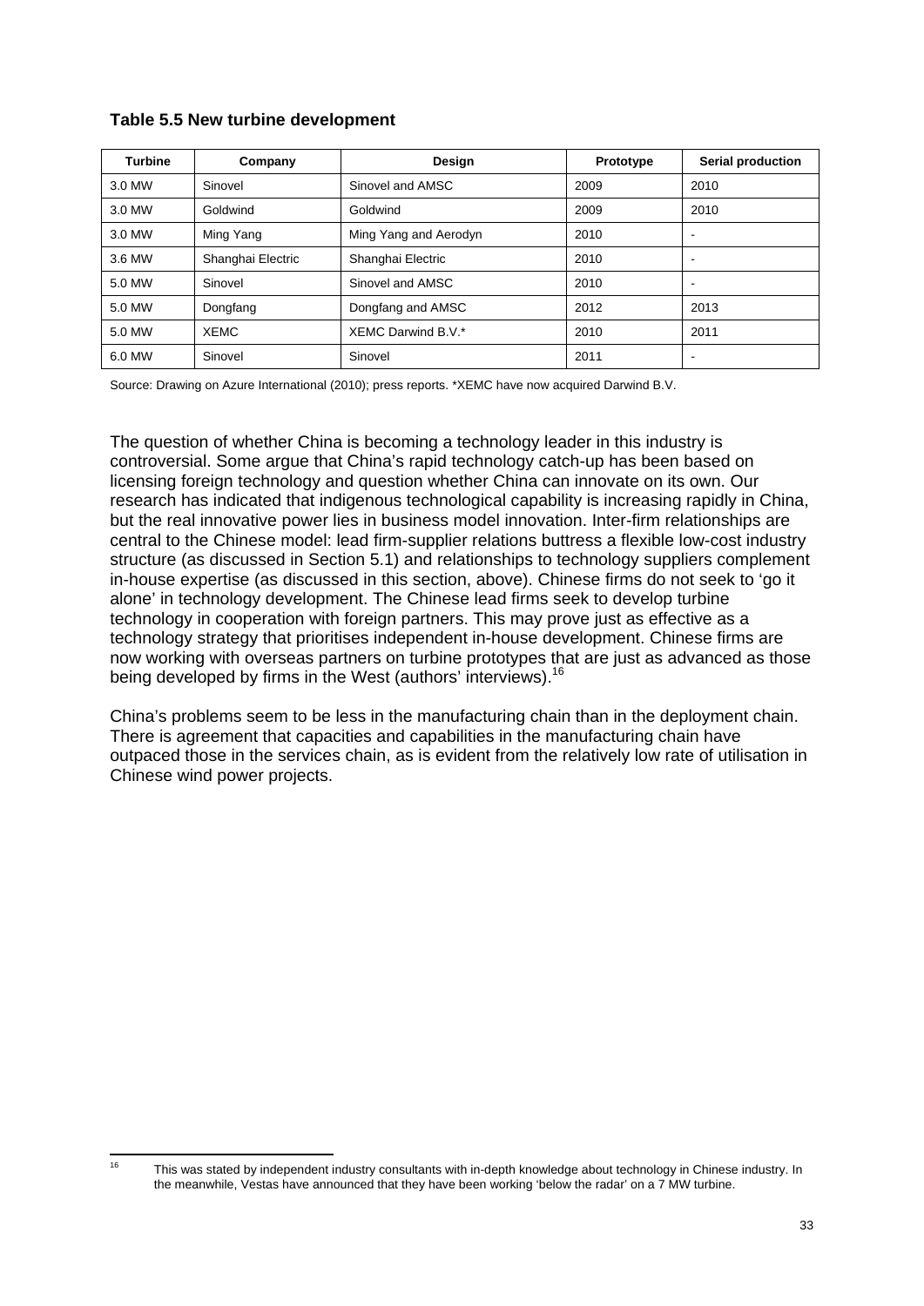**Table 5.5 New turbine development**

| Turbine | Company | Design | Prototype | Serial production |
|---|---|---|---|---|
| 3.0 MW | Sinovel | Sinovel and AMSC | 2009 | 2010 |
| 3.0 MW | Goldwind | Goldwind | 2009 | 2010 |
| 3.0 MW | Ming Yang | Ming Yang and Aerodyn | 2010 | - |
| 3.6 MW | Shanghai Electric | Shanghai Electric | 2010 | - |
| 5.0 MW | Sinovel | Sinovel and AMSC | 2010 | - |
| 5.0 MW | Dongfang | Dongfang and AMSC | 2012 | 2013 |
| 5.0 MW | XEMC | XEMC Darwind B.V.* | 2010 | 2011 |
| 6.0 MW | Sinovel | Sinovel | 2011 | - |

Source: Drawing on Azure International (2010); press reports. *XEMC have now acquired Darwind B.V.

The question of whether China is becoming a technology leader in this industry is controversial. Some argue that China's rapid technology catch-up has been based on licensing foreign technology and question whether China can innovate on its own. Our research has indicated that indigenous technological capability is increasing rapidly in China, but the real innovative power lies in business model innovation. Inter-firm relationships are central to the Chinese model: lead firm-supplier relations buttress a flexible low-cost industry structure (as discussed in Section 5.1) and relationships to technology suppliers complement in-house expertise (as discussed in this section, above). Chinese firms do not seek to 'go it alone' in technology development. The Chinese lead firms seek to develop turbine technology in cooperation with foreign partners. This may prove just as effective as a technology strategy that prioritises independent in-house development. Chinese firms are now working with overseas partners on turbine prototypes that are just as advanced as those being developed by firms in the West (authors' interviews).[16]

China's problems seem to be less in the manufacturing chain than in the deployment chain. There is agreement that capacities and capabilities in the manufacturing chain have outpaced those in the services chain, as is evident from the relatively low rate of utilisation in Chinese wind power projects.

[16] This was stated by independent industry consultants with in-depth knowledge about technology in Chinese industry. In the meanwhile, Vestas have announced that they have been working 'below the radar' on a 7 MW turbine.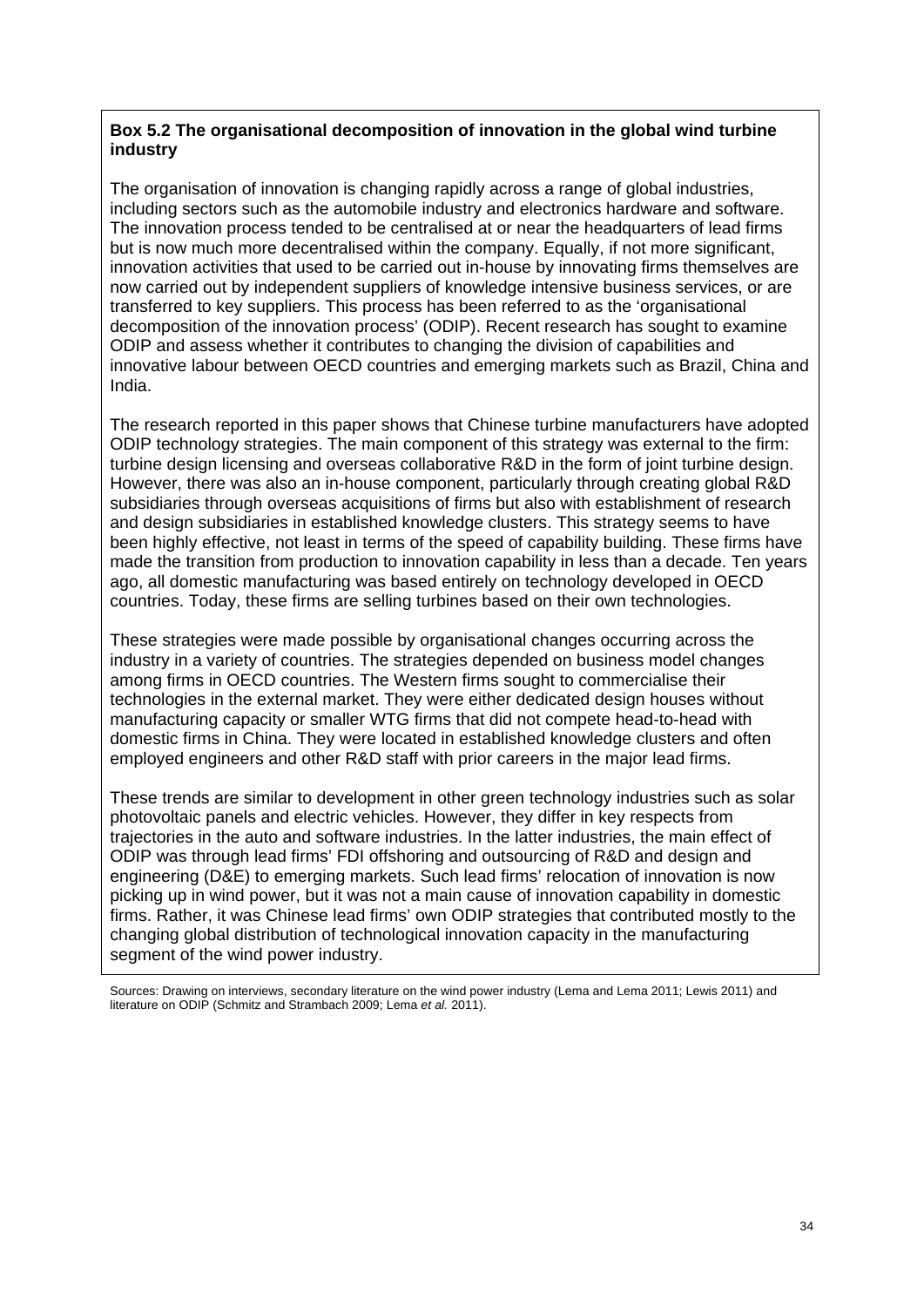**Box 5.2 The organisational decomposition of innovation in the global wind turbine industry**

The organisation of innovation is changing rapidly across a range of global industries, including sectors such as the automobile industry and electronics hardware and software. The innovation process tended to be centralised at or near the headquarters of lead firms but is now much more decentralised within the company. Equally, if not more significant, innovation activities that used to be carried out in-house by innovating firms themselves are now carried out by independent suppliers of knowledge intensive business services, or are transferred to key suppliers. This process has been referred to as the 'organisational decomposition of the innovation process' (ODIP). Recent research has sought to examine ODIP and assess whether it contributes to changing the division of capabilities and innovative labour between OECD countries and emerging markets such as Brazil, China and India.

The research reported in this paper shows that Chinese turbine manufacturers have adopted ODIP technology strategies. The main component of this strategy was external to the firm: turbine design licensing and overseas collaborative R&D in the form of joint turbine design. However, there was also an in-house component, particularly through creating global R&D subsidiaries through overseas acquisitions of firms but also with establishment of research and design subsidiaries in established knowledge clusters. This strategy seems to have been highly effective, not least in terms of the speed of capability building. These firms have made the transition from production to innovation capability in less than a decade. Ten years ago, all domestic manufacturing was based entirely on technology developed in OECD countries. Today, these firms are selling turbines based on their own technologies.

These strategies were made possible by organisational changes occurring across the industry in a variety of countries. The strategies depended on business model changes among firms in OECD countries. The Western firms sought to commercialise their technologies in the external market. They were either dedicated design houses without manufacturing capacity or smaller WTG firms that did not compete head-to-head with domestic firms in China. They were located in established knowledge clusters and often employed engineers and other R&D staff with prior careers in the major lead firms.

These trends are similar to development in other green technology industries such as solar photovoltaic panels and electric vehicles. However, they differ in key respects from trajectories in the auto and software industries. In the latter industries, the main effect of ODIP was through lead firms' FDI offshoring and outsourcing of R&D and design and engineering (D&E) to emerging markets. Such lead firms' relocation of innovation is now picking up in wind power, but it was not a main cause of innovation capability in domestic firms. Rather, it was Chinese lead firms' own ODIP strategies that contributed mostly to the changing global distribution of technological innovation capacity in the manufacturing segment of the wind power industry.

Sources: Drawing on interviews, secondary literature on the wind power industry (Lema and Lema 2011; Lewis 2011) and literature on ODIP (Schmitz and Strambach 2009; Lema *et al.* 2011).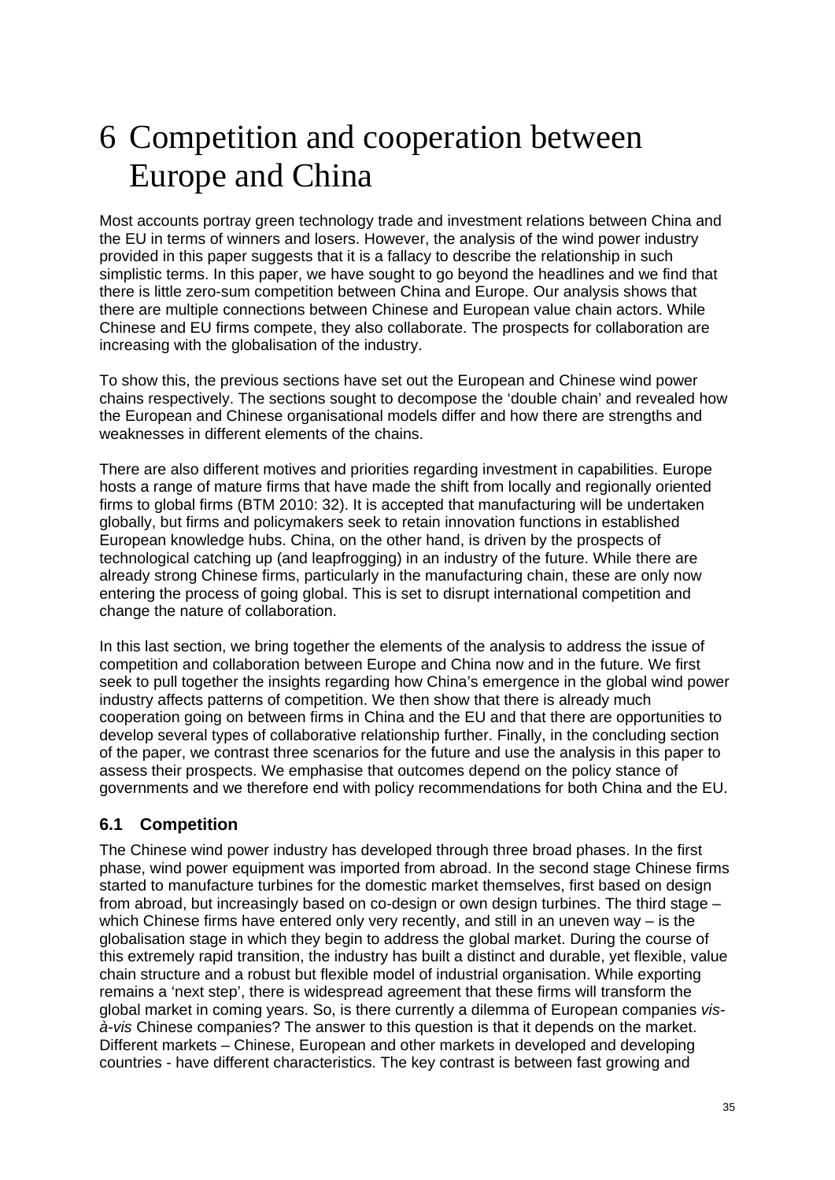# 6 Competition and cooperation between Europe and China

Most accounts portray green technology trade and investment relations between China and the EU in terms of winners and losers. However, the analysis of the wind power industry provided in this paper suggests that it is a fallacy to describe the relationship in such simplistic terms. In this paper, we have sought to go beyond the headlines and we find that there is little zero-sum competition between China and Europe. Our analysis shows that there are multiple connections between Chinese and European value chain actors. While Chinese and EU firms compete, they also collaborate. The prospects for collaboration are increasing with the globalisation of the industry.

To show this, the previous sections have set out the European and Chinese wind power chains respectively. The sections sought to decompose the 'double chain' and revealed how the European and Chinese organisational models differ and how there are strengths and weaknesses in different elements of the chains.

There are also different motives and priorities regarding investment in capabilities. Europe hosts a range of mature firms that have made the shift from locally and regionally oriented firms to global firms (BTM 2010: 32). It is accepted that manufacturing will be undertaken globally, but firms and policymakers seek to retain innovation functions in established European knowledge hubs. China, on the other hand, is driven by the prospects of technological catching up (and leapfrogging) in an industry of the future. While there are already strong Chinese firms, particularly in the manufacturing chain, these are only now entering the process of going global. This is set to disrupt international competition and change the nature of collaboration.

In this last section, we bring together the elements of the analysis to address the issue of competition and collaboration between Europe and China now and in the future. We first seek to pull together the insights regarding how China's emergence in the global wind power industry affects patterns of competition. We then show that there is already much cooperation going on between firms in China and the EU and that there are opportunities to develop several types of collaborative relationship further. Finally, in the concluding section of the paper, we contrast three scenarios for the future and use the analysis in this paper to assess their prospects. We emphasise that outcomes depend on the policy stance of governments and we therefore end with policy recommendations for both China and the EU.

## 6.1 Competition

The Chinese wind power industry has developed through three broad phases. In the first phase, wind power equipment was imported from abroad. In the second stage Chinese firms started to manufacture turbines for the domestic market themselves, first based on design from abroad, but increasingly based on co-design or own design turbines. The third stage – which Chinese firms have entered only very recently, and still in an uneven way – is the globalisation stage in which they begin to address the global market. During the course of this extremely rapid transition, the industry has built a distinct and durable, yet flexible, value chain structure and a robust but flexible model of industrial organisation. While exporting remains a 'next step', there is widespread agreement that these firms will transform the global market in coming years. So, is there currently a dilemma of European companies *vis-à-vis* Chinese companies? The answer to this question is that it depends on the market. Different markets – Chinese, European and other markets in developed and developing countries - have different characteristics. The key contrast is between fast growing and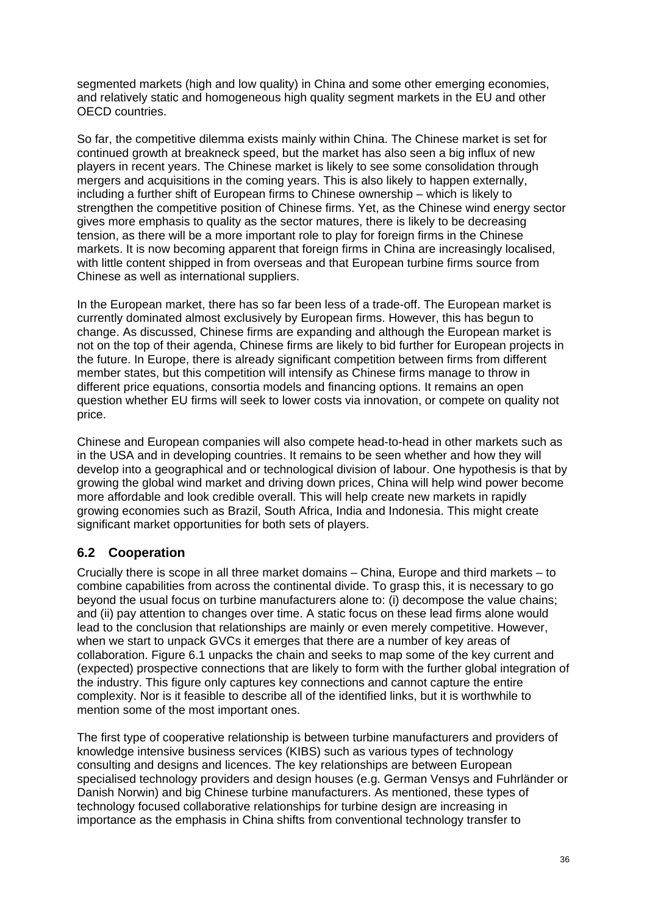segmented markets (high and low quality) in China and some other emerging economies, and relatively static and homogeneous high quality segment markets in the EU and other OECD countries.

So far, the competitive dilemma exists mainly within China. The Chinese market is set for continued growth at breakneck speed, but the market has also seen a big influx of new players in recent years. The Chinese market is likely to see some consolidation through mergers and acquisitions in the coming years. This is also likely to happen externally, including a further shift of European firms to Chinese ownership – which is likely to strengthen the competitive position of Chinese firms. Yet, as the Chinese wind energy sector gives more emphasis to quality as the sector matures, there is likely to be decreasing tension, as there will be a more important role to play for foreign firms in the Chinese markets. It is now becoming apparent that foreign firms in China are increasingly localised, with little content shipped in from overseas and that European turbine firms source from Chinese as well as international suppliers.

In the European market, there has so far been less of a trade-off. The European market is currently dominated almost exclusively by European firms. However, this has begun to change. As discussed, Chinese firms are expanding and although the European market is not on the top of their agenda, Chinese firms are likely to bid further for European projects in the future. In Europe, there is already significant competition between firms from different member states, but this competition will intensify as Chinese firms manage to throw in different price equations, consortia models and financing options. It remains an open question whether EU firms will seek to lower costs via innovation, or compete on quality not price.

Chinese and European companies will also compete head-to-head in other markets such as in the USA and in developing countries. It remains to be seen whether and how they will develop into a geographical and or technological division of labour. One hypothesis is that by growing the global wind market and driving down prices, China will help wind power become more affordable and look credible overall. This will help create new markets in rapidly growing economies such as Brazil, South Africa, India and Indonesia. This might create significant market opportunities for both sets of players.

## 6.2 Cooperation

Crucially there is scope in all three market domains – China, Europe and third markets – to combine capabilities from across the continental divide. To grasp this, it is necessary to go beyond the usual focus on turbine manufacturers alone to: (i) decompose the value chains; and (ii) pay attention to changes over time. A static focus on these lead firms alone would lead to the conclusion that relationships are mainly or even merely competitive. However, when we start to unpack GVCs it emerges that there are a number of key areas of collaboration. Figure 6.1 unpacks the chain and seeks to map some of the key current and (expected) prospective connections that are likely to form with the further global integration of the industry. This figure only captures key connections and cannot capture the entire complexity. Nor is it feasible to describe all of the identified links, but it is worthwhile to mention some of the most important ones.

The first type of cooperative relationship is between turbine manufacturers and providers of knowledge intensive business services (KIBS) such as various types of technology consulting and designs and licences. The key relationships are between European specialised technology providers and design houses (e.g. German Vensys and Fuhrländer or Danish Norwin) and big Chinese turbine manufacturers. As mentioned, these types of technology focused collaborative relationships for turbine design are increasing in importance as the emphasis in China shifts from conventional technology transfer to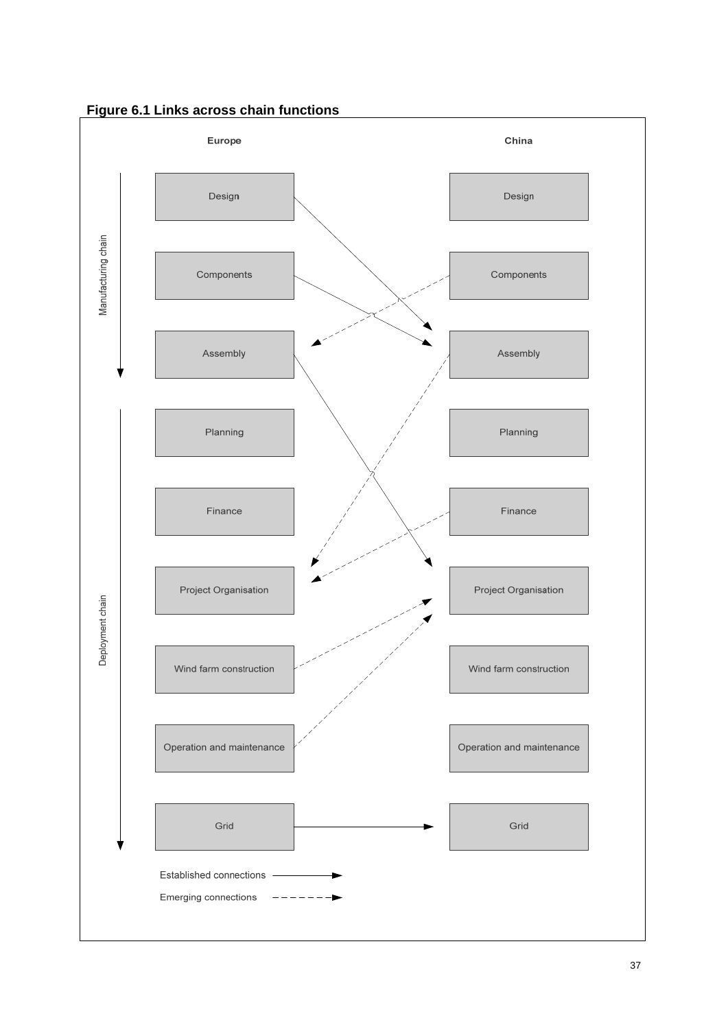**Figure 6.1 Links across chain functions**

| Europe | China |
|---|---|
| Design | Design |
| Components | Components |
| Assembly | Assembly |
| Planning | Planning |
| Finance | Finance |
| Project Organisation | Project Organisation |
| Wind farm construction | Wind farm construction |
| Operation and maintenance | Operation and maintenance |
| Grid | Grid |

Manufacturing chain: Design, Components, Assembly

Deployment chain: Planning, Finance, Project Organisation, Wind farm construction, Operation and maintenance, Grid

Established connections ⟶

- Europe Design → China Assembly
- Europe Components → China Assembly
- Europe Assembly → China Project Organisation
- Europe Grid → China Grid

Emerging connections - - - →

- China Components → Europe Assembly
- China Assembly → Europe Project Organisation
- China Finance → Europe Project Organisation
- Europe Wind farm construction → China Project Organisation
- Europe Operation and maintenance → China Project Organisation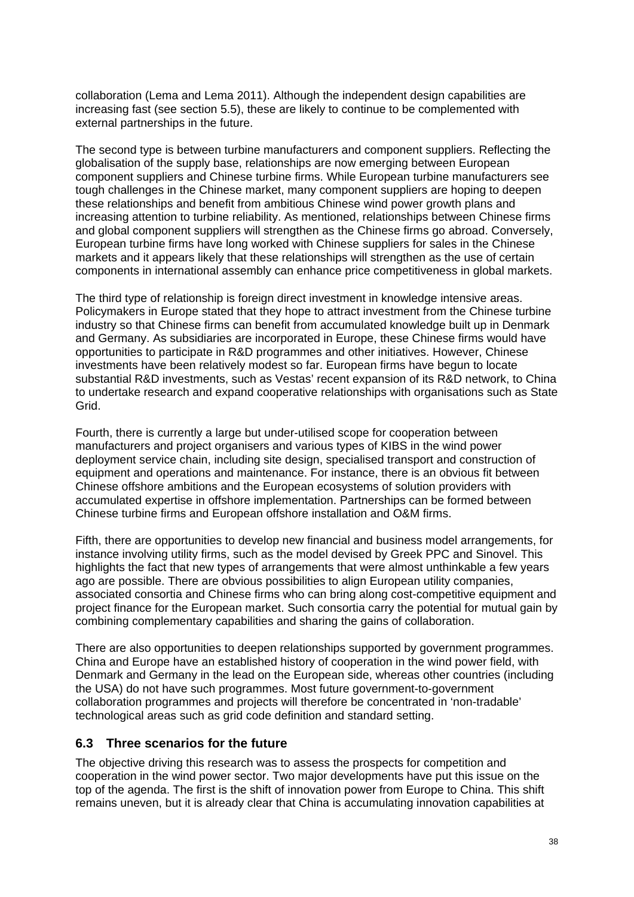collaboration (Lema and Lema 2011). Although the independent design capabilities are increasing fast (see section 5.5), these are likely to continue to be complemented with external partnerships in the future.

The second type is between turbine manufacturers and component suppliers. Reflecting the globalisation of the supply base, relationships are now emerging between European component suppliers and Chinese turbine firms. While European turbine manufacturers see tough challenges in the Chinese market, many component suppliers are hoping to deepen these relationships and benefit from ambitious Chinese wind power growth plans and increasing attention to turbine reliability. As mentioned, relationships between Chinese firms and global component suppliers will strengthen as the Chinese firms go abroad. Conversely, European turbine firms have long worked with Chinese suppliers for sales in the Chinese markets and it appears likely that these relationships will strengthen as the use of certain components in international assembly can enhance price competitiveness in global markets.

The third type of relationship is foreign direct investment in knowledge intensive areas. Policymakers in Europe stated that they hope to attract investment from the Chinese turbine industry so that Chinese firms can benefit from accumulated knowledge built up in Denmark and Germany. As subsidiaries are incorporated in Europe, these Chinese firms would have opportunities to participate in R&D programmes and other initiatives. However, Chinese investments have been relatively modest so far. European firms have begun to locate substantial R&D investments, such as Vestas' recent expansion of its R&D network, to China to undertake research and expand cooperative relationships with organisations such as State Grid.

Fourth, there is currently a large but under-utilised scope for cooperation between manufacturers and project organisers and various types of KIBS in the wind power deployment service chain, including site design, specialised transport and construction of equipment and operations and maintenance. For instance, there is an obvious fit between Chinese offshore ambitions and the European ecosystems of solution providers with accumulated expertise in offshore implementation. Partnerships can be formed between Chinese turbine firms and European offshore installation and O&M firms.

Fifth, there are opportunities to develop new financial and business model arrangements, for instance involving utility firms, such as the model devised by Greek PPC and Sinovel. This highlights the fact that new types of arrangements that were almost unthinkable a few years ago are possible. There are obvious possibilities to align European utility companies, associated consortia and Chinese firms who can bring along cost-competitive equipment and project finance for the European market. Such consortia carry the potential for mutual gain by combining complementary capabilities and sharing the gains of collaboration.

There are also opportunities to deepen relationships supported by government programmes. China and Europe have an established history of cooperation in the wind power field, with Denmark and Germany in the lead on the European side, whereas other countries (including the USA) do not have such programmes. Most future government-to-government collaboration programmes and projects will therefore be concentrated in 'non-tradable' technological areas such as grid code definition and standard setting.

## 6.3 Three scenarios for the future

The objective driving this research was to assess the prospects for competition and cooperation in the wind power sector. Two major developments have put this issue on the top of the agenda. The first is the shift of innovation power from Europe to China. This shift remains uneven, but it is already clear that China is accumulating innovation capabilities at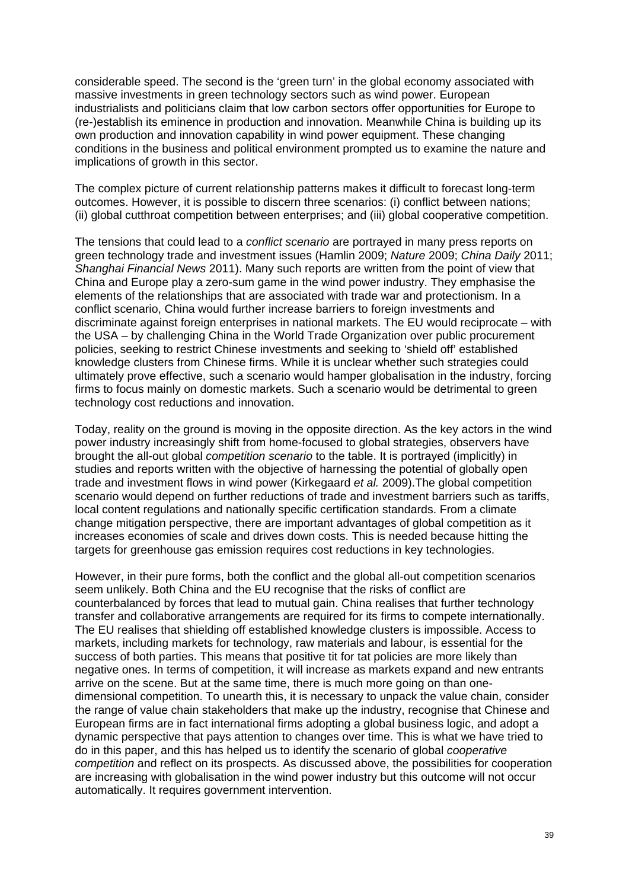considerable speed. The second is the 'green turn' in the global economy associated with massive investments in green technology sectors such as wind power. European industrialists and politicians claim that low carbon sectors offer opportunities for Europe to (re-)establish its eminence in production and innovation. Meanwhile China is building up its own production and innovation capability in wind power equipment. These changing conditions in the business and political environment prompted us to examine the nature and implications of growth in this sector.

The complex picture of current relationship patterns makes it difficult to forecast long-term outcomes. However, it is possible to discern three scenarios: (i) conflict between nations; (ii) global cutthroat competition between enterprises; and (iii) global cooperative competition.

The tensions that could lead to a *conflict scenario* are portrayed in many press reports on green technology trade and investment issues (Hamlin 2009; *Nature* 2009; *China Daily* 2011; *Shanghai Financial News* 2011). Many such reports are written from the point of view that China and Europe play a zero-sum game in the wind power industry. They emphasise the elements of the relationships that are associated with trade war and protectionism. In a conflict scenario, China would further increase barriers to foreign investments and discriminate against foreign enterprises in national markets. The EU would reciprocate – with the USA – by challenging China in the World Trade Organization over public procurement policies, seeking to restrict Chinese investments and seeking to 'shield off' established knowledge clusters from Chinese firms. While it is unclear whether such strategies could ultimately prove effective, such a scenario would hamper globalisation in the industry, forcing firms to focus mainly on domestic markets. Such a scenario would be detrimental to green technology cost reductions and innovation.

Today, reality on the ground is moving in the opposite direction. As the key actors in the wind power industry increasingly shift from home-focused to global strategies, observers have brought the all-out global *competition scenario* to the table. It is portrayed (implicitly) in studies and reports written with the objective of harnessing the potential of globally open trade and investment flows in wind power (Kirkegaard *et al.* 2009).The global competition scenario would depend on further reductions of trade and investment barriers such as tariffs, local content regulations and nationally specific certification standards. From a climate change mitigation perspective, there are important advantages of global competition as it increases economies of scale and drives down costs. This is needed because hitting the targets for greenhouse gas emission requires cost reductions in key technologies.

However, in their pure forms, both the conflict and the global all-out competition scenarios seem unlikely. Both China and the EU recognise that the risks of conflict are counterbalanced by forces that lead to mutual gain. China realises that further technology transfer and collaborative arrangements are required for its firms to compete internationally. The EU realises that shielding off established knowledge clusters is impossible. Access to markets, including markets for technology, raw materials and labour, is essential for the success of both parties. This means that positive tit for tat policies are more likely than negative ones. In terms of competition, it will increase as markets expand and new entrants arrive on the scene. But at the same time, there is much more going on than one-dimensional competition. To unearth this, it is necessary to unpack the value chain, consider the range of value chain stakeholders that make up the industry, recognise that Chinese and European firms are in fact international firms adopting a global business logic, and adopt a dynamic perspective that pays attention to changes over time. This is what we have tried to do in this paper, and this has helped us to identify the scenario of global *cooperative competition* and reflect on its prospects. As discussed above, the possibilities for cooperation are increasing with globalisation in the wind power industry but this outcome will not occur automatically. It requires government intervention.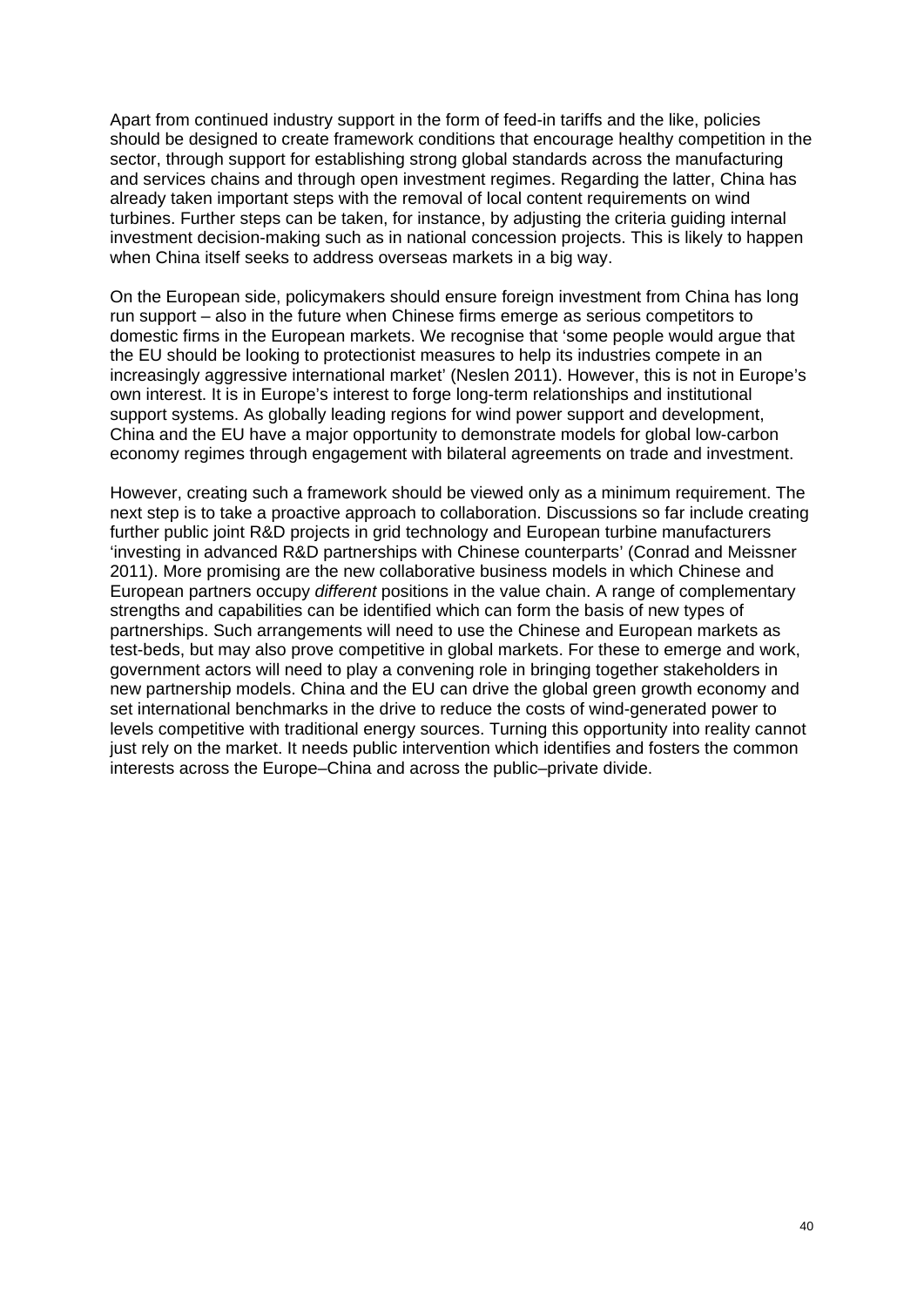Apart from continued industry support in the form of feed-in tariffs and the like, policies should be designed to create framework conditions that encourage healthy competition in the sector, through support for establishing strong global standards across the manufacturing and services chains and through open investment regimes. Regarding the latter, China has already taken important steps with the removal of local content requirements on wind turbines. Further steps can be taken, for instance, by adjusting the criteria guiding internal investment decision-making such as in national concession projects. This is likely to happen when China itself seeks to address overseas markets in a big way.

On the European side, policymakers should ensure foreign investment from China has long run support – also in the future when Chinese firms emerge as serious competitors to domestic firms in the European markets. We recognise that 'some people would argue that the EU should be looking to protectionist measures to help its industries compete in an increasingly aggressive international market' (Neslen 2011). However, this is not in Europe's own interest. It is in Europe's interest to forge long-term relationships and institutional support systems. As globally leading regions for wind power support and development, China and the EU have a major opportunity to demonstrate models for global low-carbon economy regimes through engagement with bilateral agreements on trade and investment.

However, creating such a framework should be viewed only as a minimum requirement. The next step is to take a proactive approach to collaboration. Discussions so far include creating further public joint R&D projects in grid technology and European turbine manufacturers 'investing in advanced R&D partnerships with Chinese counterparts' (Conrad and Meissner 2011). More promising are the new collaborative business models in which Chinese and European partners occupy *different* positions in the value chain. A range of complementary strengths and capabilities can be identified which can form the basis of new types of partnerships. Such arrangements will need to use the Chinese and European markets as test-beds, but may also prove competitive in global markets. For these to emerge and work, government actors will need to play a convening role in bringing together stakeholders in new partnership models. China and the EU can drive the global green growth economy and set international benchmarks in the drive to reduce the costs of wind-generated power to levels competitive with traditional energy sources. Turning this opportunity into reality cannot just rely on the market. It needs public intervention which identifies and fosters the common interests across the Europe–China and across the public–private divide.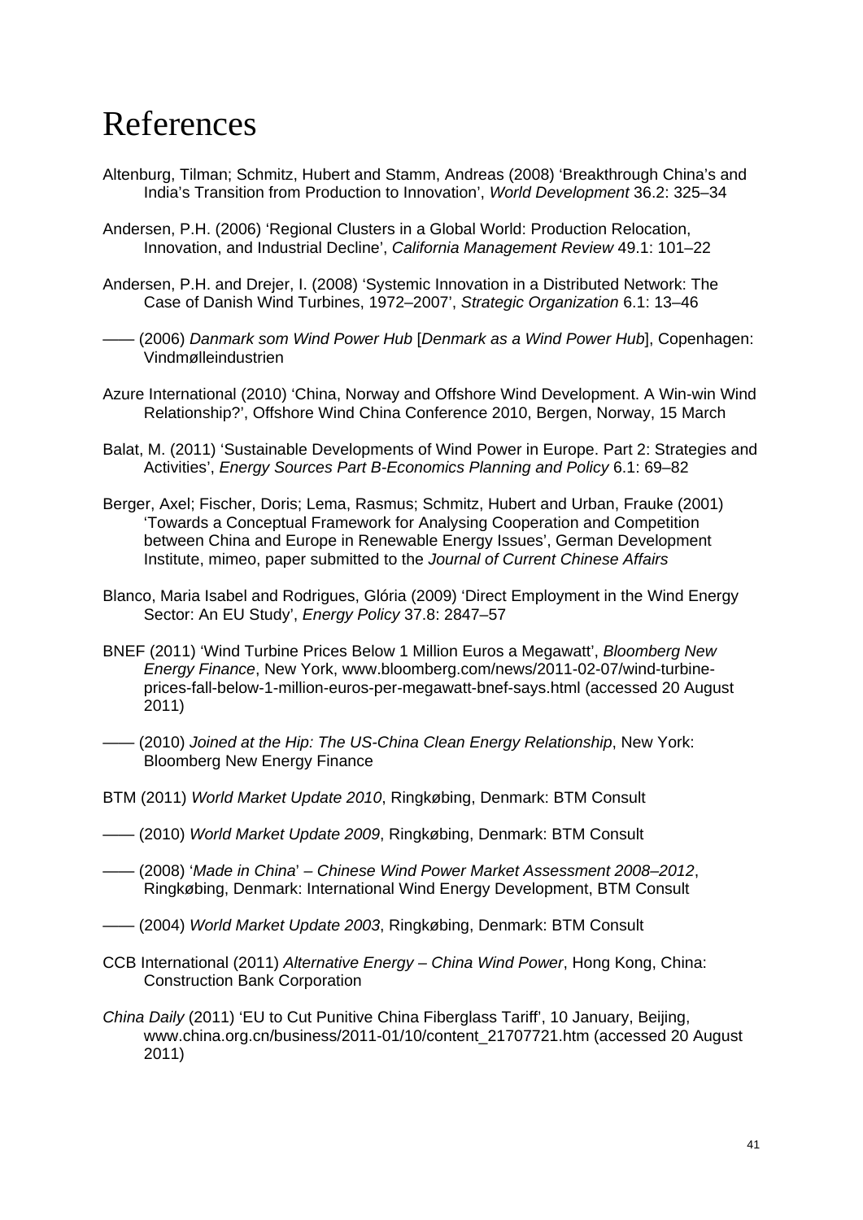# References

Altenburg, Tilman; Schmitz, Hubert and Stamm, Andreas (2008) 'Breakthrough China's and India's Transition from Production to Innovation', *World Development* 36.2: 325–34

Andersen, P.H. (2006) 'Regional Clusters in a Global World: Production Relocation, Innovation, and Industrial Decline', *California Management Review* 49.1: 101–22

Andersen, P.H. and Drejer, I. (2008) 'Systemic Innovation in a Distributed Network: The Case of Danish Wind Turbines, 1972–2007', *Strategic Organization* 6.1: 13–46

—— (2006) *Danmark som Wind Power Hub* [*Denmark as a Wind Power Hub*], Copenhagen: Vindmølleindustrien

Azure International (2010) 'China, Norway and Offshore Wind Development. A Win-win Wind Relationship?', Offshore Wind China Conference 2010, Bergen, Norway, 15 March

Balat, M. (2011) 'Sustainable Developments of Wind Power in Europe. Part 2: Strategies and Activities', *Energy Sources Part B-Economics Planning and Policy* 6.1: 69–82

Berger, Axel; Fischer, Doris; Lema, Rasmus; Schmitz, Hubert and Urban, Frauke (2001) 'Towards a Conceptual Framework for Analysing Cooperation and Competition between China and Europe in Renewable Energy Issues', German Development Institute, mimeo, paper submitted to the *Journal of Current Chinese Affairs*

Blanco, Maria Isabel and Rodrigues, Glória (2009) 'Direct Employment in the Wind Energy Sector: An EU Study', *Energy Policy* 37.8: 2847–57

BNEF (2011) 'Wind Turbine Prices Below 1 Million Euros a Megawatt', *Bloomberg New Energy Finance*, New York, www.bloomberg.com/news/2011-02-07/wind-turbine-prices-fall-below-1-million-euros-per-megawatt-bnef-says.html (accessed 20 August 2011)

—— (2010) *Joined at the Hip: The US-China Clean Energy Relationship*, New York: Bloomberg New Energy Finance

BTM (2011) *World Market Update 2010*, Ringkøbing, Denmark: BTM Consult

—— (2010) *World Market Update 2009*, Ringkøbing, Denmark: BTM Consult

—— (2008) '*Made in China*' *– Chinese Wind Power Market Assessment 2008–2012*, Ringkøbing, Denmark: International Wind Energy Development, BTM Consult

—— (2004) *World Market Update 2003*, Ringkøbing, Denmark: BTM Consult

CCB International (2011) *Alternative Energy – China Wind Power*, Hong Kong, China: Construction Bank Corporation

*China Daily* (2011) 'EU to Cut Punitive China Fiberglass Tariff', 10 January, Beijing, www.china.org.cn/business/2011-01/10/content_21707721.htm (accessed 20 August 2011)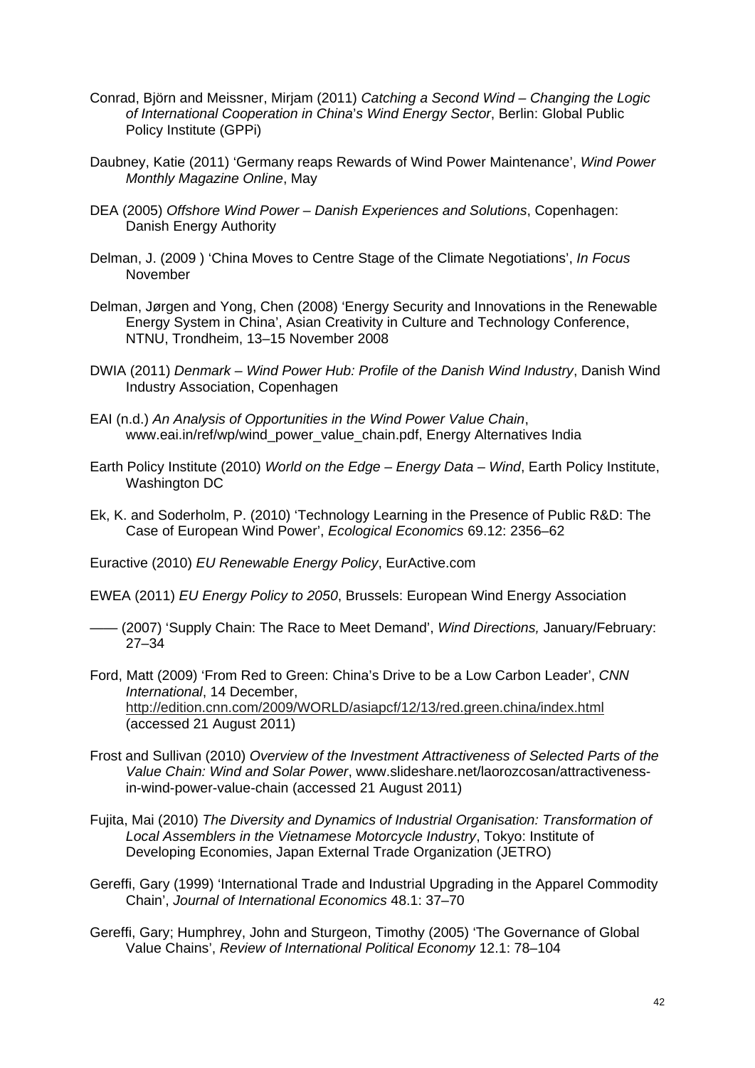Conrad, Björn and Meissner, Mirjam (2011) *Catching a Second Wind – Changing the Logic of International Cooperation in China's Wind Energy Sector*, Berlin: Global Public Policy Institute (GPPi)

Daubney, Katie (2011) 'Germany reaps Rewards of Wind Power Maintenance', *Wind Power Monthly Magazine Online*, May

DEA (2005) *Offshore Wind Power – Danish Experiences and Solutions*, Copenhagen: Danish Energy Authority

Delman, J. (2009 ) 'China Moves to Centre Stage of the Climate Negotiations', *In Focus* November

Delman, Jørgen and Yong, Chen (2008) 'Energy Security and Innovations in the Renewable Energy System in China', Asian Creativity in Culture and Technology Conference, NTNU, Trondheim, 13–15 November 2008

DWIA (2011) *Denmark – Wind Power Hub: Profile of the Danish Wind Industry*, Danish Wind Industry Association, Copenhagen

EAI (n.d.) *An Analysis of Opportunities in the Wind Power Value Chain*, www.eai.in/ref/wp/wind_power_value_chain.pdf, Energy Alternatives India

Earth Policy Institute (2010) *World on the Edge – Energy Data – Wind*, Earth Policy Institute, Washington DC

Ek, K. and Soderholm, P. (2010) 'Technology Learning in the Presence of Public R&D: The Case of European Wind Power', *Ecological Economics* 69.12: 2356–62

Euractive (2010) *EU Renewable Energy Policy*, EurActive.com

EWEA (2011) *EU Energy Policy to 2050*, Brussels: European Wind Energy Association

—— (2007) 'Supply Chain: The Race to Meet Demand', *Wind Directions,* January/February: 27–34

Ford, Matt (2009) 'From Red to Green: China's Drive to be a Low Carbon Leader', *CNN International*, 14 December, http://edition.cnn.com/2009/WORLD/asiapcf/12/13/red.green.china/index.html (accessed 21 August 2011)

Frost and Sullivan (2010) *Overview of the Investment Attractiveness of Selected Parts of the Value Chain: Wind and Solar Power*, www.slideshare.net/laorozcosan/attractiveness-in-wind-power-value-chain (accessed 21 August 2011)

Fujita, Mai (2010) *The Diversity and Dynamics of Industrial Organisation: Transformation of Local Assemblers in the Vietnamese Motorcycle Industry*, Tokyo: Institute of Developing Economies, Japan External Trade Organization (JETRO)

Gereffi, Gary (1999) 'International Trade and Industrial Upgrading in the Apparel Commodity Chain', *Journal of International Economics* 48.1: 37–70

Gereffi, Gary; Humphrey, John and Sturgeon, Timothy (2005) 'The Governance of Global Value Chains', *Review of International Political Economy* 12.1: 78–104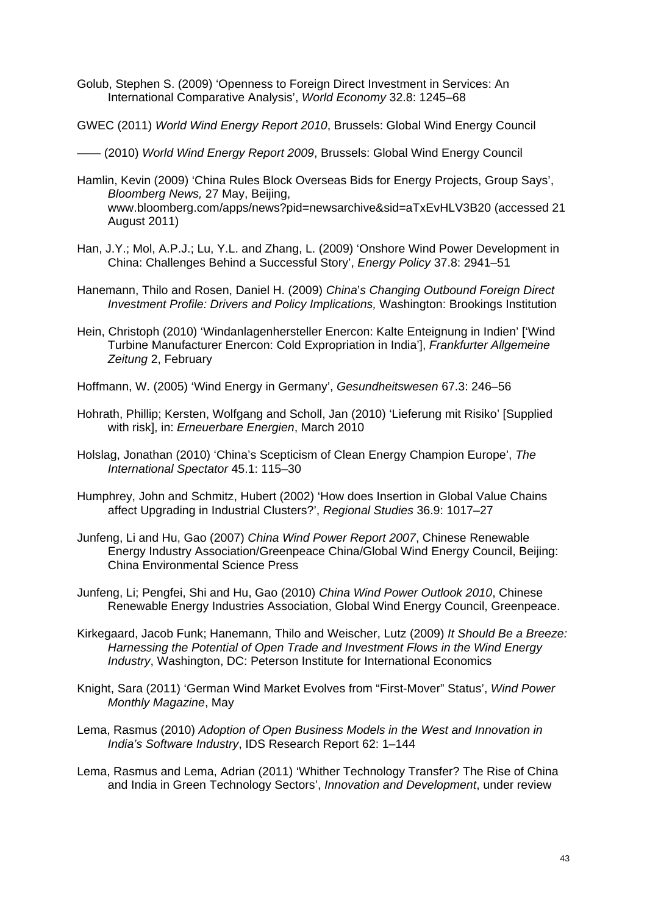Golub, Stephen S. (2009) 'Openness to Foreign Direct Investment in Services: An International Comparative Analysis', *World Economy* 32.8: 1245–68

GWEC (2011) *World Wind Energy Report 2010*, Brussels: Global Wind Energy Council

—— (2010) *World Wind Energy Report 2009*, Brussels: Global Wind Energy Council

Hamlin, Kevin (2009) 'China Rules Block Overseas Bids for Energy Projects, Group Says', *Bloomberg News,* 27 May, Beijing, www.bloomberg.com/apps/news?pid=newsarchive&sid=aTxEvHLV3B20 (accessed 21 August 2011)

Han, J.Y.; Mol, A.P.J.; Lu, Y.L. and Zhang, L. (2009) 'Onshore Wind Power Development in China: Challenges Behind a Successful Story', *Energy Policy* 37.8: 2941–51

Hanemann, Thilo and Rosen, Daniel H. (2009) *China's Changing Outbound Foreign Direct Investment Profile: Drivers and Policy Implications,* Washington: Brookings Institution

Hein, Christoph (2010) 'Windanlagenhersteller Enercon: Kalte Enteignung in Indien' ['Wind Turbine Manufacturer Enercon: Cold Expropriation in India'], *Frankfurter Allgemeine Zeitung* 2, February

Hoffmann, W. (2005) 'Wind Energy in Germany', *Gesundheitswesen* 67.3: 246–56

Hohrath, Phillip; Kersten, Wolfgang and Scholl, Jan (2010) 'Lieferung mit Risiko' [Supplied with risk], in: *Erneuerbare Energien*, March 2010

Holslag, Jonathan (2010) 'China's Scepticism of Clean Energy Champion Europe', *The International Spectator* 45.1: 115–30

Humphrey, John and Schmitz, Hubert (2002) 'How does Insertion in Global Value Chains affect Upgrading in Industrial Clusters?', *Regional Studies* 36.9: 1017–27

Junfeng, Li and Hu, Gao (2007) *China Wind Power Report 2007*, Chinese Renewable Energy Industry Association/Greenpeace China/Global Wind Energy Council, Beijing: China Environmental Science Press

Junfeng, Li; Pengfei, Shi and Hu, Gao (2010) *China Wind Power Outlook 2010*, Chinese Renewable Energy Industries Association, Global Wind Energy Council, Greenpeace.

Kirkegaard, Jacob Funk; Hanemann, Thilo and Weischer, Lutz (2009) *It Should Be a Breeze: Harnessing the Potential of Open Trade and Investment Flows in the Wind Energy Industry*, Washington, DC: Peterson Institute for International Economics

Knight, Sara (2011) 'German Wind Market Evolves from "First-Mover" Status', *Wind Power Monthly Magazine*, May

Lema, Rasmus (2010) *Adoption of Open Business Models in the West and Innovation in India's Software Industry*, IDS Research Report 62: 1–144

Lema, Rasmus and Lema, Adrian (2011) 'Whither Technology Transfer? The Rise of China and India in Green Technology Sectors', *Innovation and Development*, under review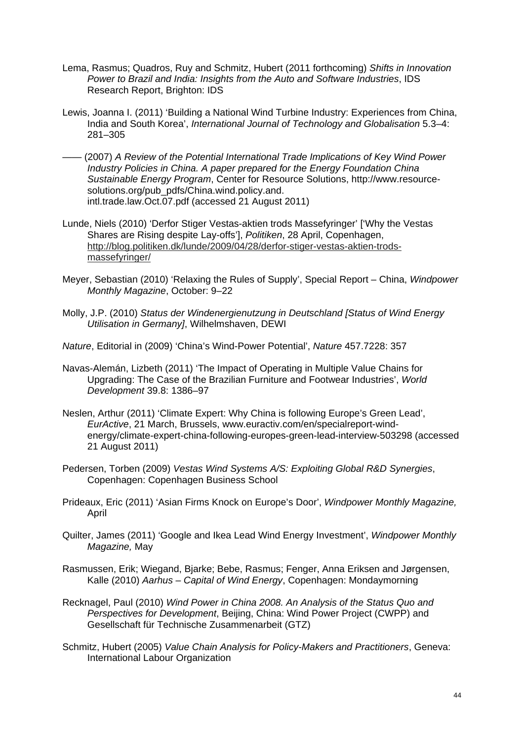Lema, Rasmus; Quadros, Ruy and Schmitz, Hubert (2011 forthcoming) *Shifts in Innovation Power to Brazil and India: Insights from the Auto and Software Industries*, IDS Research Report, Brighton: IDS

Lewis, Joanna I. (2011) 'Building a National Wind Turbine Industry: Experiences from China, India and South Korea', *International Journal of Technology and Globalisation* 5.3–4: 281–305

—— (2007) *A Review of the Potential International Trade Implications of Key Wind Power Industry Policies in China. A paper prepared for the Energy Foundation China Sustainable Energy Program*, Center for Resource Solutions, http://www.resource-solutions.org/pub_pdfs/China.wind.policy.and. intl.trade.law.Oct.07.pdf (accessed 21 August 2011)

Lunde, Niels (2010) 'Derfor Stiger Vestas-aktien trods Massefyringer' ['Why the Vestas Shares are Rising despite Lay-offs'], *Politiken*, 28 April, Copenhagen, http://blog.politiken.dk/lunde/2009/04/28/derfor-stiger-vestas-aktien-trods-massefyringer/

Meyer, Sebastian (2010) 'Relaxing the Rules of Supply', Special Report – China, *Windpower Monthly Magazine*, October: 9–22

Molly, J.P. (2010) *Status der Windenergienutzung in Deutschland [Status of Wind Energy Utilisation in Germany]*, Wilhelmshaven, DEWI

*Nature*, Editorial in (2009) 'China's Wind-Power Potential', *Nature* 457.7228: 357

Navas-Alemán, Lizbeth (2011) 'The Impact of Operating in Multiple Value Chains for Upgrading: The Case of the Brazilian Furniture and Footwear Industries', *World Development* 39.8: 1386–97

Neslen, Arthur (2011) 'Climate Expert: Why China is following Europe's Green Lead', *EurActive*, 21 March, Brussels, www.euractiv.com/en/specialreport-wind-energy/climate-expert-china-following-europes-green-lead-interview-503298 (accessed 21 August 2011)

Pedersen, Torben (2009) *Vestas Wind Systems A/S: Exploiting Global R&D Synergies*, Copenhagen: Copenhagen Business School

Prideaux, Eric (2011) 'Asian Firms Knock on Europe's Door', *Windpower Monthly Magazine,* April

Quilter, James (2011) 'Google and Ikea Lead Wind Energy Investment', *Windpower Monthly Magazine,* May

Rasmussen, Erik; Wiegand, Bjarke; Bebe, Rasmus; Fenger, Anna Eriksen and Jørgensen, Kalle (2010) *Aarhus – Capital of Wind Energy*, Copenhagen: Mondaymorning

Recknagel, Paul (2010) *Wind Power in China 2008. An Analysis of the Status Quo and Perspectives for Development*, Beijing, China: Wind Power Project (CWPP) and Gesellschaft für Technische Zusammenarbeit (GTZ)

Schmitz, Hubert (2005) *Value Chain Analysis for Policy-Makers and Practitioners*, Geneva: International Labour Organization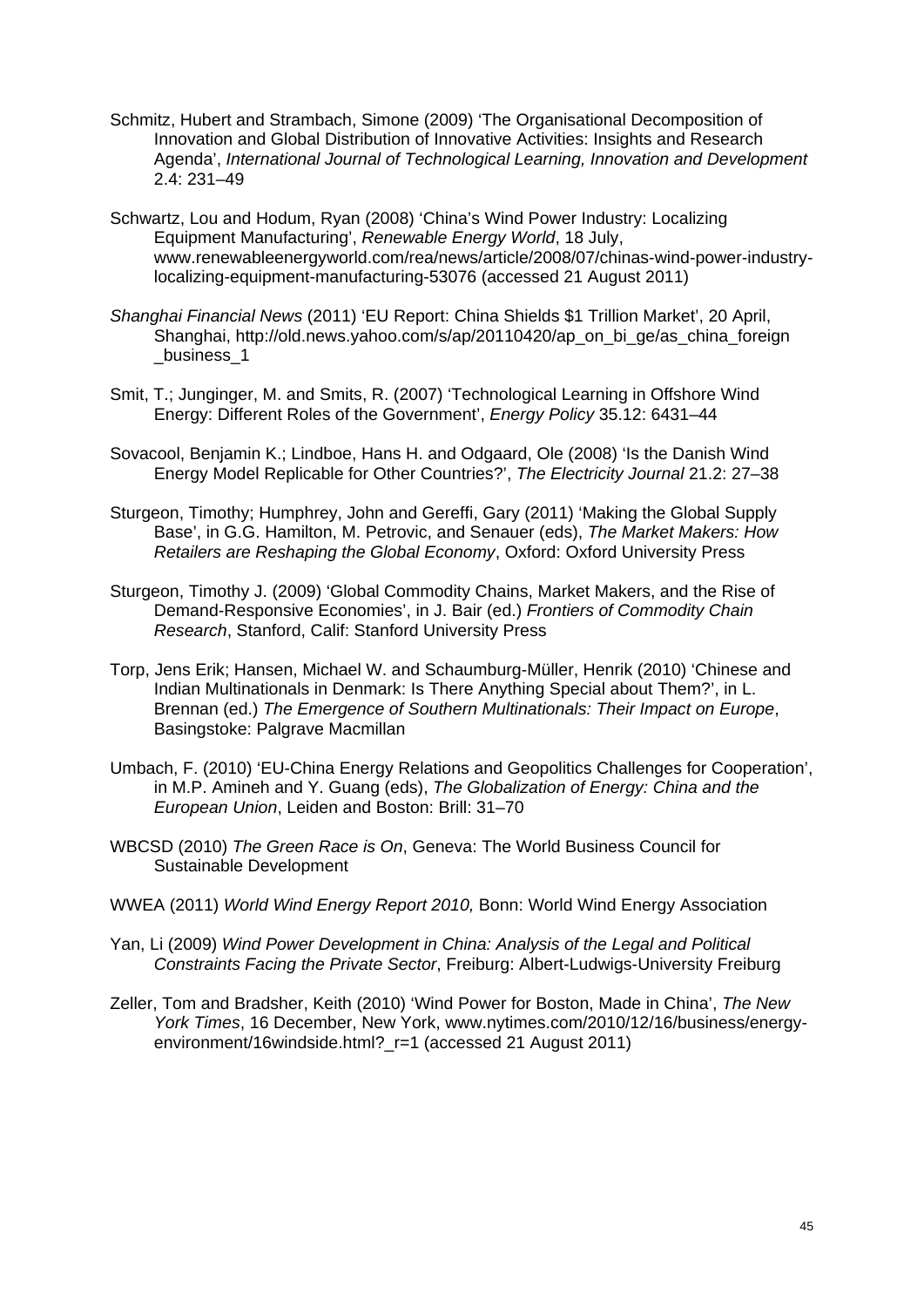Schmitz, Hubert and Strambach, Simone (2009) 'The Organisational Decomposition of Innovation and Global Distribution of Innovative Activities: Insights and Research Agenda', *International Journal of Technological Learning, Innovation and Development* 2.4: 231–49

Schwartz, Lou and Hodum, Ryan (2008) 'China's Wind Power Industry: Localizing Equipment Manufacturing', *Renewable Energy World*, 18 July, www.renewableenergyworld.com/rea/news/article/2008/07/chinas-wind-power-industry-localizing-equipment-manufacturing-53076 (accessed 21 August 2011)

*Shanghai Financial News* (2011) 'EU Report: China Shields $1 Trillion Market', 20 April, Shanghai, http://old.news.yahoo.com/s/ap/20110420/ap_on_bi_ge/as_china_foreign_business_1

Smit, T.; Junginger, M. and Smits, R. (2007) 'Technological Learning in Offshore Wind Energy: Different Roles of the Government', *Energy Policy* 35.12: 6431–44

Sovacool, Benjamin K.; Lindboe, Hans H. and Odgaard, Ole (2008) 'Is the Danish Wind Energy Model Replicable for Other Countries?', *The Electricity Journal* 21.2: 27–38

Sturgeon, Timothy; Humphrey, John and Gereffi, Gary (2011) 'Making the Global Supply Base', in G.G. Hamilton, M. Petrovic, and Senauer (eds), *The Market Makers: How Retailers are Reshaping the Global Economy*, Oxford: Oxford University Press

Sturgeon, Timothy J. (2009) 'Global Commodity Chains, Market Makers, and the Rise of Demand-Responsive Economies', in J. Bair (ed.) *Frontiers of Commodity Chain Research*, Stanford, Calif: Stanford University Press

Torp, Jens Erik; Hansen, Michael W. and Schaumburg-Müller, Henrik (2010) 'Chinese and Indian Multinationals in Denmark: Is There Anything Special about Them?', in L. Brennan (ed.) *The Emergence of Southern Multinationals: Their Impact on Europe*, Basingstoke: Palgrave Macmillan

Umbach, F. (2010) 'EU-China Energy Relations and Geopolitics Challenges for Cooperation', in M.P. Amineh and Y. Guang (eds), *The Globalization of Energy: China and the European Union*, Leiden and Boston: Brill: 31–70

WBCSD (2010) *The Green Race is On*, Geneva: The World Business Council for Sustainable Development

WWEA (2011) *World Wind Energy Report 2010,* Bonn: World Wind Energy Association

Yan, Li (2009) *Wind Power Development in China: Analysis of the Legal and Political Constraints Facing the Private Sector*, Freiburg: Albert-Ludwigs-University Freiburg

Zeller, Tom and Bradsher, Keith (2010) 'Wind Power for Boston, Made in China', *The New York Times*, 16 December, New York, www.nytimes.com/2010/12/16/business/energy-environment/16windside.html?_r=1 (accessed 21 August 2011)